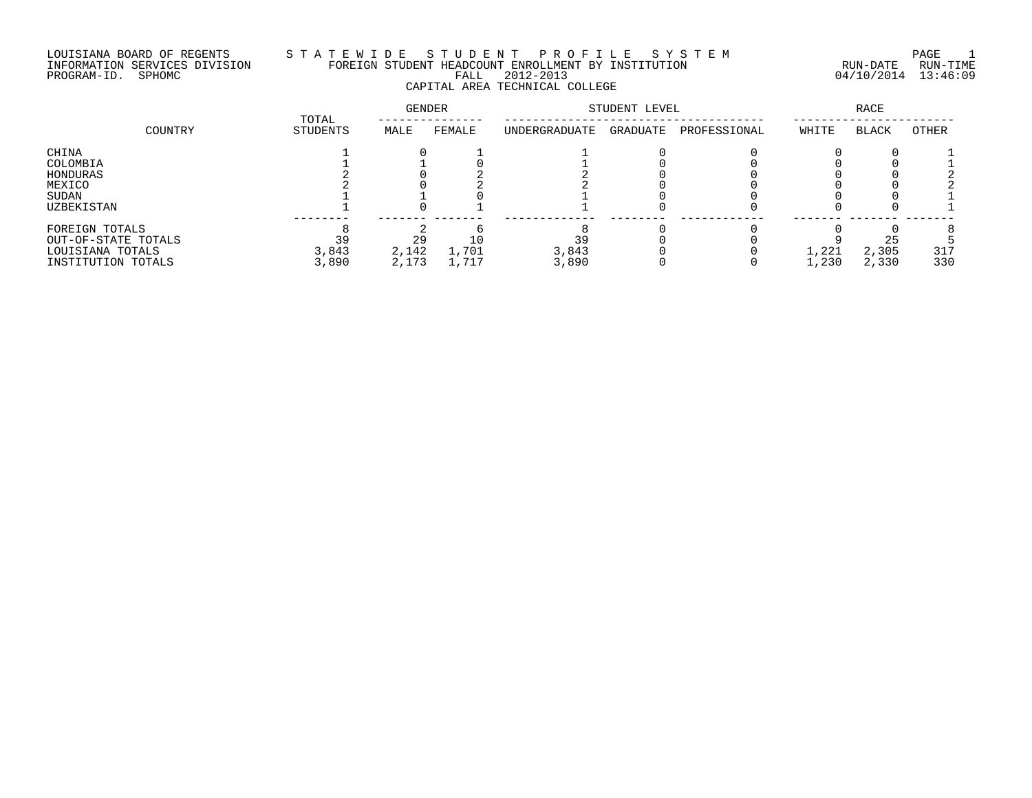LOUISIANA BOARD OF REGENTS
INFORMATION SERVICES DIVISION
PROGRAM-ID. SPHOMC

STATEWIDE STUDENT PROFILE SYSTEM
FOREIGN STUDENT HEADCOUNT ENROLLMENT BY INSTITUTION
FALL 2012-2013
CAPITAL AREA TECHNICAL COLLEGE

RUN-DATE 04/10/2014 RUN-TIME 13:46:09

| COUNTRY | TOTAL STUDENTS | GENDER | | STUDENT LEVEL | | | RACE | | |
|---|---|---|---|---|---|---|---|---|---|
| | | MALE | FEMALE | UNDERGRADUATE | GRADUATE | PROFESSIONAL | WHITE | BLACK | OTHER |
| CHINA | 1 | 0 | 1 | 1 | 0 | 0 | 0 | 0 | 1 |
| COLOMBIA | 1 | 1 | 0 | 1 | 0 | 0 | 0 | 0 | 1 |
| HONDURAS | 2 | 0 | 2 | 2 | 0 | 0 | 0 | 0 | 2 |
| MEXICO | 2 | 0 | 2 | 2 | 0 | 0 | 0 | 0 | 2 |
| SUDAN | 1 | 1 | 0 | 1 | 0 | 0 | 0 | 0 | 1 |
| UZBEKISTAN | 1 | 0 | 1 | 1 | 0 | 0 | 0 | 0 | 1 |
| FOREIGN TOTALS | 8 | 2 | 6 | 8 | 0 | 0 | 0 | 0 | 8 |
| OUT-OF-STATE TOTALS | 39 | 29 | 10 | 39 | 0 | 0 | 9 | 25 | 5 |
| LOUISIANA TOTALS | 3,843 | 2,142 | 1,701 | 3,843 | 0 | 0 | 1,221 | 2,305 | 317 |
| INSTITUTION TOTALS | 3,890 | 2,173 | 1,717 | 3,890 | 0 | 0 | 1,230 | 2,330 | 330 |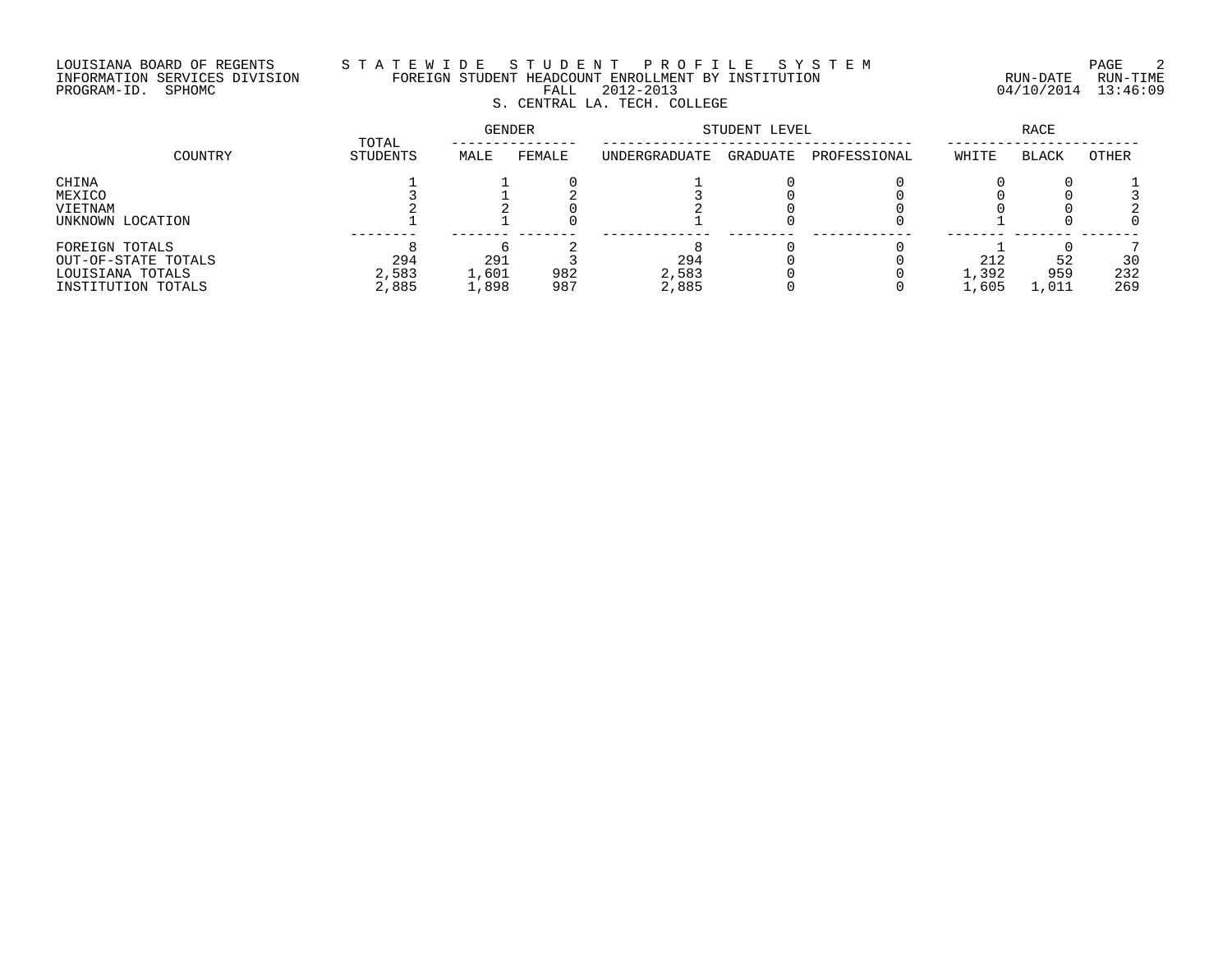LOUISIANA BOARD OF REGENTS
INFORMATION SERVICES DIVISION
PROGRAM-ID. SPHOMC

S T A T E W I D E   S T U D E N T   P R O F I L E   S Y S T E M
FOREIGN STUDENT HEADCOUNT ENROLLMENT BY INSTITUTION
FALL 2012-2013
S. CENTRAL LA. TECH. COLLEGE

RUN-DATE 04/10/2014 RUN-TIME 13:46:09

| COUNTRY | TOTAL STUDENTS | GENDER | | STUDENT LEVEL | | | RACE | | |
|---|---|---|---|---|---|---|---|---|---|
| | | MALE | FEMALE | UNDERGRADUATE | GRADUATE | PROFESSIONAL | WHITE | BLACK | OTHER |
| CHINA | 1 | 1 | 0 | 1 | 0 | 0 | 0 | 0 | 1 |
| MEXICO | 3 | 1 | 2 | 3 | 0 | 0 | 0 | 0 | 3 |
| VIETNAM | 2 | 2 | 0 | 2 | 0 | 0 | 0 | 0 | 2 |
| UNKNOWN LOCATION | 1 | 1 | 0 | 1 | 0 | 0 | 1 | 0 | 0 |
| FOREIGN TOTALS | 8 | 6 | 2 | 8 | 0 | 0 | 1 | 0 | 7 |
| OUT-OF-STATE TOTALS | 294 | 291 | 3 | 294 | 0 | 0 | 212 | 52 | 30 |
| LOUISIANA TOTALS | 2,583 | 1,601 | 982 | 2,583 | 0 | 0 | 1,392 | 959 | 232 |
| INSTITUTION TOTALS | 2,885 | 1,898 | 987 | 2,885 | 0 | 0 | 1,605 | 1,011 | 269 |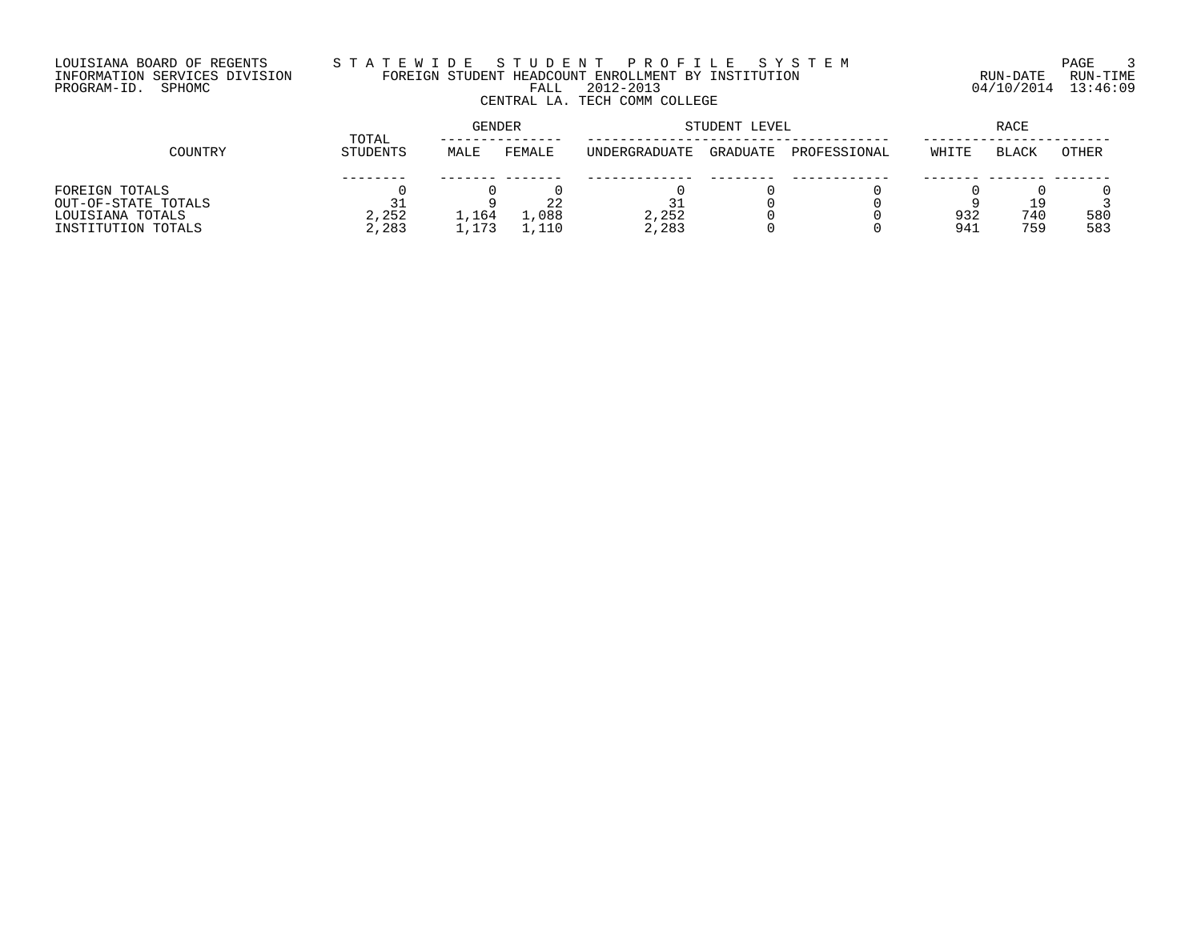LOUISIANA BOARD OF REGENTS
INFORMATION SERVICES DIVISION
PROGRAM-ID. SPHOMC

S T A T E W I D E   S T U D E N T   P R O F I L E   S Y S T E M
FOREIGN STUDENT HEADCOUNT ENROLLMENT BY INSTITUTION
FALL 2012-2013
CENTRAL LA. TECH COMM COLLEGE

RUN-DATE 04/10/2014 RUN-TIME 13:46:09

| COUNTRY | TOTAL STUDENTS | GENDER | | STUDENT LEVEL | | | RACE | | |
|---|---|---|---|---|---|---|---|---|---|
| | | MALE | FEMALE | UNDERGRADUATE | GRADUATE | PROFESSIONAL | WHITE | BLACK | OTHER |
| FOREIGN TOTALS | 0 | 0 | 0 | 0 | 0 | 0 | 0 | 0 | 0 |
| OUT-OF-STATE TOTALS | 31 | 9 | 22 | 31 | 0 | 0 | 9 | 19 | 3 |
| LOUISIANA TOTALS | 2,252 | 1,164 | 1,088 | 2,252 | 0 | 0 | 932 | 740 | 580 |
| INSTITUTION TOTALS | 2,283 | 1,173 | 1,110 | 2,283 | 0 | 0 | 941 | 759 | 583 |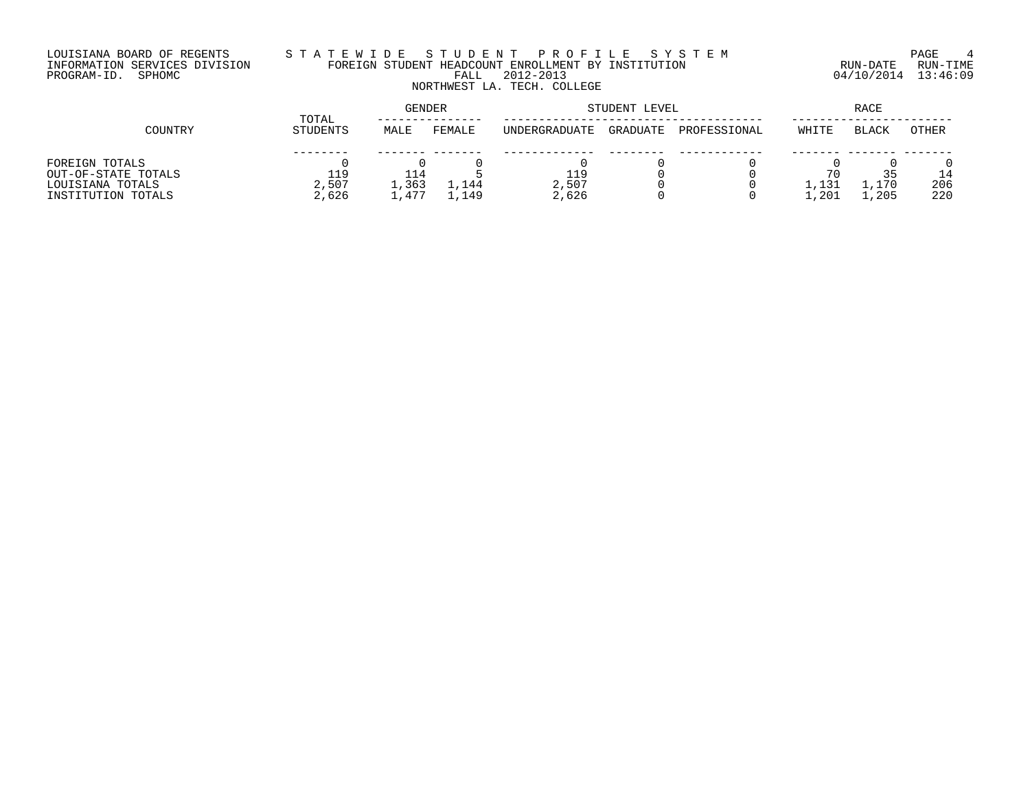LOUISIANA BOARD OF REGENTS
INFORMATION SERVICES DIVISION
PROGRAM-ID. SPHOMC

# STATEWIDE STUDENT PROFILE SYSTEM

FOREIGN STUDENT HEADCOUNT ENROLLMENT BY INSTITUTION
FALL 2012-2013
NORTHWEST LA. TECH. COLLEGE

RUN-DATE 04/10/2014 RUN-TIME 13:46:09

| COUNTRY | TOTAL STUDENTS | GENDER | | STUDENT LEVEL | | | RACE | | |
|---|---|---|---|---|---|---|---|---|---|
| | | MALE | FEMALE | UNDERGRADUATE | GRADUATE | PROFESSIONAL | WHITE | BLACK | OTHER |
| FOREIGN TOTALS | 0 | 0 | 0 | 0 | 0 | 0 | 0 | 0 | 0 |
| OUT-OF-STATE TOTALS | 119 | 114 | 5 | 119 | 0 | 0 | 70 | 35 | 14 |
| LOUISIANA TOTALS | 2,507 | 1,363 | 1,144 | 2,507 | 0 | 0 | 1,131 | 1,170 | 206 |
| INSTITUTION TOTALS | 2,626 | 1,477 | 1,149 | 2,626 | 0 | 0 | 1,201 | 1,205 | 220 |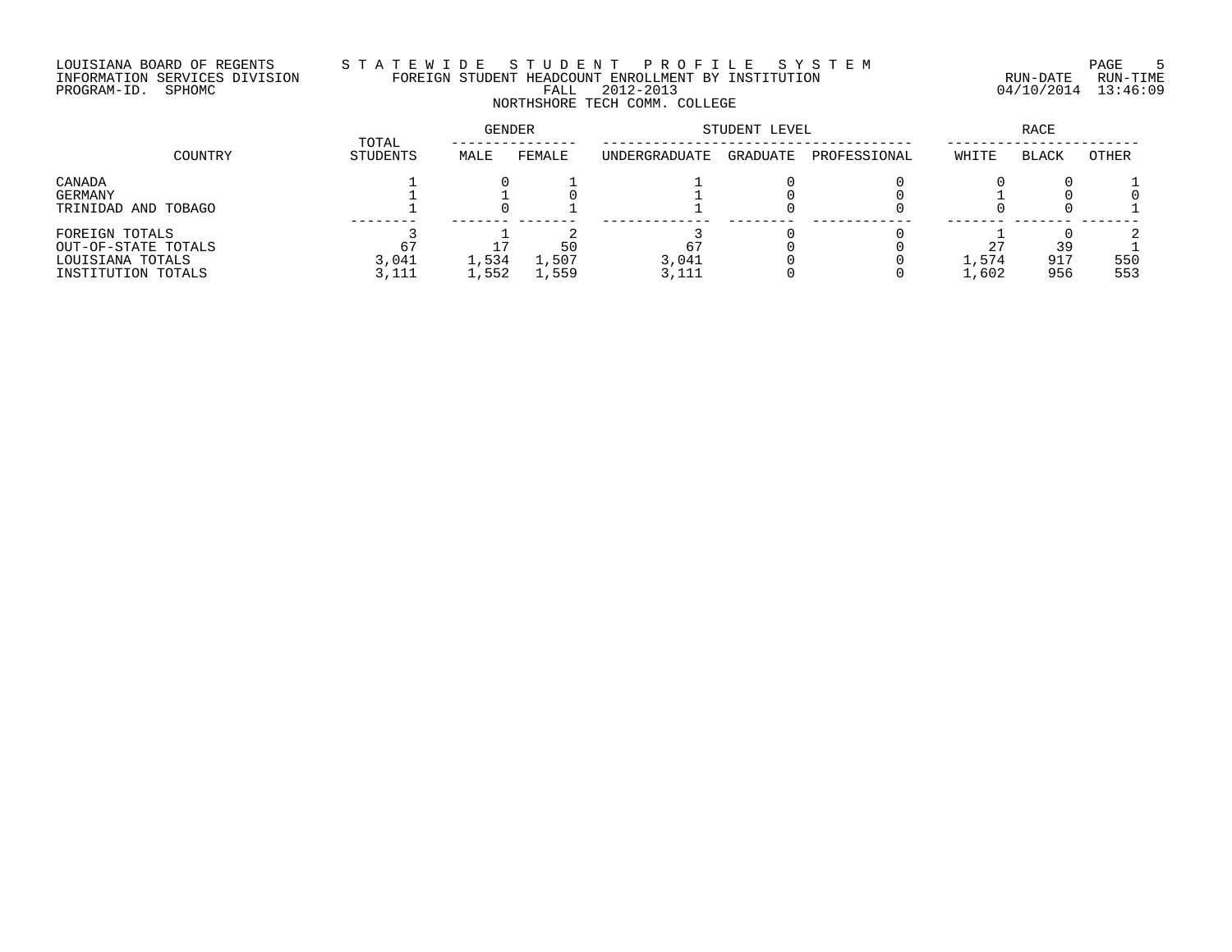LOUISIANA BOARD OF REGENTS
INFORMATION SERVICES DIVISION
PROGRAM-ID. SPHOMC

# STATEWIDE STUDENT PROFILE SYSTEM

## FOREIGN STUDENT HEADCOUNT ENROLLMENT BY INSTITUTION

FALL 2012-2013

NORTHSHORE TECH COMM. COLLEGE

RUN-DATE 04/10/2014 RUN-TIME 13:46:09

| COUNTRY | TOTAL STUDENTS | GENDER | | STUDENT LEVEL | | | RACE | | |
|---|---|---|---|---|---|---|---|---|---|
| | | MALE | FEMALE | UNDERGRADUATE | GRADUATE | PROFESSIONAL | WHITE | BLACK | OTHER |
| CANADA | 1 | 0 | 1 | 1 | 0 | 0 | 0 | 0 | 1 |
| GERMANY | 1 | 1 | 0 | 1 | 0 | 0 | 1 | 0 | 0 |
| TRINIDAD AND TOBAGO | 1 | 0 | 1 | 1 | 0 | 0 | 0 | 0 | 1 |
| FOREIGN TOTALS | 3 | 1 | 2 | 3 | 0 | 0 | 1 | 0 | 2 |
| OUT-OF-STATE TOTALS | 67 | 17 | 50 | 67 | 0 | 0 | 27 | 39 | 1 |
| LOUISIANA TOTALS | 3,041 | 1,534 | 1,507 | 3,041 | 0 | 0 | 1,574 | 917 | 550 |
| INSTITUTION TOTALS | 3,111 | 1,552 | 1,559 | 3,111 | 0 | 0 | 1,602 | 956 | 553 |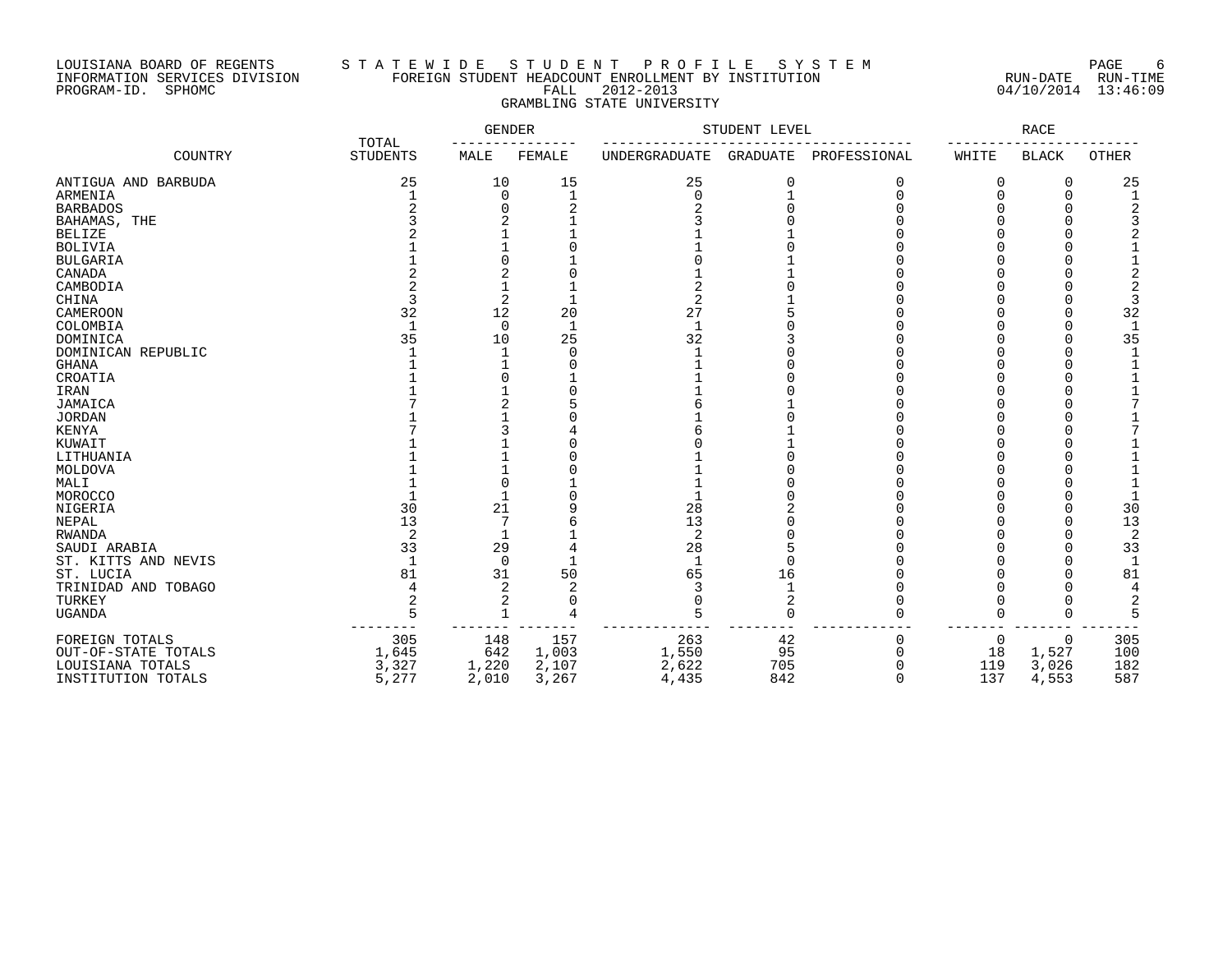LOUISIANA BOARD OF REGENTS
INFORMATION SERVICES DIVISION
PROGRAM-ID. SPHOMC

# S T A T E W I D E   S T U D E N T   P R O F I L E   S Y S T E M
## FOREIGN STUDENT HEADCOUNT ENROLLMENT BY INSTITUTION
## FALL 2012-2013
## GRAMBLING STATE UNIVERSITY

RUN-DATE 04/10/2014 RUN-TIME 13:46:09

| COUNTRY | TOTAL STUDENTS | GENDER | | STUDENT LEVEL | | | RACE | | |
|---|---|---|---|---|---|---|---|---|---|
| | | MALE | FEMALE | UNDERGRADUATE | GRADUATE | PROFESSIONAL | WHITE | BLACK | OTHER |
| ANTIGUA AND BARBUDA | 25 | 10 | 15 | 25 | 0 | 0 | 0 | 0 | 25 |
| ARMENIA | 1 | 0 | 1 | 0 | 1 | 0 | 0 | 0 | 1 |
| BARBADOS | 2 | 0 | 2 | 2 | 0 | 0 | 0 | 0 | 2 |
| BAHAMAS, THE | 3 | 2 | 1 | 3 | 0 | 0 | 0 | 0 | 3 |
| BELIZE | 2 | 1 | 1 | 1 | 1 | 0 | 0 | 0 | 2 |
| BOLIVIA | 1 | 1 | 0 | 1 | 0 | 0 | 0 | 0 | 1 |
| BULGARIA | 1 | 0 | 1 | 0 | 1 | 0 | 0 | 0 | 1 |
| CANADA | 2 | 2 | 0 | 1 | 1 | 0 | 0 | 0 | 2 |
| CAMBODIA | 2 | 1 | 1 | 2 | 0 | 0 | 0 | 0 | 2 |
| CHINA | 3 | 2 | 1 | 2 | 1 | 0 | 0 | 0 | 3 |
| CAMEROON | 32 | 12 | 20 | 27 | 5 | 0 | 0 | 0 | 32 |
| COLOMBIA | 1 | 0 | 1 | 1 | 0 | 0 | 0 | 0 | 1 |
| DOMINICA | 35 | 10 | 25 | 32 | 3 | 0 | 0 | 0 | 35 |
| DOMINICAN REPUBLIC | 1 | 1 | 0 | 1 | 0 | 0 | 0 | 0 | 1 |
| GHANA | 1 | 1 | 0 | 1 | 0 | 0 | 0 | 0 | 1 |
| CROATIA | 1 | 0 | 1 | 1 | 0 | 0 | 0 | 0 | 1 |
| IRAN | 1 | 1 | 0 | 1 | 0 | 0 | 0 | 0 | 1 |
| JAMAICA | 7 | 2 | 5 | 6 | 1 | 0 | 0 | 0 | 7 |
| JORDAN | 1 | 1 | 0 | 1 | 0 | 0 | 0 | 0 | 1 |
| KENYA | 7 | 3 | 4 | 6 | 1 | 0 | 0 | 0 | 7 |
| KUWAIT | 1 | 1 | 0 | 0 | 1 | 0 | 0 | 0 | 1 |
| LITHUANIA | 1 | 1 | 0 | 1 | 0 | 0 | 0 | 0 | 1 |
| MOLDOVA | 1 | 1 | 0 | 1 | 0 | 0 | 0 | 0 | 1 |
| MALI | 1 | 0 | 1 | 1 | 0 | 0 | 0 | 0 | 1 |
| MOROCCO | 1 | 1 | 0 | 1 | 0 | 0 | 0 | 0 | 1 |
| NIGERIA | 30 | 21 | 9 | 28 | 2 | 0 | 0 | 0 | 30 |
| NEPAL | 13 | 7 | 6 | 13 | 0 | 0 | 0 | 0 | 13 |
| RWANDA | 2 | 1 | 1 | 2 | 0 | 0 | 0 | 0 | 2 |
| SAUDI ARABIA | 33 | 29 | 4 | 28 | 5 | 0 | 0 | 0 | 33 |
| ST. KITTS AND NEVIS | 1 | 0 | 1 | 1 | 0 | 0 | 0 | 0 | 1 |
| ST. LUCIA | 81 | 31 | 50 | 65 | 16 | 0 | 0 | 0 | 81 |
| TRINIDAD AND TOBAGO | 4 | 2 | 2 | 3 | 1 | 0 | 0 | 0 | 4 |
| TURKEY | 2 | 2 | 0 | 0 | 2 | 0 | 0 | 0 | 2 |
| UGANDA | 5 | 1 | 4 | 5 | 0 | 0 | 0 | 0 | 5 |
| FOREIGN TOTALS | 305 | 148 | 157 | 263 | 42 | 0 | 0 | 0 | 305 |
| OUT-OF-STATE TOTALS | 1,645 | 642 | 1,003 | 1,550 | 95 | 0 | 18 | 1,527 | 100 |
| LOUISIANA TOTALS | 3,327 | 1,220 | 2,107 | 2,622 | 705 | 0 | 119 | 3,026 | 182 |
| INSTITUTION TOTALS | 5,277 | 2,010 | 3,267 | 4,435 | 842 | 0 | 137 | 4,553 | 587 |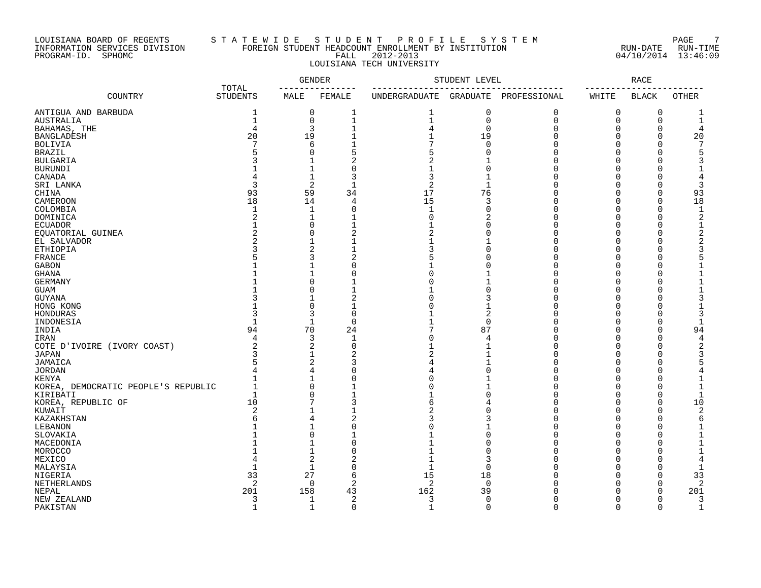LOUISIANA BOARD OF REGENTS — STATEWIDE STUDENT PROFILE SYSTEM
INFORMATION SERVICES DIVISION — FOREIGN STUDENT HEADCOUNT ENROLLMENT BY INSTITUTION — RUN-DATE 04/10/2014 RUN-TIME 13:46:09
PROGRAM-ID. SPHOMC — FALL 2012-2013

LOUISIANA TECH UNIVERSITY

| COUNTRY | TOTAL STUDENTS | GENDER | | STUDENT LEVEL | | | RACE | | |
|---|---|---|---|---|---|---|---|---|---|
| | | MALE | FEMALE | UNDERGRADUATE | GRADUATE | PROFESSIONAL | WHITE | BLACK | OTHER |
| ANTIGUA AND BARBUDA | 1 | 0 | 1 | 1 | 0 | 0 | 0 | 0 | 1 |
| AUSTRALIA | 1 | 0 | 1 | 1 | 0 | 0 | 0 | 0 | 1 |
| BAHAMAS, THE | 4 | 3 | 1 | 4 | 0 | 0 | 0 | 0 | 4 |
| BANGLADESH | 20 | 19 | 1 | 1 | 19 | 0 | 0 | 0 | 20 |
| BOLIVIA | 7 | 6 | 1 | 7 | 0 | 0 | 0 | 0 | 7 |
| BRAZIL | 5 | 0 | 5 | 5 | 0 | 0 | 0 | 0 | 5 |
| BULGARIA | 3 | 1 | 2 | 2 | 1 | 0 | 0 | 0 | 3 |
| BURUNDI | 1 | 1 | 0 | 1 | 0 | 0 | 0 | 0 | 1 |
| CANADA | 4 | 1 | 3 | 3 | 1 | 0 | 0 | 0 | 4 |
| SRI LANKA | 3 | 2 | 1 | 2 | 1 | 0 | 0 | 0 | 3 |
| CHINA | 93 | 59 | 34 | 17 | 76 | 0 | 0 | 0 | 93 |
| CAMEROON | 18 | 14 | 4 | 15 | 3 | 0 | 0 | 0 | 18 |
| COLOMBIA | 1 | 1 | 0 | 1 | 0 | 0 | 0 | 0 | 1 |
| DOMINICA | 2 | 1 | 1 | 0 | 2 | 0 | 0 | 0 | 2 |
| ECUADOR | 1 | 0 | 1 | 1 | 0 | 0 | 0 | 0 | 1 |
| EQUATORIAL GUINEA | 2 | 0 | 2 | 2 | 0 | 0 | 0 | 0 | 2 |
| EL SALVADOR | 2 | 1 | 1 | 1 | 1 | 0 | 0 | 0 | 2 |
| ETHIOPIA | 3 | 2 | 1 | 3 | 0 | 0 | 0 | 0 | 3 |
| FRANCE | 5 | 3 | 2 | 5 | 0 | 0 | 0 | 0 | 5 |
| GABON | 1 | 1 | 0 | 1 | 0 | 0 | 0 | 0 | 1 |
| GHANA | 1 | 1 | 0 | 0 | 1 | 0 | 0 | 0 | 1 |
| GERMANY | 1 | 0 | 1 | 0 | 1 | 0 | 0 | 0 | 1 |
| GUAM | 1 | 0 | 1 | 1 | 0 | 0 | 0 | 0 | 1 |
| GUYANA | 3 | 1 | 2 | 0 | 3 | 0 | 0 | 0 | 3 |
| HONG KONG | 1 | 0 | 1 | 0 | 1 | 0 | 0 | 0 | 1 |
| HONDURAS | 3 | 3 | 0 | 1 | 2 | 0 | 0 | 0 | 3 |
| INDONESIA | 1 | 1 | 0 | 1 | 0 | 0 | 0 | 0 | 1 |
| INDIA | 94 | 70 | 24 | 7 | 87 | 0 | 0 | 0 | 94 |
| IRAN | 4 | 3 | 1 | 0 | 4 | 0 | 0 | 0 | 4 |
| COTE D'IVOIRE (IVORY COAST) | 2 | 2 | 0 | 1 | 1 | 0 | 0 | 0 | 2 |
| JAPAN | 3 | 1 | 2 | 2 | 1 | 0 | 0 | 0 | 3 |
| JAMAICA | 5 | 2 | 3 | 4 | 1 | 0 | 0 | 0 | 5 |
| JORDAN | 4 | 4 | 0 | 4 | 0 | 0 | 0 | 0 | 4 |
| KENYA | 1 | 1 | 0 | 0 | 1 | 0 | 0 | 0 | 1 |
| KOREA, DEMOCRATIC PEOPLE'S REPUBLIC | 1 | 0 | 1 | 0 | 1 | 0 | 0 | 0 | 1 |
| KIRIBATI | 1 | 0 | 1 | 1 | 0 | 0 | 0 | 0 | 1 |
| KOREA, REPUBLIC OF | 10 | 7 | 3 | 6 | 4 | 0 | 0 | 0 | 10 |
| KUWAIT | 2 | 1 | 1 | 2 | 0 | 0 | 0 | 0 | 2 |
| KAZAKHSTAN | 6 | 4 | 2 | 3 | 3 | 0 | 0 | 0 | 6 |
| LEBANON | 1 | 1 | 0 | 0 | 1 | 0 | 0 | 0 | 1 |
| SLOVAKIA | 1 | 0 | 1 | 1 | 0 | 0 | 0 | 0 | 1 |
| MACEDONIA | 1 | 1 | 0 | 1 | 0 | 0 | 0 | 0 | 1 |
| MOROCCO | 1 | 1 | 0 | 1 | 0 | 0 | 0 | 0 | 1 |
| MEXICO | 4 | 2 | 2 | 1 | 3 | 0 | 0 | 0 | 4 |
| MALAYSIA | 1 | 1 | 0 | 1 | 0 | 0 | 0 | 0 | 1 |
| NIGERIA | 33 | 27 | 6 | 15 | 18 | 0 | 0 | 0 | 33 |
| NETHERLANDS | 2 | 0 | 2 | 2 | 0 | 0 | 0 | 0 | 2 |
| NEPAL | 201 | 158 | 43 | 162 | 39 | 0 | 0 | 0 | 201 |
| NEW ZEALAND | 3 | 1 | 2 | 3 | 0 | 0 | 0 | 0 | 3 |
| PAKISTAN | 1 | 1 | 0 | 1 | 0 | 0 | 0 | 0 | 1 |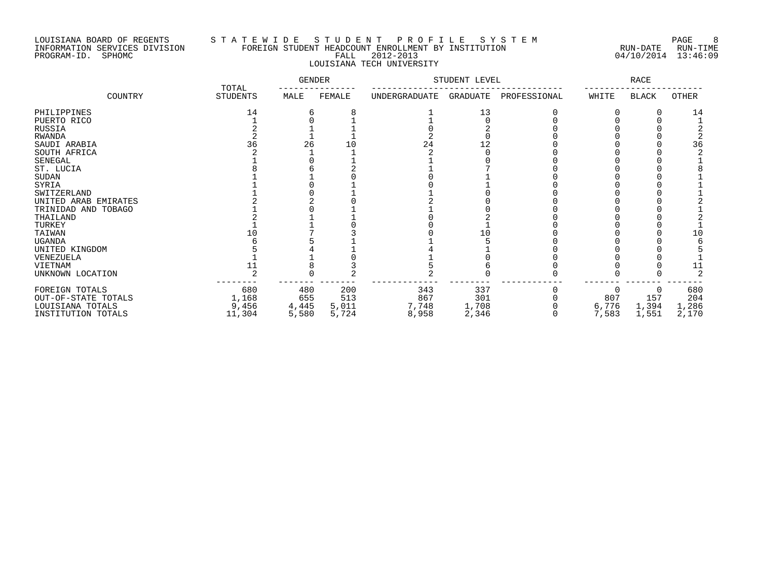LOUISIANA BOARD OF REGENTS
INFORMATION SERVICES DIVISION
PROGRAM-ID. SPHOMC

STATEWIDE STUDENT PROFILE SYSTEM
FOREIGN STUDENT HEADCOUNT ENROLLMENT BY INSTITUTION
FALL 2012-2013
LOUISIANA TECH UNIVERSITY

RUN-DATE 04/10/2014 RUN-TIME 13:46:09

| COUNTRY | TOTAL STUDENTS | GENDER | | STUDENT LEVEL | | | RACE | | |
|---|---|---|---|---|---|---|---|---|---|
| | | MALE | FEMALE | UNDERGRADUATE | GRADUATE | PROFESSIONAL | WHITE | BLACK | OTHER |
| PHILIPPINES | 14 | 6 | 8 | 1 | 13 | 0 | 0 | 0 | 14 |
| PUERTO RICO | 1 | 0 | 1 | 1 | 0 | 0 | 0 | 0 | 1 |
| RUSSIA | 2 | 1 | 1 | 0 | 2 | 0 | 0 | 0 | 2 |
| RWANDA | 2 | 1 | 1 | 2 | 0 | 0 | 0 | 0 | 2 |
| SAUDI ARABIA | 36 | 26 | 10 | 24 | 12 | 0 | 0 | 0 | 36 |
| SOUTH AFRICA | 2 | 1 | 1 | 2 | 0 | 0 | 0 | 0 | 2 |
| SENEGAL | 1 | 0 | 1 | 1 | 0 | 0 | 0 | 0 | 1 |
| ST. LUCIA | 8 | 6 | 2 | 1 | 7 | 0 | 0 | 0 | 8 |
| SUDAN | 1 | 1 | 0 | 0 | 1 | 0 | 0 | 0 | 1 |
| SYRIA | 1 | 0 | 1 | 0 | 1 | 0 | 0 | 0 | 1 |
| SWITZERLAND | 1 | 0 | 1 | 1 | 0 | 0 | 0 | 0 | 1 |
| UNITED ARAB EMIRATES | 2 | 2 | 0 | 2 | 0 | 0 | 0 | 0 | 2 |
| TRINIDAD AND TOBAGO | 1 | 0 | 1 | 1 | 0 | 0 | 0 | 0 | 1 |
| THAILAND | 2 | 1 | 1 | 0 | 2 | 0 | 0 | 0 | 2 |
| TURKEY | 1 | 1 | 0 | 0 | 1 | 0 | 0 | 0 | 1 |
| TAIWAN | 10 | 7 | 3 | 0 | 10 | 0 | 0 | 0 | 10 |
| UGANDA | 6 | 5 | 1 | 1 | 5 | 0 | 0 | 0 | 6 |
| UNITED KINGDOM | 5 | 4 | 1 | 4 | 1 | 0 | 0 | 0 | 5 |
| VENEZUELA | 1 | 1 | 0 | 1 | 0 | 0 | 0 | 0 | 1 |
| VIETNAM | 11 | 8 | 3 | 5 | 6 | 0 | 0 | 0 | 11 |
| UNKNOWN LOCATION | 2 | 0 | 2 | 2 | 0 | 0 | 0 | 0 | 2 |
| FOREIGN TOTALS | 680 | 480 | 200 | 343 | 337 | 0 | 0 | 0 | 680 |
| OUT-OF-STATE TOTALS | 1,168 | 655 | 513 | 867 | 301 | 0 | 807 | 157 | 204 |
| LOUISIANA TOTALS | 9,456 | 4,445 | 5,011 | 7,748 | 1,708 | 0 | 6,776 | 1,394 | 1,286 |
| INSTITUTION TOTALS | 11,304 | 5,580 | 5,724 | 8,958 | 2,346 | 0 | 7,583 | 1,551 | 2,170 |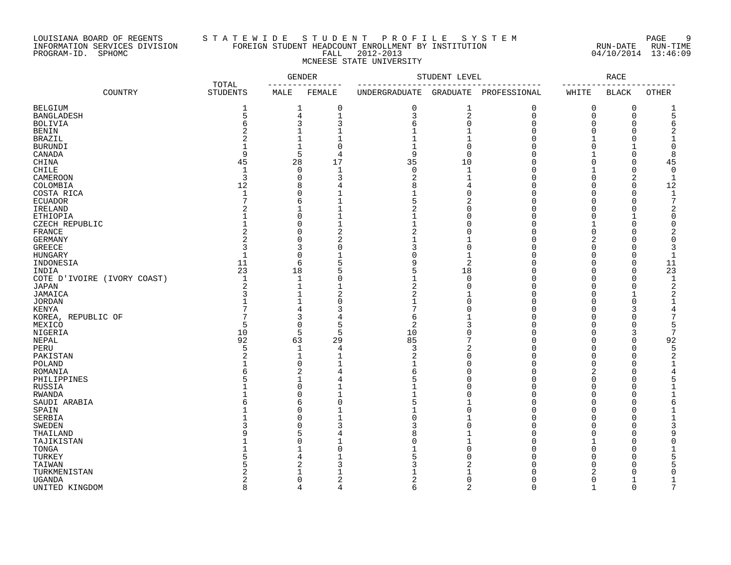LOUISIANA BOARD OF REGENTS
INFORMATION SERVICES DIVISION
PROGRAM-ID. SPHOMC

STATEWIDE STUDENT PROFILE SYSTEM
FOREIGN STUDENT HEADCOUNT ENROLLMENT BY INSTITUTION
FALL 2012-2013
MCNEESE STATE UNIVERSITY

RUN-DATE 04/10/2014 RUN-TIME 13:46:09

| COUNTRY | TOTAL STUDENTS | GENDER | | STUDENT LEVEL | | | RACE | | |
|---|---|---|---|---|---|---|---|---|---|
| | | MALE | FEMALE | UNDERGRADUATE | GRADUATE | PROFESSIONAL | WHITE | BLACK | OTHER |
| BELGIUM | 1 | 1 | 0 | 0 | 1 | 0 | 0 | 0 | 1 |
| BANGLADESH | 5 | 4 | 1 | 3 | 2 | 0 | 0 | 0 | 5 |
| BOLIVIA | 6 | 3 | 3 | 6 | 0 | 0 | 0 | 0 | 6 |
| BENIN | 2 | 1 | 1 | 1 | 1 | 0 | 0 | 0 | 2 |
| BRAZIL | 2 | 1 | 1 | 1 | 1 | 0 | 1 | 0 | 1 |
| BURUNDI | 1 | 1 | 0 | 1 | 0 | 0 | 0 | 1 | 0 |
| CANADA | 9 | 5 | 4 | 9 | 0 | 0 | 1 | 0 | 8 |
| CHINA | 45 | 28 | 17 | 35 | 10 | 0 | 0 | 0 | 45 |
| CHILE | 1 | 0 | 1 | 0 | 1 | 0 | 1 | 0 | 0 |
| CAMEROON | 3 | 0 | 3 | 2 | 1 | 0 | 0 | 2 | 1 |
| COLOMBIA | 12 | 8 | 4 | 8 | 4 | 0 | 0 | 0 | 12 |
| COSTA RICA | 1 | 0 | 1 | 1 | 0 | 0 | 0 | 0 | 1 |
| ECUADOR | 7 | 6 | 1 | 5 | 2 | 0 | 0 | 0 | 7 |
| IRELAND | 2 | 1 | 1 | 2 | 0 | 0 | 0 | 0 | 2 |
| ETHIOPIA | 1 | 0 | 1 | 1 | 0 | 0 | 0 | 1 | 0 |
| CZECH REPUBLIC | 1 | 0 | 1 | 1 | 0 | 0 | 1 | 0 | 0 |
| FRANCE | 2 | 0 | 2 | 2 | 0 | 0 | 0 | 0 | 2 |
| GERMANY | 2 | 0 | 2 | 1 | 1 | 0 | 2 | 0 | 0 |
| GREECE | 3 | 3 | 0 | 3 | 0 | 0 | 0 | 0 | 3 |
| HUNGARY | 1 | 0 | 1 | 0 | 1 | 0 | 0 | 0 | 1 |
| INDONESIA | 11 | 6 | 5 | 9 | 2 | 0 | 0 | 0 | 11 |
| INDIA | 23 | 18 | 5 | 5 | 18 | 0 | 0 | 0 | 23 |
| COTE D'IVOIRE (IVORY COAST) | 1 | 1 | 0 | 1 | 0 | 0 | 0 | 0 | 1 |
| JAPAN | 2 | 1 | 1 | 2 | 0 | 0 | 0 | 0 | 2 |
| JAMAICA | 3 | 1 | 2 | 2 | 1 | 0 | 0 | 1 | 2 |
| JORDAN | 1 | 1 | 0 | 1 | 0 | 0 | 0 | 0 | 1 |
| KENYA | 7 | 4 | 3 | 7 | 0 | 0 | 0 | 3 | 4 |
| KOREA, REPUBLIC OF | 7 | 3 | 4 | 6 | 1 | 0 | 0 | 0 | 7 |
| MEXICO | 5 | 0 | 5 | 2 | 3 | 0 | 0 | 0 | 5 |
| NIGERIA | 10 | 5 | 5 | 10 | 0 | 0 | 0 | 3 | 7 |
| NEPAL | 92 | 63 | 29 | 85 | 7 | 0 | 0 | 0 | 92 |
| PERU | 5 | 1 | 4 | 3 | 2 | 0 | 0 | 0 | 5 |
| PAKISTAN | 2 | 1 | 1 | 2 | 0 | 0 | 0 | 0 | 2 |
| POLAND | 1 | 0 | 1 | 1 | 0 | 0 | 0 | 0 | 1 |
| ROMANIA | 6 | 2 | 4 | 6 | 0 | 0 | 2 | 0 | 4 |
| PHILIPPINES | 5 | 1 | 4 | 5 | 0 | 0 | 0 | 0 | 5 |
| RUSSIA | 1 | 0 | 1 | 1 | 0 | 0 | 0 | 0 | 1 |
| RWANDA | 1 | 0 | 1 | 1 | 0 | 0 | 0 | 0 | 1 |
| SAUDI ARABIA | 6 | 6 | 0 | 5 | 1 | 0 | 0 | 0 | 6 |
| SPAIN | 1 | 0 | 1 | 1 | 0 | 0 | 0 | 0 | 1 |
| SERBIA | 1 | 0 | 1 | 0 | 1 | 0 | 0 | 0 | 1 |
| SWEDEN | 3 | 0 | 3 | 3 | 0 | 0 | 0 | 0 | 3 |
| THAILAND | 9 | 5 | 4 | 8 | 1 | 0 | 0 | 0 | 9 |
| TAJIKISTAN | 1 | 0 | 1 | 0 | 1 | 0 | 1 | 0 | 0 |
| TONGA | 1 | 1 | 0 | 1 | 0 | 0 | 0 | 0 | 1 |
| TURKEY | 5 | 4 | 1 | 5 | 0 | 0 | 0 | 0 | 5 |
| TAIWAN | 5 | 2 | 3 | 3 | 2 | 0 | 0 | 0 | 5 |
| TURKMENISTAN | 2 | 1 | 1 | 1 | 1 | 0 | 2 | 0 | 0 |
| UGANDA | 2 | 0 | 2 | 2 | 0 | 0 | 0 | 1 | 1 |
| UNITED KINGDOM | 8 | 4 | 4 | 6 | 2 | 0 | 1 | 0 | 7 |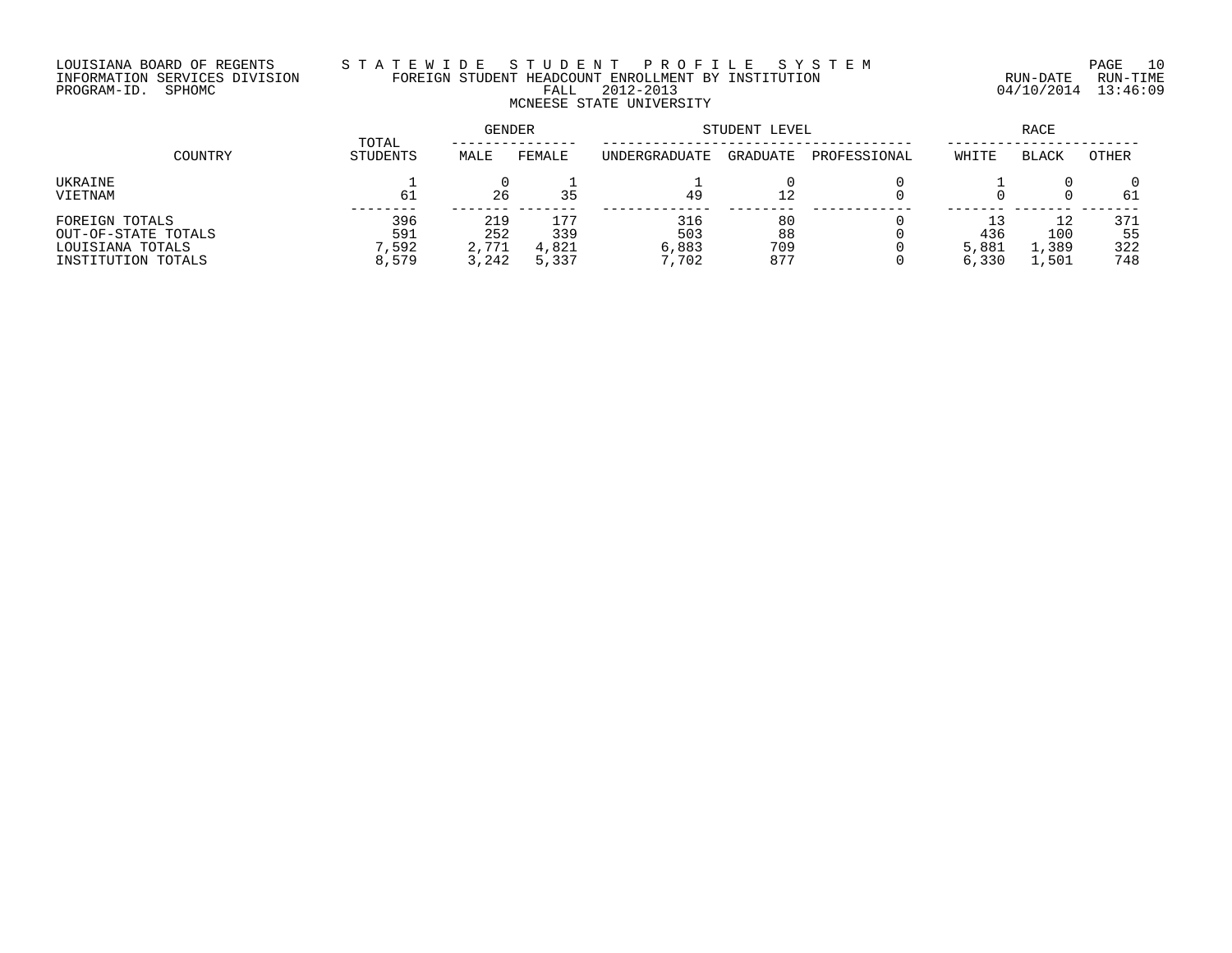LOUISIANA BOARD OF REGENTS
INFORMATION SERVICES DIVISION
PROGRAM-ID. SPHOMC

# STATEWIDE STUDENT PROFILE SYSTEM

## FOREIGN STUDENT HEADCOUNT ENROLLMENT BY INSTITUTION

FALL 2012-2013

MCNEESE STATE UNIVERSITY

RUN-DATE 04/10/2014 RUN-TIME 13:46:09

| COUNTRY | TOTAL STUDENTS | GENDER | | STUDENT LEVEL | | | RACE | | |
|---|---|---|---|---|---|---|---|---|---|
| | | MALE | FEMALE | UNDERGRADUATE | GRADUATE | PROFESSIONAL | WHITE | BLACK | OTHER |
| UKRAINE | 1 | 0 | 1 | 1 | 0 | 0 | 1 | 0 | 0 |
| VIETNAM | 61 | 26 | 35 | 49 | 12 | 0 | 0 | 0 | 61 |
| FOREIGN TOTALS | 396 | 219 | 177 | 316 | 80 | 0 | 13 | 12 | 371 |
| OUT-OF-STATE TOTALS | 591 | 252 | 339 | 503 | 88 | 0 | 436 | 100 | 55 |
| LOUISIANA TOTALS | 7,592 | 2,771 | 4,821 | 6,883 | 709 | 0 | 5,881 | 1,389 | 322 |
| INSTITUTION TOTALS | 8,579 | 3,242 | 5,337 | 7,702 | 877 | 0 | 6,330 | 1,501 | 748 |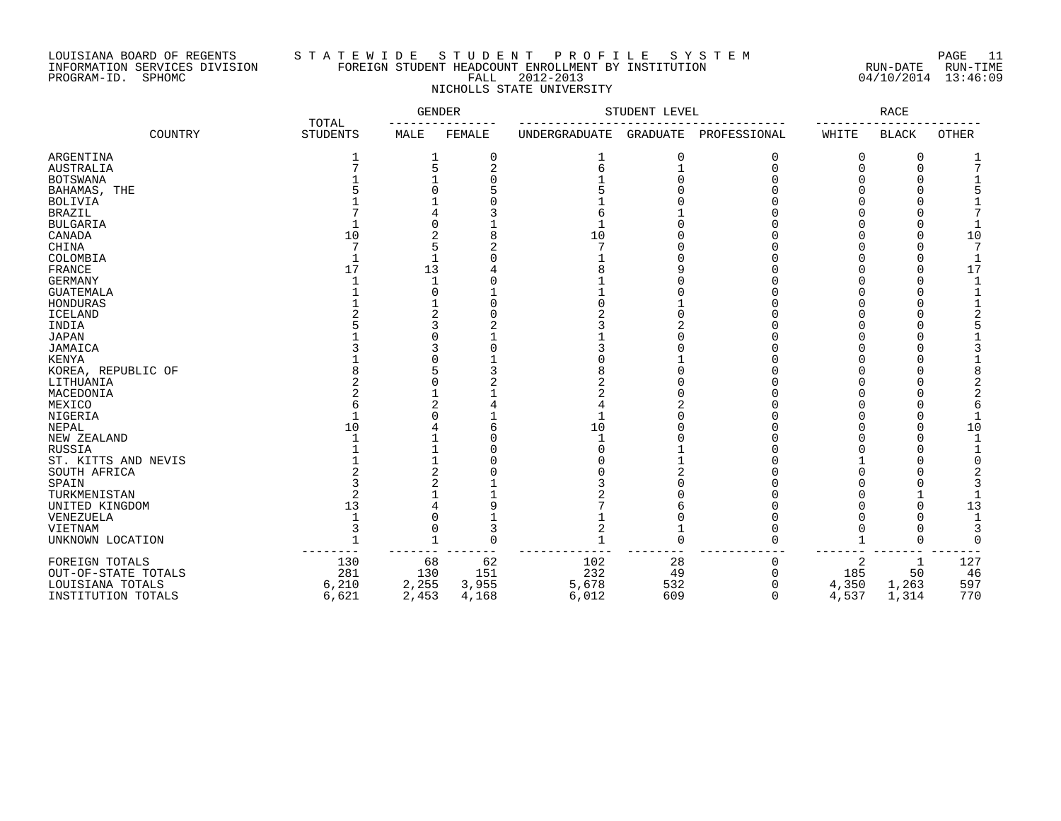LOUISIANA BOARD OF REGENTS
INFORMATION SERVICES DIVISION
PROGRAM-ID. SPHOMC

STATEWIDE STUDENT PROFILE SYSTEM
FOREIGN STUDENT HEADCOUNT ENROLLMENT BY INSTITUTION
FALL 2012-2013
NICHOLLS STATE UNIVERSITY

RUN-DATE 04/10/2014 RUN-TIME 13:46:09

| COUNTRY | TOTAL STUDENTS | GENDER | | STUDENT LEVEL | | | RACE | | |
|---|---|---|---|---|---|---|---|---|---|
| | | MALE | FEMALE | UNDERGRADUATE | GRADUATE | PROFESSIONAL | WHITE | BLACK | OTHER |
| ARGENTINA | 1 | 1 | 0 | 1 | 0 | 0 | 0 | 0 | 1 |
| AUSTRALIA | 7 | 5 | 2 | 6 | 1 | 0 | 0 | 0 | 7 |
| BOTSWANA | 1 | 1 | 0 | 1 | 0 | 0 | 0 | 0 | 1 |
| BAHAMAS, THE | 5 | 0 | 5 | 5 | 0 | 0 | 0 | 0 | 5 |
| BOLIVIA | 1 | 1 | 0 | 1 | 0 | 0 | 0 | 0 | 1 |
| BRAZIL | 7 | 4 | 3 | 6 | 1 | 0 | 0 | 0 | 7 |
| BULGARIA | 1 | 0 | 1 | 1 | 0 | 0 | 0 | 0 | 1 |
| CANADA | 10 | 2 | 8 | 10 | 0 | 0 | 0 | 0 | 10 |
| CHINA | 7 | 5 | 2 | 7 | 0 | 0 | 0 | 0 | 7 |
| COLOMBIA | 1 | 1 | 0 | 1 | 0 | 0 | 0 | 0 | 1 |
| FRANCE | 17 | 13 | 4 | 8 | 9 | 0 | 0 | 0 | 17 |
| GERMANY | 1 | 1 | 0 | 1 | 0 | 0 | 0 | 0 | 1 |
| GUATEMALA | 1 | 0 | 1 | 1 | 0 | 0 | 0 | 0 | 1 |
| HONDURAS | 1 | 1 | 0 | 0 | 1 | 0 | 0 | 0 | 1 |
| ICELAND | 2 | 2 | 0 | 2 | 0 | 0 | 0 | 0 | 2 |
| INDIA | 5 | 3 | 2 | 3 | 2 | 0 | 0 | 0 | 5 |
| JAPAN | 1 | 0 | 1 | 1 | 0 | 0 | 0 | 0 | 1 |
| JAMAICA | 3 | 3 | 0 | 3 | 0 | 0 | 0 | 0 | 3 |
| KENYA | 1 | 0 | 1 | 0 | 1 | 0 | 0 | 0 | 1 |
| KOREA, REPUBLIC OF | 8 | 5 | 3 | 8 | 0 | 0 | 0 | 0 | 8 |
| LITHUANIA | 2 | 0 | 2 | 2 | 0 | 0 | 0 | 0 | 2 |
| MACEDONIA | 2 | 1 | 1 | 2 | 0 | 0 | 0 | 0 | 2 |
| MEXICO | 6 | 2 | 4 | 4 | 2 | 0 | 0 | 0 | 6 |
| NIGERIA | 1 | 0 | 1 | 1 | 0 | 0 | 0 | 0 | 1 |
| NEPAL | 10 | 4 | 6 | 10 | 0 | 0 | 0 | 0 | 10 |
| NEW ZEALAND | 1 | 1 | 0 | 1 | 0 | 0 | 0 | 0 | 1 |
| RUSSIA | 1 | 1 | 0 | 0 | 1 | 0 | 0 | 0 | 1 |
| ST. KITTS AND NEVIS | 1 | 1 | 0 | 0 | 1 | 0 | 1 | 0 | 0 |
| SOUTH AFRICA | 2 | 2 | 0 | 0 | 2 | 0 | 0 | 0 | 2 |
| SPAIN | 3 | 2 | 1 | 3 | 0 | 0 | 0 | 0 | 3 |
| TURKMENISTAN | 2 | 1 | 1 | 2 | 0 | 0 | 0 | 1 | 1 |
| UNITED KINGDOM | 13 | 4 | 9 | 7 | 6 | 0 | 0 | 0 | 13 |
| VENEZUELA | 1 | 0 | 1 | 1 | 0 | 0 | 0 | 0 | 1 |
| VIETNAM | 3 | 0 | 3 | 2 | 1 | 0 | 0 | 0 | 3 |
| UNKNOWN LOCATION | 1 | 1 | 0 | 1 | 0 | 0 | 1 | 0 | 0 |
| FOREIGN TOTALS | 130 | 68 | 62 | 102 | 28 | 0 | 2 | 1 | 127 |
| OUT-OF-STATE TOTALS | 281 | 130 | 151 | 232 | 49 | 0 | 185 | 50 | 46 |
| LOUISIANA TOTALS | 6,210 | 2,255 | 3,955 | 5,678 | 532 | 0 | 4,350 | 1,263 | 597 |
| INSTITUTION TOTALS | 6,621 | 2,453 | 4,168 | 6,012 | 609 | 0 | 4,537 | 1,314 | 770 |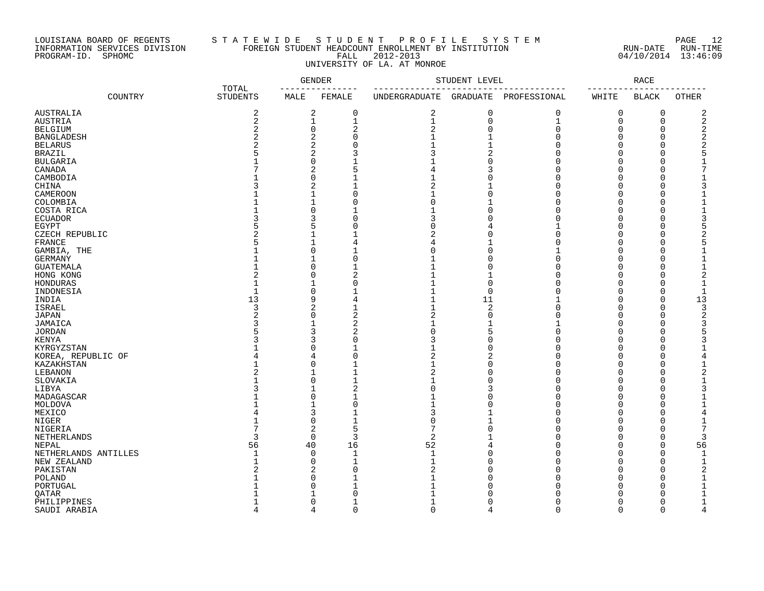LOUISIANA BOARD OF REGENTS — STATEWIDE STUDENT PROFILE SYSTEM

INFORMATION SERVICES DIVISION — FOREIGN STUDENT HEADCOUNT ENROLLMENT BY INSTITUTION — RUN-DATE 04/10/2014 RUN-TIME 13:46:09

PROGRAM-ID. SPHOMC — FALL 2012-2013

UNIVERSITY OF LA. AT MONROE

| COUNTRY | TOTAL STUDENTS | GENDER | | STUDENT LEVEL | | | RACE | | |
|---|---|---|---|---|---|---|---|---|---|
| | | MALE | FEMALE | UNDERGRADUATE | GRADUATE | PROFESSIONAL | WHITE | BLACK | OTHER |
| AUSTRALIA | 2 | 2 | 0 | 2 | 0 | 0 | 0 | 0 | 2 |
| AUSTRIA | 2 | 1 | 1 | 1 | 0 | 1 | 0 | 0 | 2 |
| BELGIUM | 2 | 0 | 2 | 2 | 0 | 0 | 0 | 0 | 2 |
| BANGLADESH | 2 | 2 | 0 | 1 | 1 | 0 | 0 | 0 | 2 |
| BELARUS | 2 | 2 | 0 | 1 | 1 | 0 | 0 | 0 | 2 |
| BRAZIL | 5 | 2 | 3 | 3 | 2 | 0 | 0 | 0 | 5 |
| BULGARIA | 1 | 0 | 1 | 1 | 0 | 0 | 0 | 0 | 1 |
| CANADA | 7 | 2 | 5 | 4 | 3 | 0 | 0 | 0 | 7 |
| CAMBODIA | 1 | 0 | 1 | 1 | 0 | 0 | 0 | 0 | 1 |
| CHINA | 3 | 2 | 1 | 2 | 1 | 0 | 0 | 0 | 3 |
| CAMEROON | 1 | 1 | 0 | 1 | 0 | 0 | 0 | 0 | 1 |
| COLOMBIA | 1 | 1 | 0 | 0 | 1 | 0 | 0 | 0 | 1 |
| COSTA RICA | 1 | 0 | 1 | 1 | 0 | 0 | 0 | 0 | 1 |
| ECUADOR | 3 | 3 | 0 | 3 | 0 | 0 | 0 | 0 | 3 |
| EGYPT | 5 | 5 | 0 | 0 | 4 | 1 | 0 | 0 | 5 |
| CZECH REPUBLIC | 2 | 1 | 1 | 2 | 0 | 0 | 0 | 0 | 2 |
| FRANCE | 5 | 1 | 4 | 4 | 1 | 0 | 0 | 0 | 5 |
| GAMBIA, THE | 1 | 0 | 1 | 0 | 0 | 1 | 0 | 0 | 1 |
| GERMANY | 1 | 1 | 0 | 1 | 0 | 0 | 0 | 0 | 1 |
| GUATEMALA | 1 | 0 | 1 | 1 | 0 | 0 | 0 | 0 | 1 |
| HONG KONG | 2 | 0 | 2 | 1 | 1 | 0 | 0 | 0 | 2 |
| HONDURAS | 1 | 1 | 0 | 1 | 0 | 0 | 0 | 0 | 1 |
| INDONESIA | 1 | 0 | 1 | 1 | 0 | 0 | 0 | 0 | 1 |
| INDIA | 13 | 9 | 4 | 1 | 11 | 1 | 0 | 0 | 13 |
| ISRAEL | 3 | 2 | 1 | 1 | 2 | 0 | 0 | 0 | 3 |
| JAPAN | 2 | 0 | 2 | 2 | 0 | 0 | 0 | 0 | 2 |
| JAMAICA | 3 | 1 | 2 | 1 | 1 | 1 | 0 | 0 | 3 |
| JORDAN | 5 | 3 | 2 | 0 | 5 | 0 | 0 | 0 | 5 |
| KENYA | 3 | 3 | 0 | 3 | 0 | 0 | 0 | 0 | 3 |
| KYRGYZSTAN | 1 | 0 | 1 | 1 | 0 | 0 | 0 | 0 | 1 |
| KOREA, REPUBLIC OF | 4 | 4 | 0 | 2 | 2 | 0 | 0 | 0 | 4 |
| KAZAKHSTAN | 1 | 0 | 1 | 1 | 0 | 0 | 0 | 0 | 1 |
| LEBANON | 2 | 1 | 1 | 2 | 0 | 0 | 0 | 0 | 2 |
| SLOVAKIA | 1 | 0 | 1 | 1 | 0 | 0 | 0 | 0 | 1 |
| LIBYA | 3 | 1 | 2 | 0 | 3 | 0 | 0 | 0 | 3 |
| MADAGASCAR | 1 | 0 | 1 | 1 | 0 | 0 | 0 | 0 | 1 |
| MOLDOVA | 1 | 1 | 0 | 1 | 0 | 0 | 0 | 0 | 1 |
| MEXICO | 4 | 3 | 1 | 3 | 1 | 0 | 0 | 0 | 4 |
| NIGER | 1 | 0 | 1 | 0 | 1 | 0 | 0 | 0 | 1 |
| NIGERIA | 7 | 2 | 5 | 7 | 0 | 0 | 0 | 0 | 7 |
| NETHERLANDS | 3 | 0 | 3 | 2 | 1 | 0 | 0 | 0 | 3 |
| NEPAL | 56 | 40 | 16 | 52 | 4 | 0 | 0 | 0 | 56 |
| NETHERLANDS ANTILLES | 1 | 0 | 1 | 1 | 0 | 0 | 0 | 0 | 1 |
| NEW ZEALAND | 1 | 0 | 1 | 1 | 0 | 0 | 0 | 0 | 1 |
| PAKISTAN | 2 | 2 | 0 | 2 | 0 | 0 | 0 | 0 | 2 |
| POLAND | 1 | 0 | 1 | 1 | 0 | 0 | 0 | 0 | 1 |
| PORTUGAL | 1 | 0 | 1 | 1 | 0 | 0 | 0 | 0 | 1 |
| QATAR | 1 | 1 | 0 | 1 | 0 | 0 | 0 | 0 | 1 |
| PHILIPPINES | 1 | 0 | 1 | 1 | 0 | 0 | 0 | 0 | 1 |
| SAUDI ARABIA | 4 | 4 | 0 | 0 | 4 | 0 | 0 | 0 | 4 |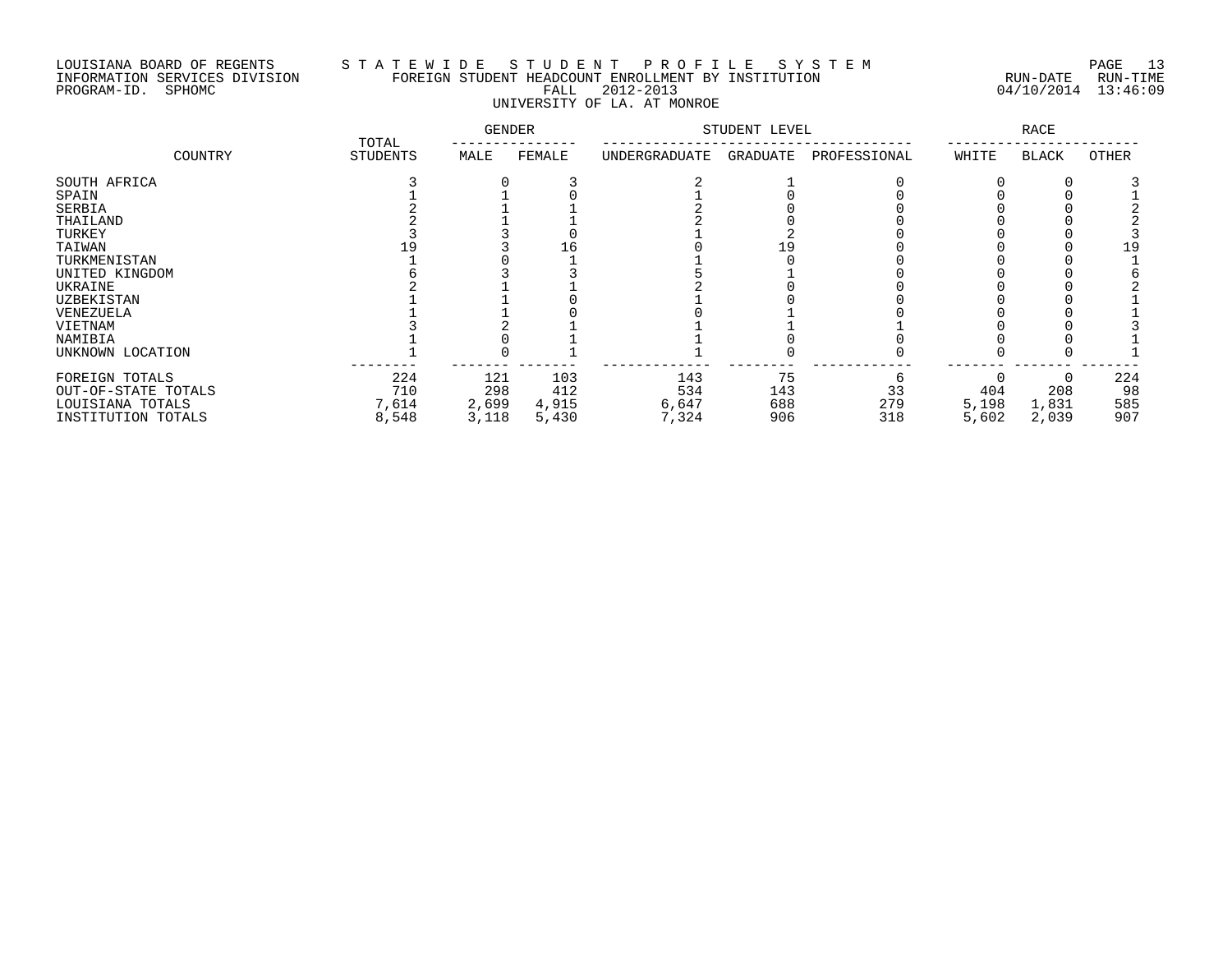LOUISIANA BOARD OF REGENTS
INFORMATION SERVICES DIVISION
PROGRAM-ID. SPHOMC

# STATEWIDE STUDENT PROFILE SYSTEM

FOREIGN STUDENT HEADCOUNT ENROLLMENT BY INSTITUTION
FALL 2012-2013
UNIVERSITY OF LA. AT MONROE

RUN-DATE 04/10/2014 RUN-TIME 13:46:09

| COUNTRY | TOTAL STUDENTS | GENDER | | STUDENT LEVEL | | | RACE | | |
|---|---|---|---|---|---|---|---|---|---|
| | | MALE | FEMALE | UNDERGRADUATE | GRADUATE | PROFESSIONAL | WHITE | BLACK | OTHER |
| SOUTH AFRICA | 3 | 0 | 3 | 2 | 1 | 0 | 0 | 0 | 3 |
| SPAIN | 1 | 1 | 0 | 1 | 0 | 0 | 0 | 0 | 1 |
| SERBIA | 2 | 1 | 1 | 2 | 0 | 0 | 0 | 0 | 2 |
| THAILAND | 2 | 1 | 1 | 2 | 0 | 0 | 0 | 0 | 2 |
| TURKEY | 3 | 3 | 0 | 1 | 2 | 0 | 0 | 0 | 3 |
| TAIWAN | 19 | 3 | 16 | 0 | 19 | 0 | 0 | 0 | 19 |
| TURKMENISTAN | 1 | 0 | 1 | 1 | 0 | 0 | 0 | 0 | 1 |
| UNITED KINGDOM | 6 | 3 | 3 | 5 | 1 | 0 | 0 | 0 | 6 |
| UKRAINE | 2 | 1 | 1 | 2 | 0 | 0 | 0 | 0 | 2 |
| UZBEKISTAN | 1 | 1 | 0 | 1 | 0 | 0 | 0 | 0 | 1 |
| VENEZUELA | 1 | 1 | 0 | 0 | 1 | 0 | 0 | 0 | 1 |
| VIETNAM | 3 | 2 | 1 | 1 | 1 | 1 | 0 | 0 | 3 |
| NAMIBIA | 1 | 0 | 1 | 1 | 0 | 0 | 0 | 0 | 1 |
| UNKNOWN LOCATION | 1 | 0 | 1 | 1 | 0 | 0 | 0 | 0 | 1 |
| FOREIGN TOTALS | 224 | 121 | 103 | 143 | 75 | 6 | 0 | 0 | 224 |
| OUT-OF-STATE TOTALS | 710 | 298 | 412 | 534 | 143 | 33 | 404 | 208 | 98 |
| LOUISIANA TOTALS | 7,614 | 2,699 | 4,915 | 6,647 | 688 | 279 | 5,198 | 1,831 | 585 |
| INSTITUTION TOTALS | 8,548 | 3,118 | 5,430 | 7,324 | 906 | 318 | 5,602 | 2,039 | 907 |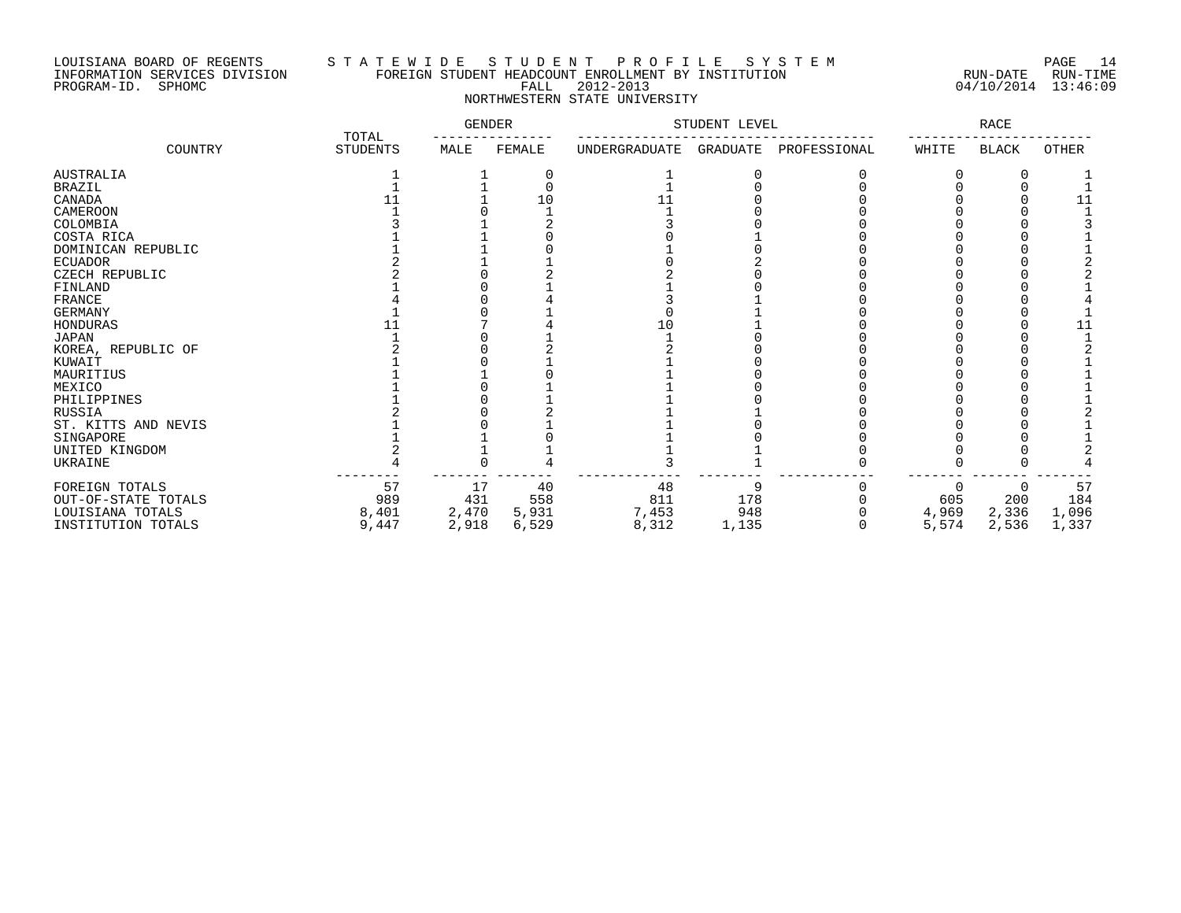LOUISIANA BOARD OF REGENTS — STATEWIDE STUDENT PROFILE SYSTEM
INFORMATION SERVICES DIVISION — FOREIGN STUDENT HEADCOUNT ENROLLMENT BY INSTITUTION — RUN-DATE 04/10/2014 RUN-TIME 13:46:09
PROGRAM-ID. SPHOMC — FALL 2012-2013

NORTHWESTERN STATE UNIVERSITY

| COUNTRY | TOTAL STUDENTS | GENDER | | STUDENT LEVEL | | | RACE | | |
|---|---|---|---|---|---|---|---|---|---|
| | | MALE | FEMALE | UNDERGRADUATE | GRADUATE | PROFESSIONAL | WHITE | BLACK | OTHER |
| AUSTRALIA | 1 | 1 | 0 | 1 | 0 | 0 | 0 | 0 | 1 |
| BRAZIL | 1 | 1 | 0 | 1 | 0 | 0 | 0 | 0 | 1 |
| CANADA | 11 | 1 | 10 | 11 | 0 | 0 | 0 | 0 | 11 |
| CAMEROON | 1 | 0 | 1 | 1 | 0 | 0 | 0 | 0 | 1 |
| COLOMBIA | 3 | 1 | 2 | 3 | 0 | 0 | 0 | 0 | 3 |
| COSTA RICA | 1 | 1 | 0 | 0 | 1 | 0 | 0 | 0 | 1 |
| DOMINICAN REPUBLIC | 1 | 1 | 0 | 1 | 0 | 0 | 0 | 0 | 1 |
| ECUADOR | 2 | 1 | 1 | 0 | 2 | 0 | 0 | 0 | 2 |
| CZECH REPUBLIC | 2 | 0 | 2 | 2 | 0 | 0 | 0 | 0 | 2 |
| FINLAND | 1 | 0 | 1 | 1 | 0 | 0 | 0 | 0 | 1 |
| FRANCE | 4 | 0 | 4 | 3 | 1 | 0 | 0 | 0 | 4 |
| GERMANY | 1 | 0 | 1 | 0 | 1 | 0 | 0 | 0 | 1 |
| HONDURAS | 11 | 7 | 4 | 10 | 1 | 0 | 0 | 0 | 11 |
| JAPAN | 1 | 0 | 1 | 1 | 0 | 0 | 0 | 0 | 1 |
| KOREA, REPUBLIC OF | 2 | 0 | 2 | 2 | 0 | 0 | 0 | 0 | 2 |
| KUWAIT | 1 | 0 | 1 | 1 | 0 | 0 | 0 | 0 | 1 |
| MAURITIUS | 1 | 1 | 0 | 1 | 0 | 0 | 0 | 0 | 1 |
| MEXICO | 1 | 0 | 1 | 1 | 0 | 0 | 0 | 0 | 1 |
| PHILIPPINES | 1 | 0 | 1 | 1 | 0 | 0 | 0 | 0 | 1 |
| RUSSIA | 2 | 0 | 2 | 1 | 1 | 0 | 0 | 0 | 2 |
| ST. KITTS AND NEVIS | 1 | 0 | 1 | 1 | 0 | 0 | 0 | 0 | 1 |
| SINGAPORE | 1 | 1 | 0 | 1 | 0 | 0 | 0 | 0 | 1 |
| UNITED KINGDOM | 2 | 1 | 1 | 1 | 1 | 0 | 0 | 0 | 2 |
| UKRAINE | 4 | 0 | 4 | 3 | 1 | 0 | 0 | 0 | 4 |
| FOREIGN TOTALS | 57 | 17 | 40 | 48 | 9 | 0 | 0 | 0 | 57 |
| OUT-OF-STATE TOTALS | 989 | 431 | 558 | 811 | 178 | 0 | 605 | 200 | 184 |
| LOUISIANA TOTALS | 8,401 | 2,470 | 5,931 | 7,453 | 948 | 0 | 4,969 | 2,336 | 1,096 |
| INSTITUTION TOTALS | 9,447 | 2,918 | 6,529 | 8,312 | 1,135 | 0 | 5,574 | 2,536 | 1,337 |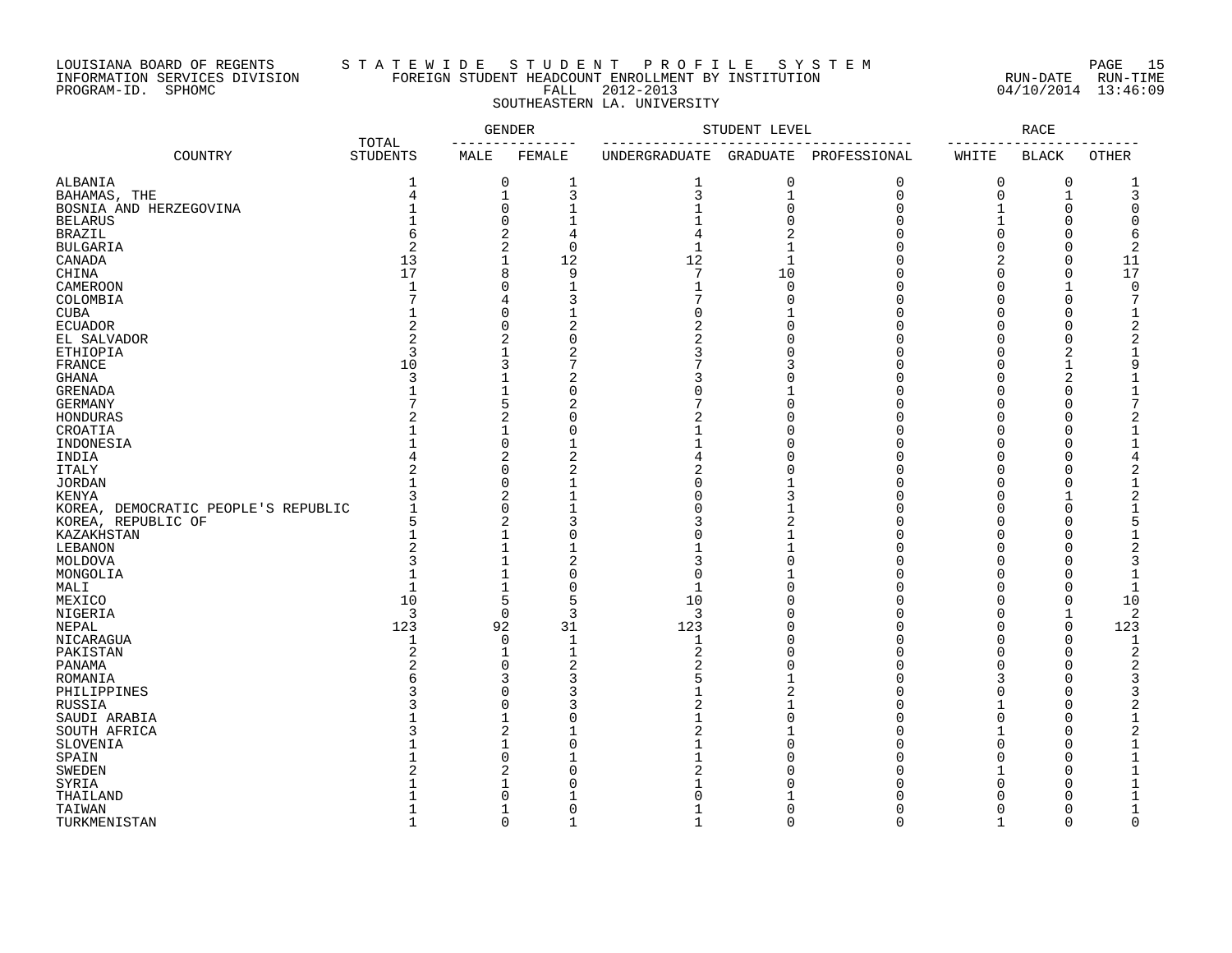LOUISIANA BOARD OF REGENTS — STATEWIDE STUDENT PROFILE SYSTEM
INFORMATION SERVICES DIVISION — FOREIGN STUDENT HEADCOUNT ENROLLMENT BY INSTITUTION — RUN-DATE 04/10/2014 RUN-TIME 13:46:09
PROGRAM-ID. SPHOMC — FALL 2012-2013

SOUTHEASTERN LA. UNIVERSITY

| COUNTRY | TOTAL STUDENTS | GENDER | | STUDENT LEVEL | | | RACE | | |
|---|---|---|---|---|---|---|---|---|---|
| | | MALE | FEMALE | UNDERGRADUATE | GRADUATE | PROFESSIONAL | WHITE | BLACK | OTHER |
| ALBANIA | 1 | 0 | 1 | 1 | 0 | 0 | 0 | 0 | 1 |
| BAHAMAS, THE | 4 | 1 | 3 | 3 | 1 | 0 | 0 | 1 | 3 |
| BOSNIA AND HERZEGOVINA | 1 | 0 | 1 | 1 | 0 | 0 | 1 | 0 | 0 |
| BELARUS | 1 | 0 | 1 | 1 | 0 | 0 | 1 | 0 | 0 |
| BRAZIL | 6 | 2 | 4 | 4 | 2 | 0 | 0 | 0 | 6 |
| BULGARIA | 2 | 2 | 0 | 1 | 1 | 0 | 0 | 0 | 2 |
| CANADA | 13 | 1 | 12 | 12 | 1 | 0 | 2 | 0 | 11 |
| CHINA | 17 | 8 | 9 | 7 | 10 | 0 | 0 | 0 | 17 |
| CAMEROON | 1 | 0 | 1 | 1 | 0 | 0 | 0 | 1 | 0 |
| COLOMBIA | 7 | 4 | 3 | 7 | 0 | 0 | 0 | 0 | 7 |
| CUBA | 1 | 0 | 1 | 0 | 1 | 0 | 0 | 0 | 1 |
| ECUADOR | 2 | 0 | 2 | 2 | 0 | 0 | 0 | 0 | 2 |
| EL SALVADOR | 2 | 2 | 0 | 2 | 0 | 0 | 0 | 0 | 2 |
| ETHIOPIA | 3 | 1 | 2 | 3 | 0 | 0 | 0 | 2 | 1 |
| FRANCE | 10 | 3 | 7 | 7 | 3 | 0 | 0 | 1 | 9 |
| GHANA | 3 | 1 | 2 | 3 | 0 | 0 | 0 | 2 | 1 |
| GRENADA | 1 | 1 | 0 | 0 | 1 | 0 | 0 | 0 | 1 |
| GERMANY | 7 | 5 | 2 | 7 | 0 | 0 | 0 | 0 | 7 |
| HONDURAS | 2 | 2 | 0 | 2 | 0 | 0 | 0 | 0 | 2 |
| CROATIA | 1 | 1 | 0 | 1 | 0 | 0 | 0 | 0 | 1 |
| INDONESIA | 1 | 0 | 1 | 1 | 0 | 0 | 0 | 0 | 1 |
| INDIA | 4 | 2 | 2 | 4 | 0 | 0 | 0 | 0 | 4 |
| ITALY | 2 | 0 | 2 | 2 | 0 | 0 | 0 | 0 | 2 |
| JORDAN | 1 | 0 | 1 | 0 | 1 | 0 | 0 | 0 | 1 |
| KENYA | 3 | 2 | 1 | 0 | 3 | 0 | 0 | 1 | 2 |
| KOREA, DEMOCRATIC PEOPLE'S REPUBLIC | 1 | 0 | 1 | 0 | 1 | 0 | 0 | 0 | 1 |
| KOREA, REPUBLIC OF | 5 | 2 | 3 | 3 | 2 | 0 | 0 | 0 | 5 |
| KAZAKHSTAN | 1 | 1 | 0 | 0 | 1 | 0 | 0 | 0 | 1 |
| LEBANON | 2 | 1 | 1 | 1 | 1 | 0 | 0 | 0 | 2 |
| MOLDOVA | 3 | 1 | 2 | 3 | 0 | 0 | 0 | 0 | 3 |
| MONGOLIA | 1 | 1 | 0 | 0 | 1 | 0 | 0 | 0 | 1 |
| MALI | 1 | 1 | 0 | 1 | 0 | 0 | 0 | 0 | 1 |
| MEXICO | 10 | 5 | 5 | 10 | 0 | 0 | 0 | 0 | 10 |
| NIGERIA | 3 | 0 | 3 | 3 | 0 | 0 | 0 | 1 | 2 |
| NEPAL | 123 | 92 | 31 | 123 | 0 | 0 | 0 | 0 | 123 |
| NICARAGUA | 1 | 0 | 1 | 1 | 0 | 0 | 0 | 0 | 1 |
| PAKISTAN | 2 | 1 | 1 | 2 | 0 | 0 | 0 | 0 | 2 |
| PANAMA | 2 | 0 | 2 | 2 | 0 | 0 | 0 | 0 | 2 |
| ROMANIA | 6 | 3 | 3 | 5 | 1 | 0 | 3 | 0 | 3 |
| PHILIPPINES | 3 | 0 | 3 | 1 | 2 | 0 | 0 | 0 | 3 |
| RUSSIA | 3 | 0 | 3 | 2 | 1 | 0 | 1 | 0 | 2 |
| SAUDI ARABIA | 1 | 1 | 0 | 1 | 0 | 0 | 0 | 0 | 1 |
| SOUTH AFRICA | 3 | 2 | 1 | 2 | 1 | 0 | 1 | 0 | 2 |
| SLOVENIA | 1 | 1 | 0 | 1 | 0 | 0 | 0 | 0 | 1 |
| SPAIN | 1 | 0 | 1 | 1 | 0 | 0 | 0 | 0 | 1 |
| SWEDEN | 2 | 2 | 0 | 2 | 0 | 0 | 1 | 0 | 1 |
| SYRIA | 1 | 1 | 0 | 1 | 0 | 0 | 0 | 0 | 1 |
| THAILAND | 1 | 0 | 1 | 0 | 1 | 0 | 0 | 0 | 1 |
| TAIWAN | 1 | 1 | 0 | 1 | 0 | 0 | 0 | 0 | 1 |
| TURKMENISTAN | 1 | 0 | 1 | 1 | 0 | 0 | 1 | 0 | 0 |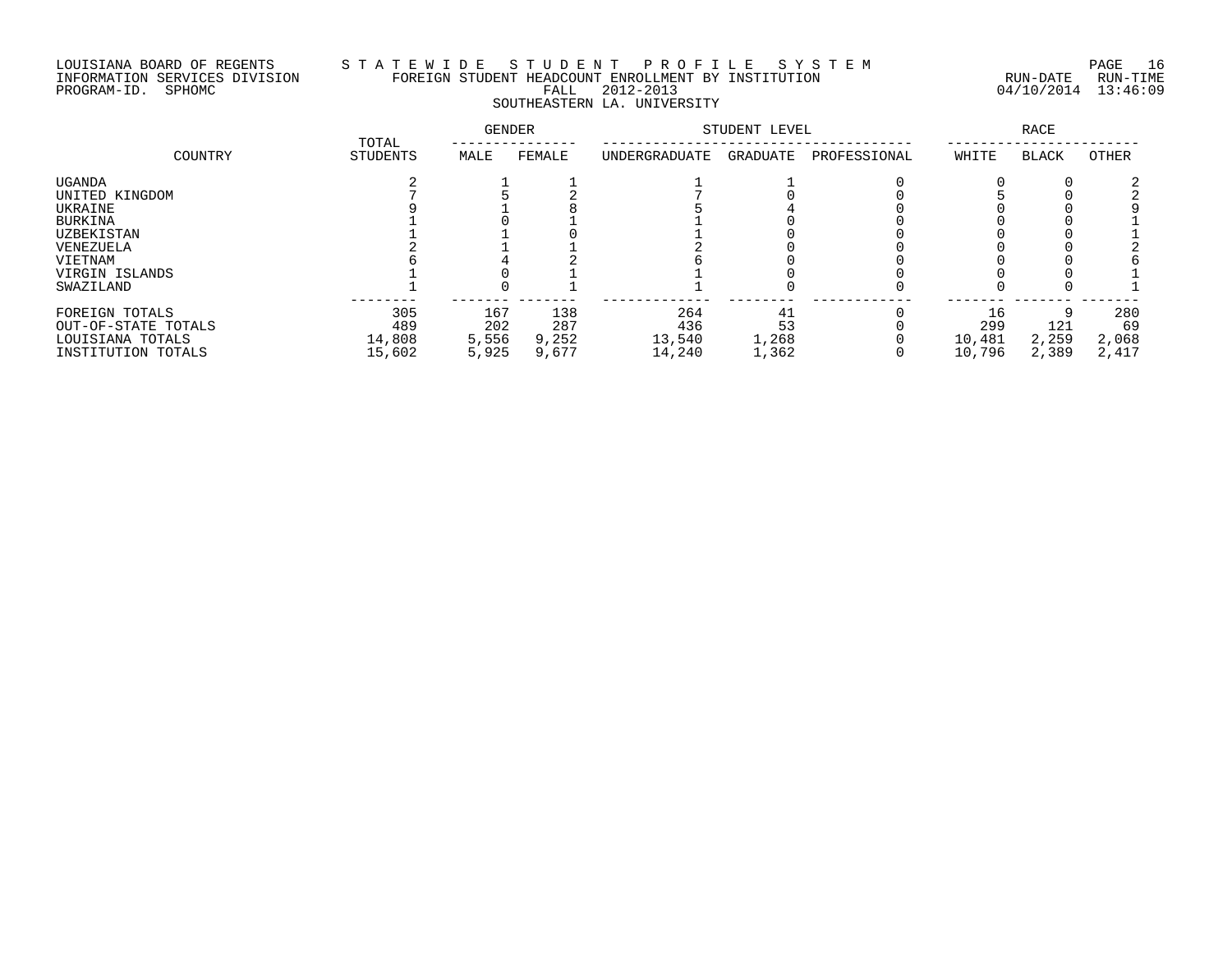LOUISIANA BOARD OF REGENTS — STATEWIDE STUDENT PROFILE SYSTEM
INFORMATION SERVICES DIVISION — FOREIGN STUDENT HEADCOUNT ENROLLMENT BY INSTITUTION — RUN-DATE 04/10/2014 RUN-TIME 13:46:09
PROGRAM-ID. SPHOMC — FALL 2012-2013

SOUTHEASTERN LA. UNIVERSITY

| COUNTRY | TOTAL STUDENTS | GENDER | | STUDENT LEVEL | | | RACE | | |
|---|---|---|---|---|---|---|---|---|---|
| | | MALE | FEMALE | UNDERGRADUATE | GRADUATE | PROFESSIONAL | WHITE | BLACK | OTHER |
| UGANDA | 2 | 1 | 1 | 1 | 1 | 0 | 0 | 0 | 2 |
| UNITED KINGDOM | 7 | 5 | 2 | 7 | 0 | 0 | 5 | 0 | 2 |
| UKRAINE | 9 | 1 | 8 | 5 | 4 | 0 | 0 | 0 | 9 |
| BURKINA | 1 | 0 | 1 | 1 | 0 | 0 | 0 | 0 | 1 |
| UZBEKISTAN | 1 | 1 | 0 | 1 | 0 | 0 | 0 | 0 | 1 |
| VENEZUELA | 2 | 1 | 1 | 2 | 0 | 0 | 0 | 0 | 2 |
| VIETNAM | 6 | 4 | 2 | 6 | 0 | 0 | 0 | 0 | 6 |
| VIRGIN ISLANDS | 1 | 0 | 1 | 1 | 0 | 0 | 0 | 0 | 1 |
| SWAZILAND | 1 | 0 | 1 | 1 | 0 | 0 | 0 | 0 | 1 |
| FOREIGN TOTALS | 305 | 167 | 138 | 264 | 41 | 0 | 16 | 9 | 280 |
| OUT-OF-STATE TOTALS | 489 | 202 | 287 | 436 | 53 | 0 | 299 | 121 | 69 |
| LOUISIANA TOTALS | 14,808 | 5,556 | 9,252 | 13,540 | 1,268 | 0 | 10,481 | 2,259 | 2,068 |
| INSTITUTION TOTALS | 15,602 | 5,925 | 9,677 | 14,240 | 1,362 | 0 | 10,796 | 2,389 | 2,417 |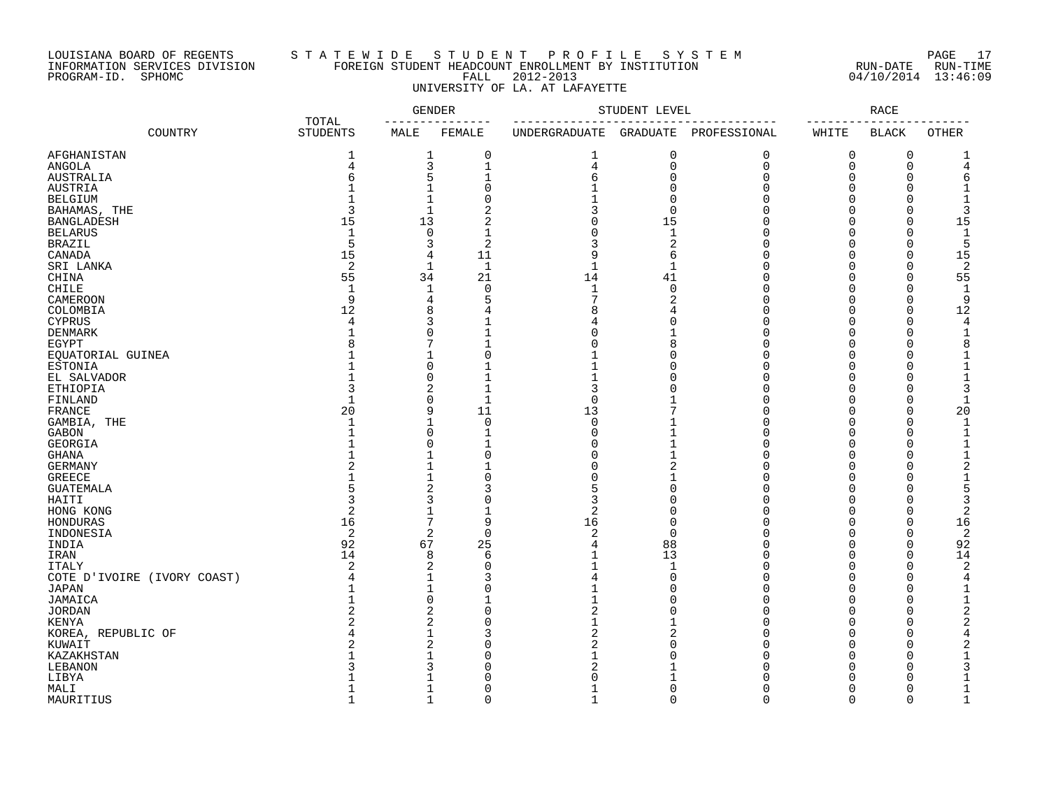LOUISIANA BOARD OF REGENTS — STATEWIDE STUDENT PROFILE SYSTEM
INFORMATION SERVICES DIVISION — FOREIGN STUDENT HEADCOUNT ENROLLMENT BY INSTITUTION — RUN-DATE 04/10/2014 RUN-TIME 13:46:09
PROGRAM-ID. SPHOMC — FALL 2012-2013

UNIVERSITY OF LA. AT LAFAYETTE

| COUNTRY | TOTAL STUDENTS | GENDER | | STUDENT LEVEL | | | RACE | | |
|---|---|---|---|---|---|---|---|---|---|
| | | MALE | FEMALE | UNDERGRADUATE | GRADUATE | PROFESSIONAL | WHITE | BLACK | OTHER |
| AFGHANISTAN | 1 | 1 | 0 | 1 | 0 | 0 | 0 | 0 | 1 |
| ANGOLA | 4 | 3 | 1 | 4 | 0 | 0 | 0 | 0 | 4 |
| AUSTRALIA | 6 | 5 | 1 | 6 | 0 | 0 | 0 | 0 | 6 |
| AUSTRIA | 1 | 1 | 0 | 1 | 0 | 0 | 0 | 0 | 1 |
| BELGIUM | 1 | 1 | 0 | 1 | 0 | 0 | 0 | 0 | 1 |
| BAHAMAS, THE | 3 | 1 | 2 | 3 | 0 | 0 | 0 | 0 | 3 |
| BANGLADESH | 15 | 13 | 2 | 0 | 15 | 0 | 0 | 0 | 15 |
| BELARUS | 1 | 0 | 1 | 0 | 1 | 0 | 0 | 0 | 1 |
| BRAZIL | 5 | 3 | 2 | 3 | 2 | 0 | 0 | 0 | 5 |
| CANADA | 15 | 4 | 11 | 9 | 6 | 0 | 0 | 0 | 15 |
| SRI LANKA | 2 | 1 | 1 | 1 | 1 | 0 | 0 | 0 | 2 |
| CHINA | 55 | 34 | 21 | 14 | 41 | 0 | 0 | 0 | 55 |
| CHILE | 1 | 1 | 0 | 1 | 0 | 0 | 0 | 0 | 1 |
| CAMEROON | 9 | 4 | 5 | 7 | 2 | 0 | 0 | 0 | 9 |
| COLOMBIA | 12 | 8 | 4 | 8 | 4 | 0 | 0 | 0 | 12 |
| CYPRUS | 4 | 3 | 1 | 4 | 0 | 0 | 0 | 0 | 4 |
| DENMARK | 1 | 0 | 1 | 0 | 1 | 0 | 0 | 0 | 1 |
| EGYPT | 8 | 7 | 1 | 0 | 8 | 0 | 0 | 0 | 8 |
| EQUATORIAL GUINEA | 1 | 1 | 0 | 1 | 0 | 0 | 0 | 0 | 1 |
| ESTONIA | 1 | 0 | 1 | 1 | 0 | 0 | 0 | 0 | 1 |
| EL SALVADOR | 1 | 0 | 1 | 1 | 0 | 0 | 0 | 0 | 1 |
| ETHIOPIA | 3 | 2 | 1 | 3 | 0 | 0 | 0 | 0 | 3 |
| FINLAND | 1 | 0 | 1 | 0 | 1 | 0 | 0 | 0 | 1 |
| FRANCE | 20 | 9 | 11 | 13 | 7 | 0 | 0 | 0 | 20 |
| GAMBIA, THE | 1 | 1 | 0 | 0 | 1 | 0 | 0 | 0 | 1 |
| GABON | 1 | 0 | 1 | 0 | 1 | 0 | 0 | 0 | 1 |
| GEORGIA | 1 | 0 | 1 | 0 | 1 | 0 | 0 | 0 | 1 |
| GHANA | 1 | 1 | 0 | 0 | 1 | 0 | 0 | 0 | 1 |
| GERMANY | 2 | 1 | 1 | 0 | 2 | 0 | 0 | 0 | 2 |
| GREECE | 1 | 1 | 0 | 0 | 1 | 0 | 0 | 0 | 1 |
| GUATEMALA | 5 | 2 | 3 | 5 | 0 | 0 | 0 | 0 | 5 |
| HAITI | 3 | 3 | 0 | 3 | 0 | 0 | 0 | 0 | 3 |
| HONG KONG | 2 | 1 | 1 | 2 | 0 | 0 | 0 | 0 | 2 |
| HONDURAS | 16 | 7 | 9 | 16 | 0 | 0 | 0 | 0 | 16 |
| INDONESIA | 2 | 2 | 0 | 2 | 0 | 0 | 0 | 0 | 2 |
| INDIA | 92 | 67 | 25 | 4 | 88 | 0 | 0 | 0 | 92 |
| IRAN | 14 | 8 | 6 | 1 | 13 | 0 | 0 | 0 | 14 |
| ITALY | 2 | 2 | 0 | 1 | 1 | 0 | 0 | 0 | 2 |
| COTE D'IVOIRE (IVORY COAST) | 4 | 1 | 3 | 4 | 0 | 0 | 0 | 0 | 4 |
| JAPAN | 1 | 1 | 0 | 1 | 0 | 0 | 0 | 0 | 1 |
| JAMAICA | 1 | 0 | 1 | 1 | 0 | 0 | 0 | 0 | 1 |
| JORDAN | 2 | 2 | 0 | 2 | 0 | 0 | 0 | 0 | 2 |
| KENYA | 2 | 2 | 0 | 1 | 1 | 0 | 0 | 0 | 2 |
| KOREA, REPUBLIC OF | 4 | 1 | 3 | 2 | 2 | 0 | 0 | 0 | 4 |
| KUWAIT | 2 | 2 | 0 | 2 | 0 | 0 | 0 | 0 | 2 |
| KAZAKHSTAN | 1 | 1 | 0 | 1 | 0 | 0 | 0 | 0 | 1 |
| LEBANON | 3 | 3 | 0 | 2 | 1 | 0 | 0 | 0 | 3 |
| LIBYA | 1 | 1 | 0 | 0 | 1 | 0 | 0 | 0 | 1 |
| MALI | 1 | 1 | 0 | 1 | 0 | 0 | 0 | 0 | 1 |
| MAURITIUS | 1 | 1 | 0 | 1 | 0 | 0 | 0 | 0 | 1 |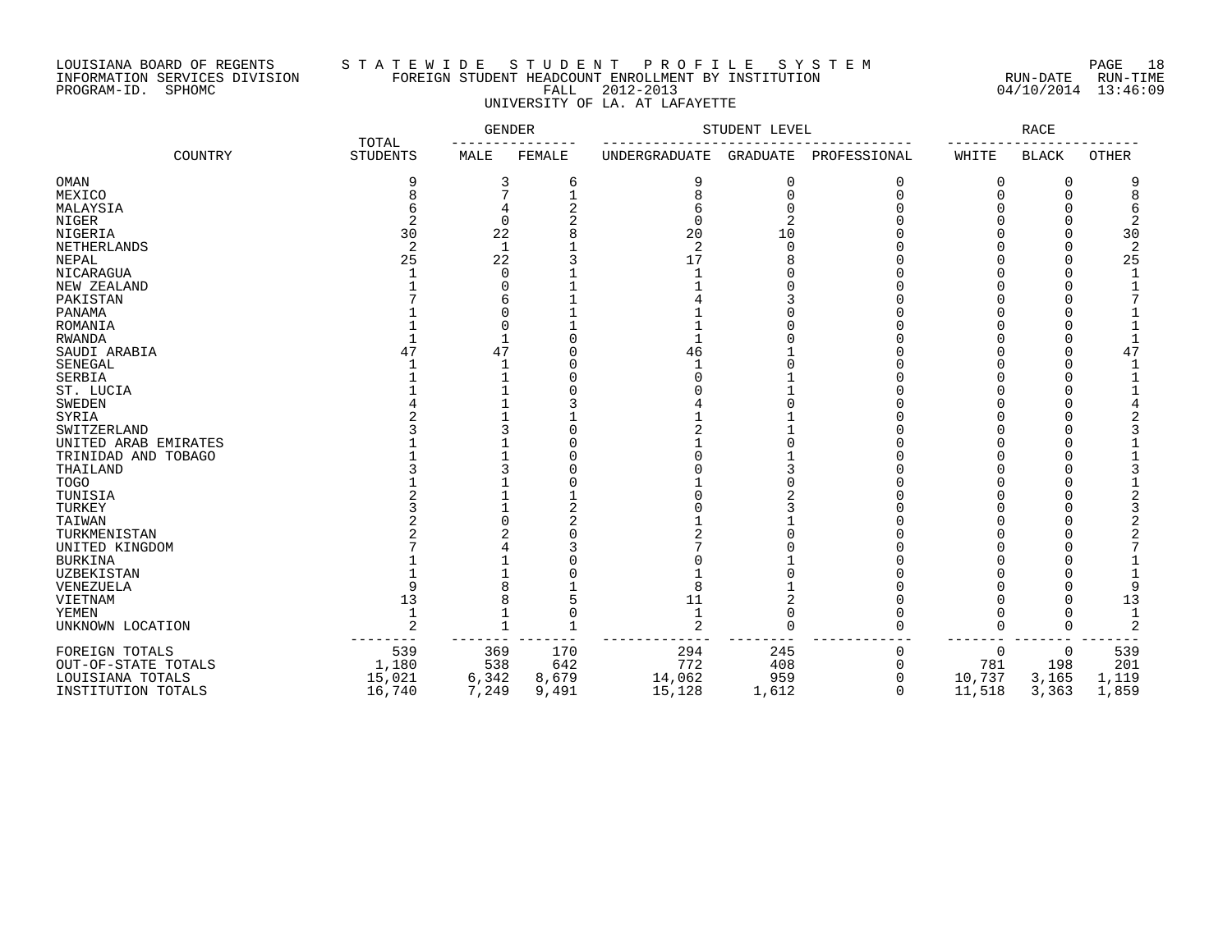LOUISIANA BOARD OF REGENTS
INFORMATION SERVICES DIVISION
PROGRAM-ID. SPHOMC

STATEWIDE STUDENT PROFILE SYSTEM
FOREIGN STUDENT HEADCOUNT ENROLLMENT BY INSTITUTION
FALL 2012-2013
UNIVERSITY OF LA. AT LAFAYETTE

RUN-DATE 04/10/2014 RUN-TIME 13:46:09

| COUNTRY | TOTAL STUDENTS | GENDER | | STUDENT LEVEL | | | RACE | | |
|---|---|---|---|---|---|---|---|---|---|
| | | MALE | FEMALE | UNDERGRADUATE | GRADUATE | PROFESSIONAL | WHITE | BLACK | OTHER |
| OMAN | 9 | 3 | 6 | 9 | 0 | 0 | 0 | 0 | 9 |
| MEXICO | 8 | 7 | 1 | 8 | 0 | 0 | 0 | 0 | 8 |
| MALAYSIA | 6 | 4 | 2 | 6 | 0 | 0 | 0 | 0 | 6 |
| NIGER | 2 | 0 | 2 | 0 | 2 | 0 | 0 | 0 | 2 |
| NIGERIA | 30 | 22 | 8 | 20 | 10 | 0 | 0 | 0 | 30 |
| NETHERLANDS | 2 | 1 | 1 | 2 | 0 | 0 | 0 | 0 | 2 |
| NEPAL | 25 | 22 | 3 | 17 | 8 | 0 | 0 | 0 | 25 |
| NICARAGUA | 1 | 0 | 1 | 1 | 0 | 0 | 0 | 0 | 1 |
| NEW ZEALAND | 1 | 0 | 1 | 1 | 0 | 0 | 0 | 0 | 1 |
| PAKISTAN | 7 | 6 | 1 | 4 | 3 | 0 | 0 | 0 | 7 |
| PANAMA | 1 | 0 | 1 | 1 | 0 | 0 | 0 | 0 | 1 |
| ROMANIA | 1 | 0 | 1 | 1 | 0 | 0 | 0 | 0 | 1 |
| RWANDA | 1 | 1 | 0 | 1 | 0 | 0 | 0 | 0 | 1 |
| SAUDI ARABIA | 47 | 47 | 0 | 46 | 1 | 0 | 0 | 0 | 47 |
| SENEGAL | 1 | 1 | 0 | 1 | 0 | 0 | 0 | 0 | 1 |
| SERBIA | 1 | 1 | 0 | 0 | 1 | 0 | 0 | 0 | 1 |
| ST. LUCIA | 1 | 1 | 0 | 0 | 1 | 0 | 0 | 0 | 1 |
| SWEDEN | 4 | 1 | 3 | 4 | 0 | 0 | 0 | 0 | 4 |
| SYRIA | 2 | 1 | 1 | 1 | 1 | 0 | 0 | 0 | 2 |
| SWITZERLAND | 3 | 3 | 0 | 2 | 1 | 0 | 0 | 0 | 3 |
| UNITED ARAB EMIRATES | 1 | 1 | 0 | 1 | 0 | 0 | 0 | 0 | 1 |
| TRINIDAD AND TOBAGO | 1 | 1 | 0 | 0 | 1 | 0 | 0 | 0 | 1 |
| THAILAND | 3 | 3 | 0 | 0 | 3 | 0 | 0 | 0 | 3 |
| TOGO | 1 | 1 | 0 | 1 | 0 | 0 | 0 | 0 | 1 |
| TUNISIA | 2 | 1 | 1 | 0 | 2 | 0 | 0 | 0 | 2 |
| TURKEY | 3 | 1 | 2 | 0 | 3 | 0 | 0 | 0 | 3 |
| TAIWAN | 2 | 0 | 2 | 1 | 1 | 0 | 0 | 0 | 2 |
| TURKMENISTAN | 2 | 2 | 0 | 2 | 0 | 0 | 0 | 0 | 2 |
| UNITED KINGDOM | 7 | 4 | 3 | 7 | 0 | 0 | 0 | 0 | 7 |
| BURKINA | 1 | 1 | 0 | 0 | 1 | 0 | 0 | 0 | 1 |
| UZBEKISTAN | 1 | 1 | 0 | 1 | 0 | 0 | 0 | 0 | 1 |
| VENEZUELA | 9 | 8 | 1 | 8 | 1 | 0 | 0 | 0 | 9 |
| VIETNAM | 13 | 8 | 5 | 11 | 2 | 0 | 0 | 0 | 13 |
| YEMEN | 1 | 1 | 0 | 1 | 0 | 0 | 0 | 0 | 1 |
| UNKNOWN LOCATION | 2 | 1 | 1 | 2 | 0 | 0 | 0 | 0 | 2 |
| FOREIGN TOTALS | 539 | 369 | 170 | 294 | 245 | 0 | 0 | 0 | 539 |
| OUT-OF-STATE TOTALS | 1,180 | 538 | 642 | 772 | 408 | 0 | 781 | 198 | 201 |
| LOUISIANA TOTALS | 15,021 | 6,342 | 8,679 | 14,062 | 959 | 0 | 10,737 | 3,165 | 1,119 |
| INSTITUTION TOTALS | 16,740 | 7,249 | 9,491 | 15,128 | 1,612 | 0 | 11,518 | 3,363 | 1,859 |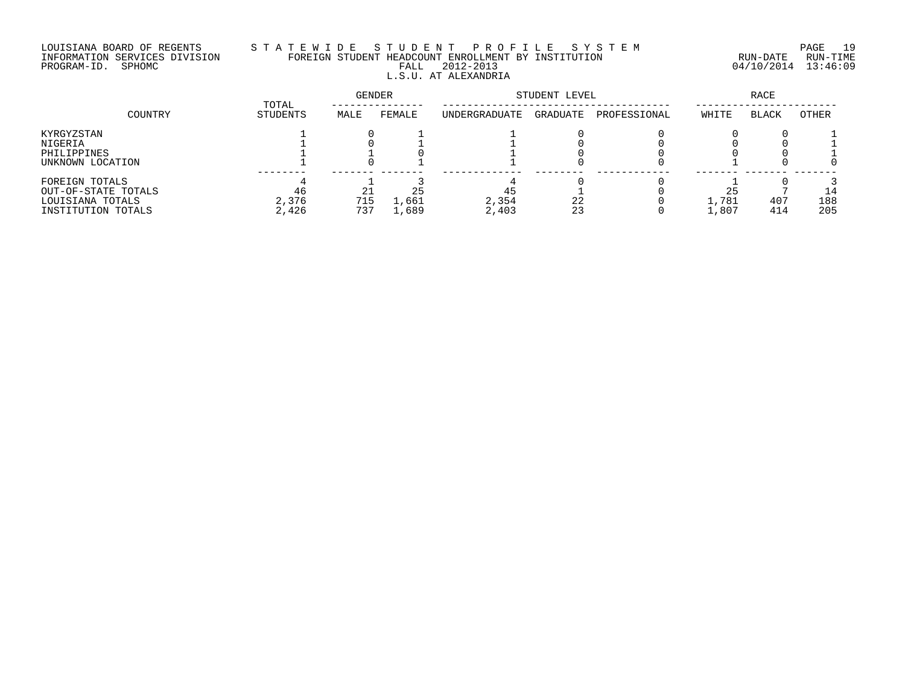LOUISIANA BOARD OF REGENTS
INFORMATION SERVICES DIVISION
PROGRAM-ID. SPHOMC

# S T A T E W I D E   S T U D E N T   P R O F I L E   S Y S T E M

FOREIGN STUDENT HEADCOUNT ENROLLMENT BY INSTITUTION
FALL 2012-2013
L.S.U. AT ALEXANDRIA

RUN-DATE 04/10/2014 RUN-TIME 13:46:09

| COUNTRY | TOTAL STUDENTS | GENDER | | STUDENT LEVEL | | | RACE | | |
|---|---|---|---|---|---|---|---|---|---|
| | | MALE | FEMALE | UNDERGRADUATE | GRADUATE | PROFESSIONAL | WHITE | BLACK | OTHER |
| KYRGYZSTAN | 1 | 0 | 1 | 1 | 0 | 0 | 0 | 0 | 1 |
| NIGERIA | 1 | 0 | 1 | 1 | 0 | 0 | 0 | 0 | 1 |
| PHILIPPINES | 1 | 1 | 0 | 1 | 0 | 0 | 0 | 0 | 1 |
| UNKNOWN LOCATION | 1 | 0 | 1 | 1 | 0 | 0 | 1 | 0 | 0 |
| FOREIGN TOTALS | 4 | 1 | 3 | 4 | 0 | 0 | 1 | 0 | 3 |
| OUT-OF-STATE TOTALS | 46 | 21 | 25 | 45 | 1 | 0 | 25 | 7 | 14 |
| LOUISIANA TOTALS | 2,376 | 715 | 1,661 | 2,354 | 22 | 0 | 1,781 | 407 | 188 |
| INSTITUTION TOTALS | 2,426 | 737 | 1,689 | 2,403 | 23 | 0 | 1,807 | 414 | 205 |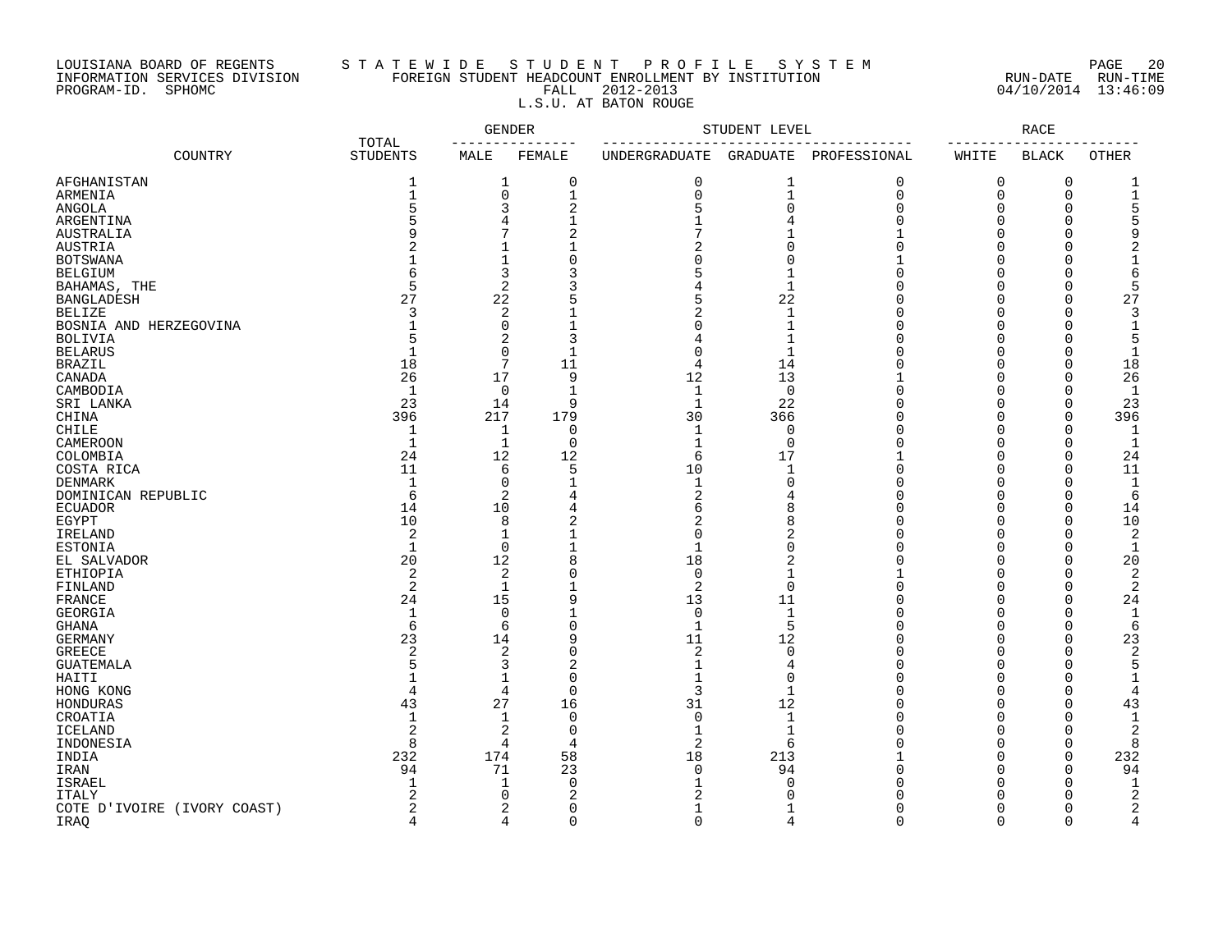LOUISIANA BOARD OF REGENTS — STATEWIDE STUDENT PROFILE SYSTEM
INFORMATION SERVICES DIVISION — FOREIGN STUDENT HEADCOUNT ENROLLMENT BY INSTITUTION — RUN-DATE 04/10/2014 RUN-TIME 13:46:09
PROGRAM-ID. SPHOMC — FALL 2012-2013
L.S.U. AT BATON ROUGE

| COUNTRY | TOTAL STUDENTS | GENDER | | STUDENT LEVEL | | | RACE | | |
|---|---|---|---|---|---|---|---|---|---|
| | | MALE | FEMALE | UNDERGRADUATE | GRADUATE | PROFESSIONAL | WHITE | BLACK | OTHER |
| AFGHANISTAN | 1 | 1 | 0 | 0 | 1 | 0 | 0 | 0 | 1 |
| ARMENIA | 1 | 0 | 1 | 0 | 1 | 0 | 0 | 0 | 1 |
| ANGOLA | 5 | 3 | 2 | 5 | 0 | 0 | 0 | 0 | 5 |
| ARGENTINA | 5 | 4 | 1 | 1 | 4 | 0 | 0 | 0 | 5 |
| AUSTRALIA | 9 | 7 | 2 | 7 | 1 | 1 | 0 | 0 | 9 |
| AUSTRIA | 2 | 1 | 1 | 2 | 0 | 0 | 0 | 0 | 2 |
| BOTSWANA | 1 | 1 | 0 | 0 | 0 | 1 | 0 | 0 | 1 |
| BELGIUM | 6 | 3 | 3 | 5 | 1 | 0 | 0 | 0 | 6 |
| BAHAMAS, THE | 5 | 2 | 3 | 4 | 1 | 0 | 0 | 0 | 5 |
| BANGLADESH | 27 | 22 | 5 | 5 | 22 | 0 | 0 | 0 | 27 |
| BELIZE | 3 | 2 | 1 | 2 | 1 | 0 | 0 | 0 | 3 |
| BOSNIA AND HERZEGOVINA | 1 | 0 | 1 | 0 | 1 | 0 | 0 | 0 | 1 |
| BOLIVIA | 5 | 2 | 3 | 4 | 1 | 0 | 0 | 0 | 5 |
| BELARUS | 1 | 0 | 1 | 0 | 1 | 0 | 0 | 0 | 1 |
| BRAZIL | 18 | 7 | 11 | 4 | 14 | 0 | 0 | 0 | 18 |
| CANADA | 26 | 17 | 9 | 12 | 13 | 1 | 0 | 0 | 26 |
| CAMBODIA | 1 | 0 | 1 | 1 | 0 | 0 | 0 | 0 | 1 |
| SRI LANKA | 23 | 14 | 9 | 1 | 22 | 0 | 0 | 0 | 23 |
| CHINA | 396 | 217 | 179 | 30 | 366 | 0 | 0 | 0 | 396 |
| CHILE | 1 | 1 | 0 | 1 | 0 | 0 | 0 | 0 | 1 |
| CAMEROON | 1 | 1 | 0 | 1 | 0 | 0 | 0 | 0 | 1 |
| COLOMBIA | 24 | 12 | 12 | 6 | 17 | 1 | 0 | 0 | 24 |
| COSTA RICA | 11 | 6 | 5 | 10 | 1 | 0 | 0 | 0 | 11 |
| DENMARK | 1 | 0 | 1 | 1 | 0 | 0 | 0 | 0 | 1 |
| DOMINICAN REPUBLIC | 6 | 2 | 4 | 2 | 4 | 0 | 0 | 0 | 6 |
| ECUADOR | 14 | 10 | 4 | 6 | 8 | 0 | 0 | 0 | 14 |
| EGYPT | 10 | 8 | 2 | 2 | 8 | 0 | 0 | 0 | 10 |
| IRELAND | 2 | 1 | 1 | 0 | 2 | 0 | 0 | 0 | 2 |
| ESTONIA | 1 | 0 | 1 | 1 | 0 | 0 | 0 | 0 | 1 |
| EL SALVADOR | 20 | 12 | 8 | 18 | 2 | 0 | 0 | 0 | 20 |
| ETHIOPIA | 2 | 2 | 0 | 0 | 1 | 1 | 0 | 0 | 2 |
| FINLAND | 2 | 1 | 1 | 2 | 0 | 0 | 0 | 0 | 2 |
| FRANCE | 24 | 15 | 9 | 13 | 11 | 0 | 0 | 0 | 24 |
| GEORGIA | 1 | 0 | 1 | 0 | 1 | 0 | 0 | 0 | 1 |
| GHANA | 6 | 6 | 0 | 1 | 5 | 0 | 0 | 0 | 6 |
| GERMANY | 23 | 14 | 9 | 11 | 12 | 0 | 0 | 0 | 23 |
| GREECE | 2 | 2 | 0 | 2 | 0 | 0 | 0 | 0 | 2 |
| GUATEMALA | 5 | 3 | 2 | 1 | 4 | 0 | 0 | 0 | 5 |
| HAITI | 1 | 1 | 0 | 1 | 0 | 0 | 0 | 0 | 1 |
| HONG KONG | 4 | 4 | 0 | 3 | 1 | 0 | 0 | 0 | 4 |
| HONDURAS | 43 | 27 | 16 | 31 | 12 | 0 | 0 | 0 | 43 |
| CROATIA | 1 | 1 | 0 | 0 | 1 | 0 | 0 | 0 | 1 |
| ICELAND | 2 | 2 | 0 | 1 | 1 | 0 | 0 | 0 | 2 |
| INDONESIA | 8 | 4 | 4 | 2 | 6 | 0 | 0 | 0 | 8 |
| INDIA | 232 | 174 | 58 | 18 | 213 | 1 | 0 | 0 | 232 |
| IRAN | 94 | 71 | 23 | 0 | 94 | 0 | 0 | 0 | 94 |
| ISRAEL | 1 | 1 | 0 | 1 | 0 | 0 | 0 | 0 | 1 |
| ITALY | 2 | 0 | 2 | 2 | 0 | 0 | 0 | 0 | 2 |
| COTE D'IVOIRE (IVORY COAST) | 2 | 2 | 0 | 1 | 1 | 0 | 0 | 0 | 2 |
| IRAQ | 4 | 4 | 0 | 0 | 4 | 0 | 0 | 0 | 4 |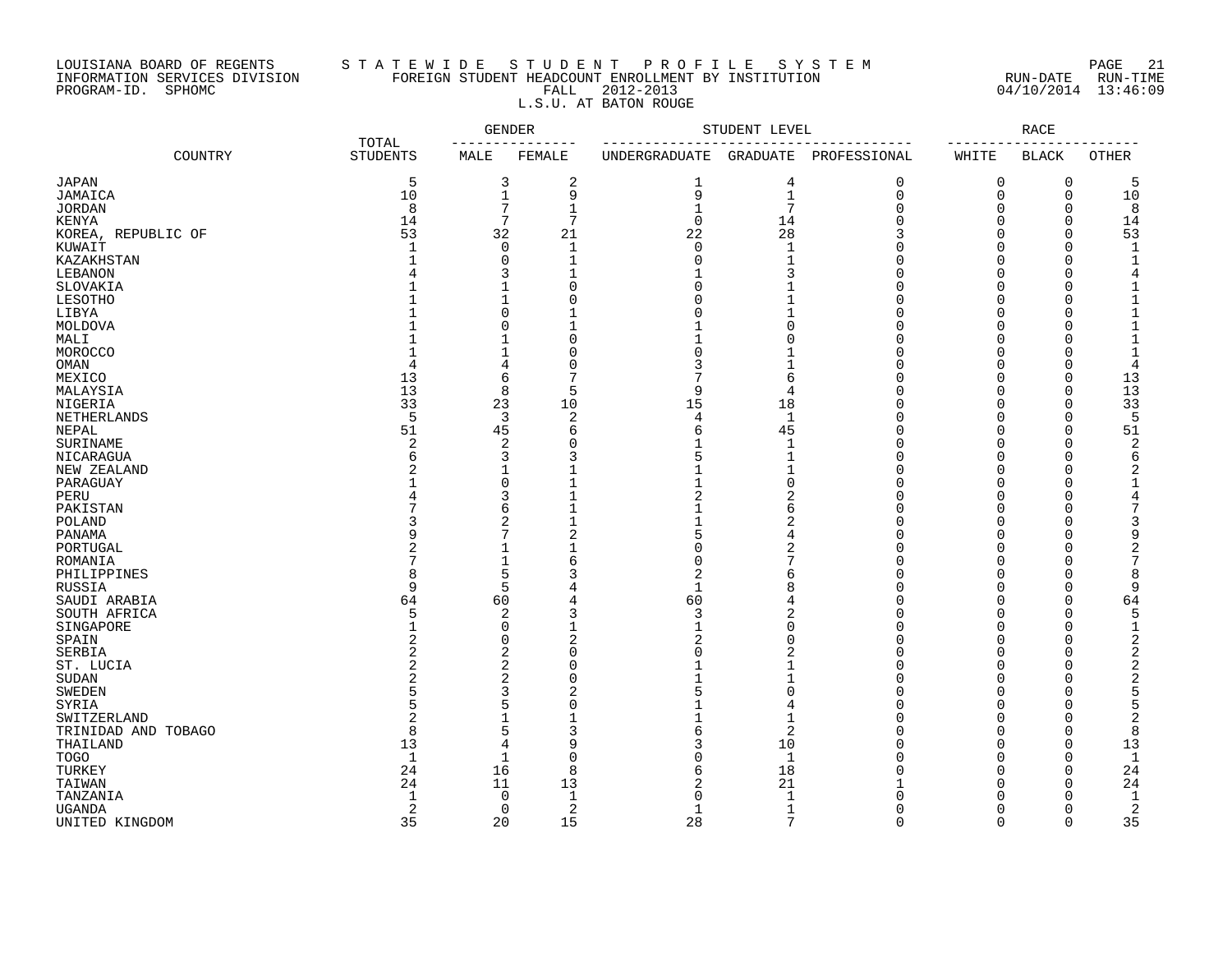LOUISIANA BOARD OF REGENTS — STATEWIDE STUDENT PROFILE SYSTEM
INFORMATION SERVICES DIVISION — FOREIGN STUDENT HEADCOUNT ENROLLMENT BY INSTITUTION — RUN-DATE 04/10/2014 RUN-TIME 13:46:09
PROGRAM-ID. SPHOMC — FALL 2012-2013
L.S.U. AT BATON ROUGE

| COUNTRY | TOTAL STUDENTS | GENDER | | STUDENT LEVEL | | | RACE | | |
|---|---|---|---|---|---|---|---|---|---|
| | | MALE | FEMALE | UNDERGRADUATE | GRADUATE | PROFESSIONAL | WHITE | BLACK | OTHER |
| JAPAN | 5 | 3 | 2 | 1 | 4 | 0 | 0 | 0 | 5 |
| JAMAICA | 10 | 1 | 9 | 9 | 1 | 0 | 0 | 0 | 10 |
| JORDAN | 8 | 7 | 1 | 1 | 7 | 0 | 0 | 0 | 8 |
| KENYA | 14 | 7 | 7 | 0 | 14 | 0 | 0 | 0 | 14 |
| KOREA, REPUBLIC OF | 53 | 32 | 21 | 22 | 28 | 3 | 0 | 0 | 53 |
| KUWAIT | 1 | 0 | 1 | 0 | 1 | 0 | 0 | 0 | 1 |
| KAZAKHSTAN | 1 | 0 | 1 | 0 | 1 | 0 | 0 | 0 | 1 |
| LEBANON | 4 | 3 | 1 | 1 | 3 | 0 | 0 | 0 | 4 |
| SLOVAKIA | 1 | 1 | 0 | 0 | 1 | 0 | 0 | 0 | 1 |
| LESOTHO | 1 | 1 | 0 | 0 | 1 | 0 | 0 | 0 | 1 |
| LIBYA | 1 | 0 | 1 | 0 | 1 | 0 | 0 | 0 | 1 |
| MOLDOVA | 1 | 0 | 1 | 1 | 0 | 0 | 0 | 0 | 1 |
| MALI | 1 | 1 | 0 | 1 | 0 | 0 | 0 | 0 | 1 |
| MOROCCO | 1 | 1 | 0 | 0 | 1 | 0 | 0 | 0 | 1 |
| OMAN | 4 | 4 | 0 | 3 | 1 | 0 | 0 | 0 | 4 |
| MEXICO | 13 | 6 | 7 | 7 | 6 | 0 | 0 | 0 | 13 |
| MALAYSIA | 13 | 8 | 5 | 9 | 4 | 0 | 0 | 0 | 13 |
| NIGERIA | 33 | 23 | 10 | 15 | 18 | 0 | 0 | 0 | 33 |
| NETHERLANDS | 5 | 3 | 2 | 4 | 1 | 0 | 0 | 0 | 5 |
| NEPAL | 51 | 45 | 6 | 6 | 45 | 0 | 0 | 0 | 51 |
| SURINAME | 2 | 2 | 0 | 1 | 1 | 0 | 0 | 0 | 2 |
| NICARAGUA | 6 | 3 | 3 | 5 | 1 | 0 | 0 | 0 | 6 |
| NEW ZEALAND | 2 | 1 | 1 | 1 | 1 | 0 | 0 | 0 | 2 |
| PARAGUAY | 1 | 0 | 1 | 1 | 0 | 0 | 0 | 0 | 1 |
| PERU | 4 | 3 | 1 | 2 | 2 | 0 | 0 | 0 | 4 |
| PAKISTAN | 7 | 6 | 1 | 1 | 6 | 0 | 0 | 0 | 7 |
| POLAND | 3 | 2 | 1 | 1 | 2 | 0 | 0 | 0 | 3 |
| PANAMA | 9 | 7 | 2 | 5 | 4 | 0 | 0 | 0 | 9 |
| PORTUGAL | 2 | 1 | 1 | 0 | 2 | 0 | 0 | 0 | 2 |
| ROMANIA | 7 | 1 | 6 | 0 | 7 | 0 | 0 | 0 | 7 |
| PHILIPPINES | 8 | 5 | 3 | 2 | 6 | 0 | 0 | 0 | 8 |
| RUSSIA | 9 | 5 | 4 | 1 | 8 | 0 | 0 | 0 | 9 |
| SAUDI ARABIA | 64 | 60 | 4 | 60 | 4 | 0 | 0 | 0 | 64 |
| SOUTH AFRICA | 5 | 2 | 3 | 3 | 2 | 0 | 0 | 0 | 5 |
| SINGAPORE | 1 | 0 | 1 | 1 | 0 | 0 | 0 | 0 | 1 |
| SPAIN | 2 | 0 | 2 | 2 | 0 | 0 | 0 | 0 | 2 |
| SERBIA | 2 | 2 | 0 | 0 | 2 | 0 | 0 | 0 | 2 |
| ST. LUCIA | 2 | 2 | 0 | 1 | 1 | 0 | 0 | 0 | 2 |
| SUDAN | 2 | 2 | 0 | 1 | 1 | 0 | 0 | 0 | 2 |
| SWEDEN | 5 | 3 | 2 | 5 | 0 | 0 | 0 | 0 | 5 |
| SYRIA | 5 | 5 | 0 | 1 | 4 | 0 | 0 | 0 | 5 |
| SWITZERLAND | 2 | 1 | 1 | 1 | 1 | 0 | 0 | 0 | 2 |
| TRINIDAD AND TOBAGO | 8 | 5 | 3 | 6 | 2 | 0 | 0 | 0 | 8 |
| THAILAND | 13 | 4 | 9 | 3 | 10 | 0 | 0 | 0 | 13 |
| TOGO | 1 | 1 | 0 | 0 | 1 | 0 | 0 | 0 | 1 |
| TURKEY | 24 | 16 | 8 | 6 | 18 | 0 | 0 | 0 | 24 |
| TAIWAN | 24 | 11 | 13 | 2 | 21 | 1 | 0 | 0 | 24 |
| TANZANIA | 1 | 0 | 1 | 0 | 1 | 0 | 0 | 0 | 1 |
| UGANDA | 2 | 0 | 2 | 1 | 1 | 0 | 0 | 0 | 2 |
| UNITED KINGDOM | 35 | 20 | 15 | 28 | 7 | 0 | 0 | 0 | 35 |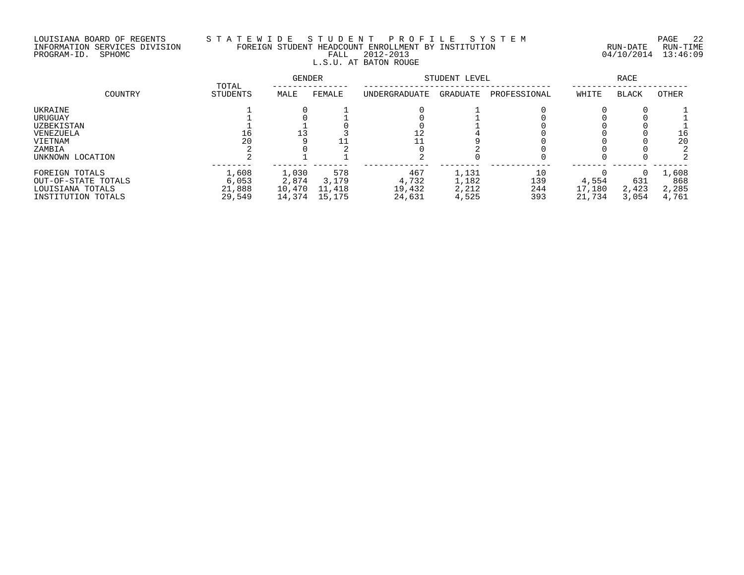LOUISIANA BOARD OF REGENTS
INFORMATION SERVICES DIVISION
PROGRAM-ID. SPHOMC

S T A T E W I D E   S T U D E N T   P R O F I L E   S Y S T E M
FOREIGN STUDENT HEADCOUNT ENROLLMENT BY INSTITUTION
FALL 2012-2013
L.S.U. AT BATON ROUGE

RUN-DATE 04/10/2014 RUN-TIME 13:46:09

| COUNTRY | TOTAL STUDENTS | GENDER | | STUDENT LEVEL | | | RACE | | |
|---|---|---|---|---|---|---|---|---|---|
| | | MALE | FEMALE | UNDERGRADUATE | GRADUATE | PROFESSIONAL | WHITE | BLACK | OTHER |
| UKRAINE | 1 | 0 | 1 | 0 | 1 | 0 | 0 | 0 | 1 |
| URUGUAY | 1 | 0 | 1 | 0 | 1 | 0 | 0 | 0 | 1 |
| UZBEKISTAN | 1 | 1 | 0 | 0 | 1 | 0 | 0 | 0 | 1 |
| VENEZUELA | 16 | 13 | 3 | 12 | 4 | 0 | 0 | 0 | 16 |
| VIETNAM | 20 | 9 | 11 | 11 | 9 | 0 | 0 | 0 | 20 |
| ZAMBIA | 2 | 0 | 2 | 0 | 2 | 0 | 0 | 0 | 2 |
| UNKNOWN LOCATION | 2 | 1 | 1 | 2 | 0 | 0 | 0 | 0 | 2 |
| FOREIGN TOTALS | 1,608 | 1,030 | 578 | 467 | 1,131 | 10 | 0 | 0 | 1,608 |
| OUT-OF-STATE TOTALS | 6,053 | 2,874 | 3,179 | 4,732 | 1,182 | 139 | 4,554 | 631 | 868 |
| LOUISIANA TOTALS | 21,888 | 10,470 | 11,418 | 19,432 | 2,212 | 244 | 17,180 | 2,423 | 2,285 |
| INSTITUTION TOTALS | 29,549 | 14,374 | 15,175 | 24,631 | 4,525 | 393 | 21,734 | 3,054 | 4,761 |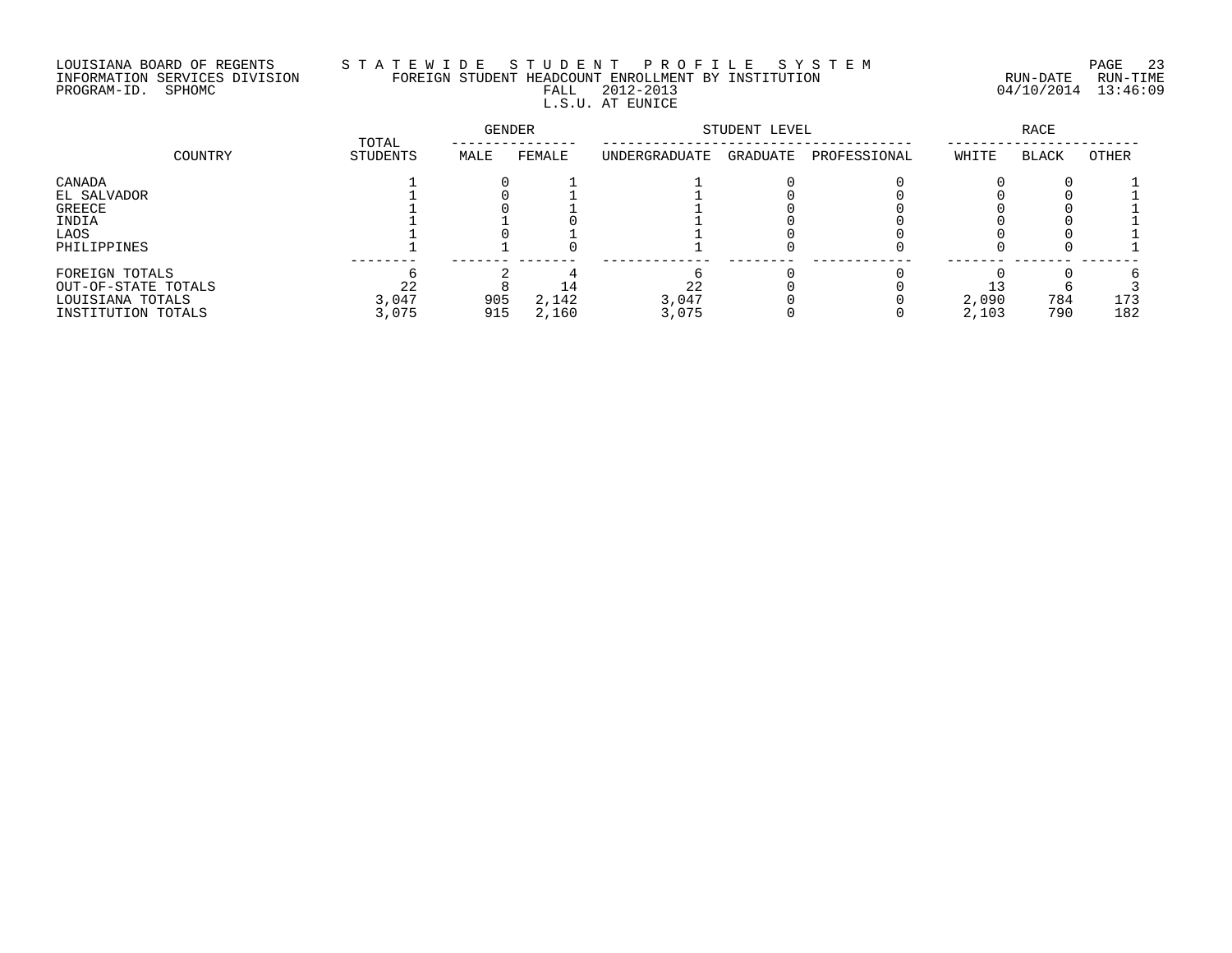LOUISIANA BOARD OF REGENTS
INFORMATION SERVICES DIVISION
PROGRAM-ID. SPHOMC

# STATEWIDE STUDENT PROFILE SYSTEM

FOREIGN STUDENT HEADCOUNT ENROLLMENT BY INSTITUTION
FALL 2012-2013
L.S.U. AT EUNICE

RUN-DATE 04/10/2014 RUN-TIME 13:46:09

| COUNTRY | TOTAL STUDENTS | GENDER | | STUDENT LEVEL | | | RACE | | |
|---|---|---|---|---|---|---|---|---|---|
| | | MALE | FEMALE | UNDERGRADUATE | GRADUATE | PROFESSIONAL | WHITE | BLACK | OTHER |
| CANADA | 1 | 0 | 1 | 1 | 0 | 0 | 0 | 0 | 1 |
| EL SALVADOR | 1 | 0 | 1 | 1 | 0 | 0 | 0 | 0 | 1 |
| GREECE | 1 | 0 | 1 | 1 | 0 | 0 | 0 | 0 | 1 |
| INDIA | 1 | 1 | 0 | 1 | 0 | 0 | 0 | 0 | 1 |
| LAOS | 1 | 0 | 1 | 1 | 0 | 0 | 0 | 0 | 1 |
| PHILIPPINES | 1 | 1 | 0 | 1 | 0 | 0 | 0 | 0 | 1 |
| FOREIGN TOTALS | 6 | 2 | 4 | 6 | 0 | 0 | 0 | 0 | 6 |
| OUT-OF-STATE TOTALS | 22 | 8 | 14 | 22 | 0 | 0 | 13 | 6 | 3 |
| LOUISIANA TOTALS | 3,047 | 905 | 2,142 | 3,047 | 0 | 0 | 2,090 | 784 | 173 |
| INSTITUTION TOTALS | 3,075 | 915 | 2,160 | 3,075 | 0 | 0 | 2,103 | 790 | 182 |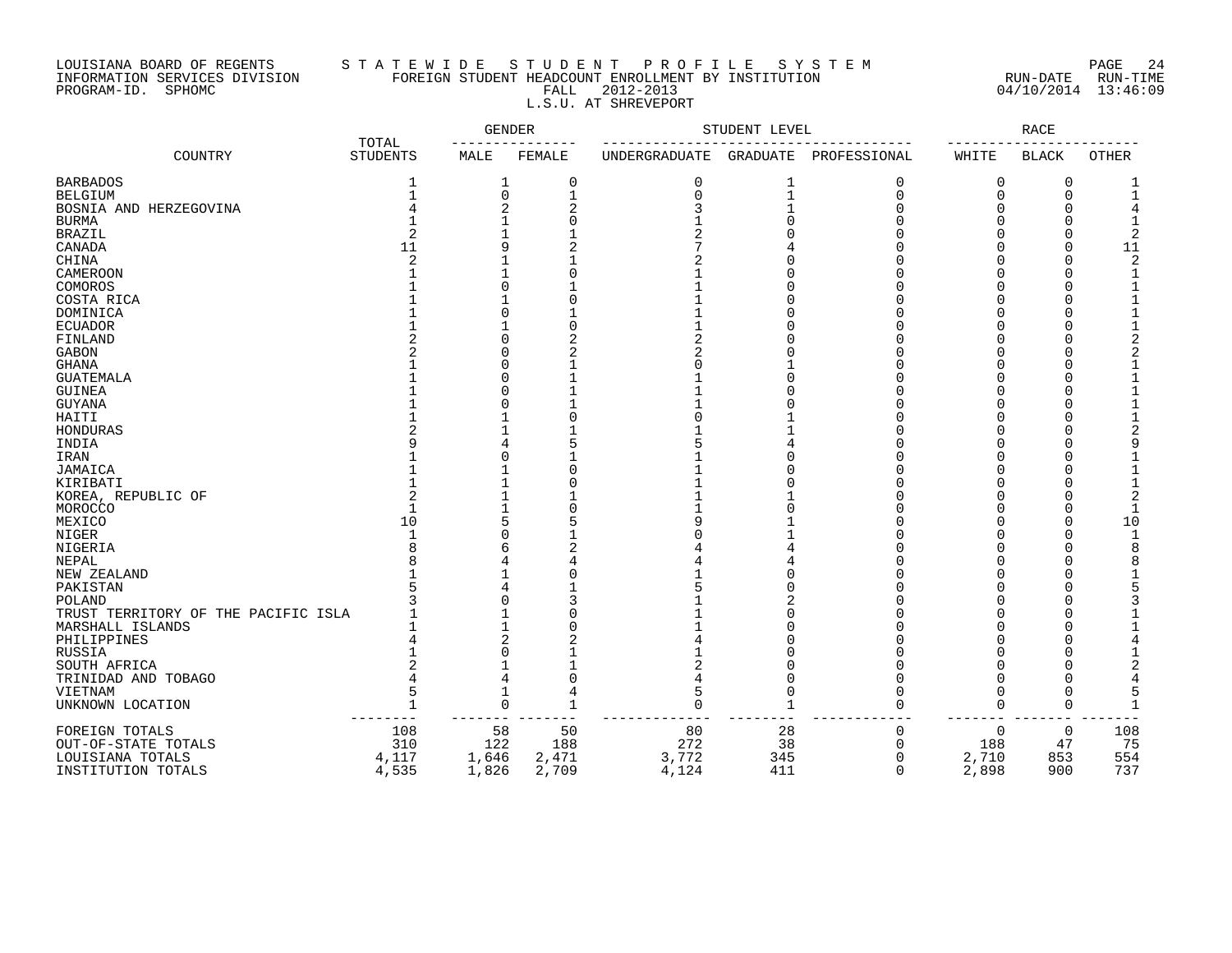LOUISIANA BOARD OF REGENTS — S T A T E W I D E   S T U D E N T   P R O F I L E   S Y S T E M

INFORMATION SERVICES DIVISION — FOREIGN STUDENT HEADCOUNT ENROLLMENT BY INSTITUTION — RUN-DATE 04/10/2014 RUN-TIME 13:46:09

PROGRAM-ID. SPHOMC — FALL 2012-2013

L.S.U. AT SHREVEPORT

| COUNTRY | TOTAL STUDENTS | GENDER | | STUDENT LEVEL | | | RACE | | |
|---|---|---|---|---|---|---|---|---|---|
| | | MALE | FEMALE | UNDERGRADUATE | GRADUATE | PROFESSIONAL | WHITE | BLACK | OTHER |
| BARBADOS | 1 | 1 | 0 | 0 | 1 | 0 | 0 | 0 | 1 |
| BELGIUM | 1 | 0 | 1 | 0 | 1 | 0 | 0 | 0 | 1 |
| BOSNIA AND HERZEGOVINA | 4 | 2 | 2 | 3 | 1 | 0 | 0 | 0 | 4 |
| BURMA | 1 | 1 | 0 | 1 | 0 | 0 | 0 | 0 | 1 |
| BRAZIL | 2 | 1 | 1 | 2 | 0 | 0 | 0 | 0 | 2 |
| CANADA | 11 | 9 | 2 | 7 | 4 | 0 | 0 | 0 | 11 |
| CHINA | 2 | 1 | 1 | 2 | 0 | 0 | 0 | 0 | 2 |
| CAMEROON | 1 | 1 | 0 | 1 | 0 | 0 | 0 | 0 | 1 |
| COMOROS | 1 | 0 | 1 | 1 | 0 | 0 | 0 | 0 | 1 |
| COSTA RICA | 1 | 1 | 0 | 1 | 0 | 0 | 0 | 0 | 1 |
| DOMINICA | 1 | 0 | 1 | 1 | 0 | 0 | 0 | 0 | 1 |
| ECUADOR | 1 | 1 | 0 | 1 | 0 | 0 | 0 | 0 | 1 |
| FINLAND | 2 | 0 | 2 | 2 | 0 | 0 | 0 | 0 | 2 |
| GABON | 2 | 0 | 2 | 2 | 0 | 0 | 0 | 0 | 2 |
| GHANA | 1 | 0 | 1 | 0 | 1 | 0 | 0 | 0 | 1 |
| GUATEMALA | 1 | 0 | 1 | 1 | 0 | 0 | 0 | 0 | 1 |
| GUINEA | 1 | 0 | 1 | 1 | 0 | 0 | 0 | 0 | 1 |
| GUYANA | 1 | 0 | 1 | 1 | 0 | 0 | 0 | 0 | 1 |
| HAITI | 1 | 1 | 0 | 0 | 1 | 0 | 0 | 0 | 1 |
| HONDURAS | 2 | 1 | 1 | 1 | 1 | 0 | 0 | 0 | 2 |
| INDIA | 9 | 4 | 5 | 5 | 4 | 0 | 0 | 0 | 9 |
| IRAN | 1 | 0 | 1 | 1 | 0 | 0 | 0 | 0 | 1 |
| JAMAICA | 1 | 1 | 0 | 1 | 0 | 0 | 0 | 0 | 1 |
| KIRIBATI | 1 | 1 | 0 | 1 | 0 | 0 | 0 | 0 | 1 |
| KOREA, REPUBLIC OF | 2 | 1 | 1 | 1 | 1 | 0 | 0 | 0 | 2 |
| MOROCCO | 1 | 1 | 0 | 1 | 0 | 0 | 0 | 0 | 1 |
| MEXICO | 10 | 5 | 5 | 9 | 1 | 0 | 0 | 0 | 10 |
| NIGER | 1 | 0 | 1 | 0 | 1 | 0 | 0 | 0 | 1 |
| NIGERIA | 8 | 6 | 2 | 4 | 4 | 0 | 0 | 0 | 8 |
| NEPAL | 8 | 4 | 4 | 4 | 4 | 0 | 0 | 0 | 8 |
| NEW ZEALAND | 1 | 1 | 0 | 1 | 0 | 0 | 0 | 0 | 1 |
| PAKISTAN | 5 | 4 | 1 | 5 | 0 | 0 | 0 | 0 | 5 |
| POLAND | 3 | 0 | 3 | 1 | 2 | 0 | 0 | 0 | 3 |
| TRUST TERRITORY OF THE PACIFIC ISLA | 1 | 1 | 0 | 1 | 0 | 0 | 0 | 0 | 1 |
| MARSHALL ISLANDS | 1 | 1 | 0 | 1 | 0 | 0 | 0 | 0 | 1 |
| PHILIPPINES | 4 | 2 | 2 | 4 | 0 | 0 | 0 | 0 | 4 |
| RUSSIA | 1 | 0 | 1 | 1 | 0 | 0 | 0 | 0 | 1 |
| SOUTH AFRICA | 2 | 1 | 1 | 2 | 0 | 0 | 0 | 0 | 2 |
| TRINIDAD AND TOBAGO | 4 | 4 | 0 | 4 | 0 | 0 | 0 | 0 | 4 |
| VIETNAM | 5 | 1 | 4 | 5 | 0 | 0 | 0 | 0 | 5 |
| UNKNOWN LOCATION | 1 | 0 | 1 | 0 | 1 | 0 | 0 | 0 | 1 |
| FOREIGN TOTALS | 108 | 58 | 50 | 80 | 28 | 0 | 0 | 0 | 108 |
| OUT-OF-STATE TOTALS | 310 | 122 | 188 | 272 | 38 | 0 | 188 | 47 | 75 |
| LOUISIANA TOTALS | 4,117 | 1,646 | 2,471 | 3,772 | 345 | 0 | 2,710 | 853 | 554 |
| INSTITUTION TOTALS | 4,535 | 1,826 | 2,709 | 4,124 | 411 | 0 | 2,898 | 900 | 737 |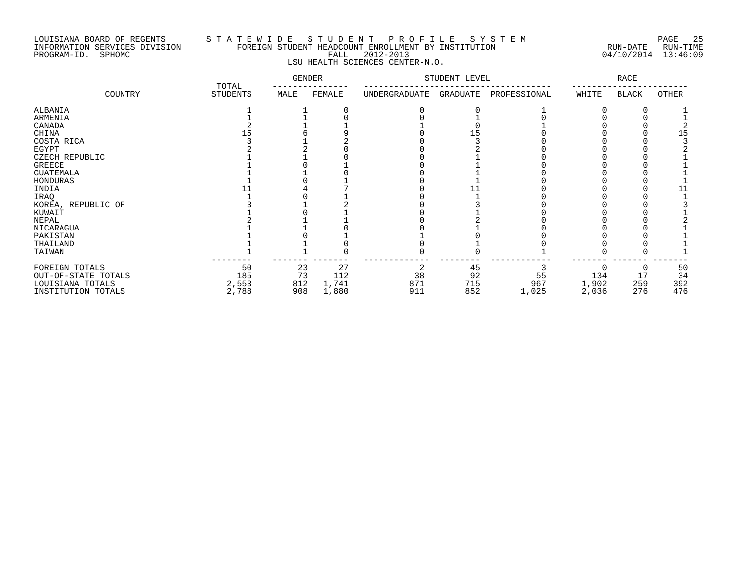LOUISIANA BOARD OF REGENTS
INFORMATION SERVICES DIVISION
PROGRAM-ID. SPHOMC

STATEWIDE STUDENT PROFILE SYSTEM
FOREIGN STUDENT HEADCOUNT ENROLLMENT BY INSTITUTION
FALL 2012-2013
LSU HEALTH SCIENCES CENTER-N.O.

RUN-DATE 04/10/2014 RUN-TIME 13:46:09

| COUNTRY | TOTAL STUDENTS | GENDER | | STUDENT LEVEL | | | RACE | | |
|---|---|---|---|---|---|---|---|---|---|
| | | MALE | FEMALE | UNDERGRADUATE | GRADUATE | PROFESSIONAL | WHITE | BLACK | OTHER |
| ALBANIA | 1 | 1 | 0 | 0 | 0 | 1 | 0 | 0 | 1 |
| ARMENIA | 1 | 1 | 0 | 0 | 1 | 0 | 0 | 0 | 1 |
| CANADA | 2 | 1 | 1 | 1 | 0 | 1 | 0 | 0 | 2 |
| CHINA | 15 | 6 | 9 | 0 | 15 | 0 | 0 | 0 | 15 |
| COSTA RICA | 3 | 1 | 2 | 0 | 3 | 0 | 0 | 0 | 3 |
| EGYPT | 2 | 2 | 0 | 0 | 2 | 0 | 0 | 0 | 2 |
| CZECH REPUBLIC | 1 | 1 | 0 | 0 | 1 | 0 | 0 | 0 | 1 |
| GREECE | 1 | 0 | 1 | 0 | 1 | 0 | 0 | 0 | 1 |
| GUATEMALA | 1 | 1 | 0 | 0 | 1 | 0 | 0 | 0 | 1 |
| HONDURAS | 1 | 0 | 1 | 0 | 1 | 0 | 0 | 0 | 1 |
| INDIA | 11 | 4 | 7 | 0 | 11 | 0 | 0 | 0 | 11 |
| IRAQ | 1 | 0 | 1 | 0 | 1 | 0 | 0 | 0 | 1 |
| KOREA, REPUBLIC OF | 3 | 1 | 2 | 0 | 3 | 0 | 0 | 0 | 3 |
| KUWAIT | 1 | 0 | 1 | 0 | 1 | 0 | 0 | 0 | 1 |
| NEPAL | 2 | 1 | 1 | 0 | 2 | 0 | 0 | 0 | 2 |
| NICARAGUA | 1 | 1 | 0 | 0 | 1 | 0 | 0 | 0 | 1 |
| PAKISTAN | 1 | 0 | 1 | 1 | 0 | 0 | 0 | 0 | 1 |
| THAILAND | 1 | 1 | 0 | 0 | 1 | 0 | 0 | 0 | 1 |
| TAIWAN | 1 | 1 | 0 | 0 | 0 | 1 | 0 | 0 | 1 |
| FOREIGN TOTALS | 50 | 23 | 27 | 2 | 45 | 3 | 0 | 0 | 50 |
| OUT-OF-STATE TOTALS | 185 | 73 | 112 | 38 | 92 | 55 | 134 | 17 | 34 |
| LOUISIANA TOTALS | 2,553 | 812 | 1,741 | 871 | 715 | 967 | 1,902 | 259 | 392 |
| INSTITUTION TOTALS | 2,788 | 908 | 1,880 | 911 | 852 | 1,025 | 2,036 | 276 | 476 |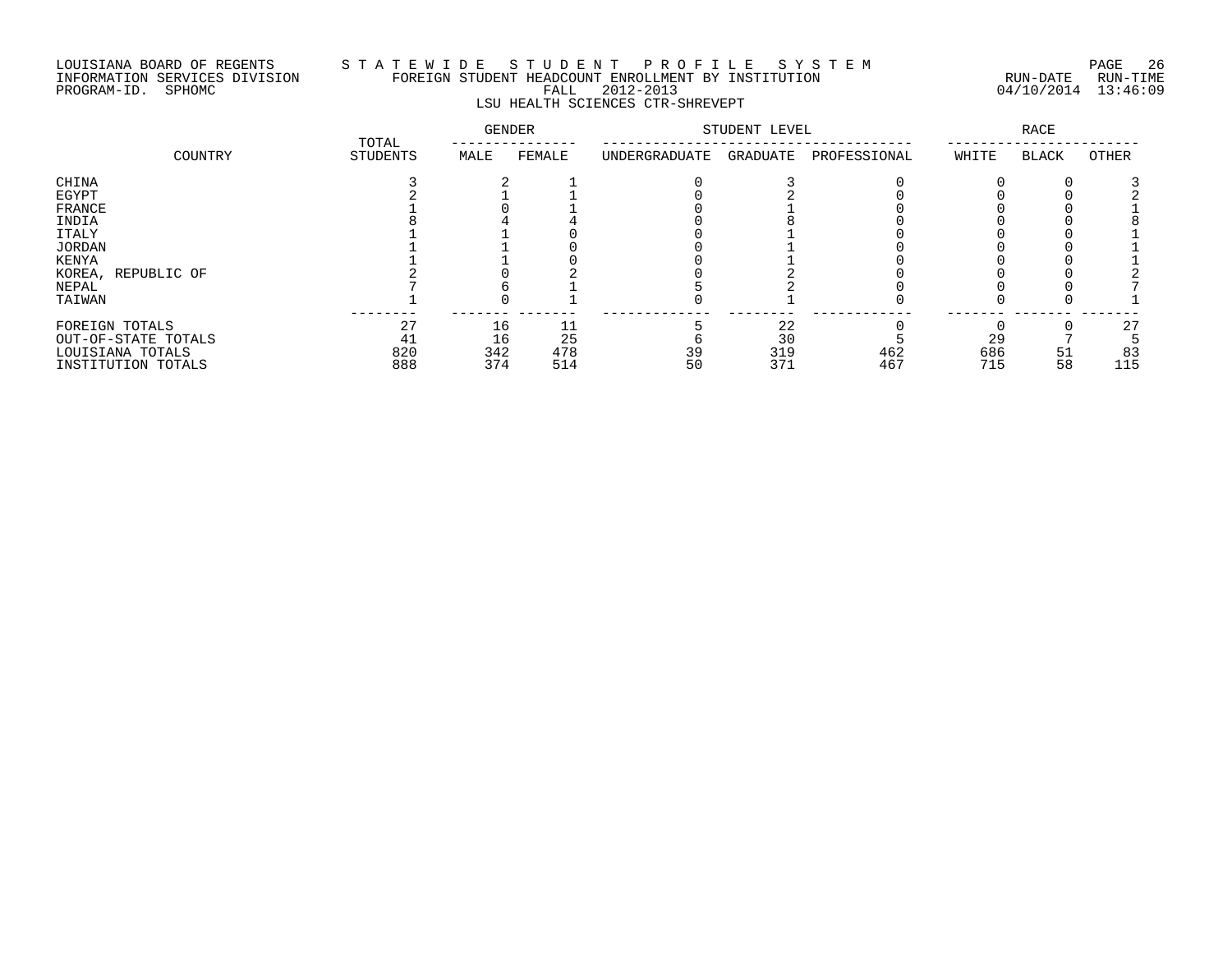LOUISIANA BOARD OF REGENTS
INFORMATION SERVICES DIVISION
PROGRAM-ID. SPHOMC

# STATEWIDE STUDENT PROFILE SYSTEM
## FOREIGN STUDENT HEADCOUNT ENROLLMENT BY INSTITUTION
### FALL 2012-2013
### LSU HEALTH SCIENCES CTR-SHREVEPT

RUN-DATE 04/10/2014 RUN-TIME 13:46:09

| COUNTRY | TOTAL STUDENTS | GENDER | | STUDENT LEVEL | | | RACE | | |
|---|---|---|---|---|---|---|---|---|---|
| | | MALE | FEMALE | UNDERGRADUATE | GRADUATE | PROFESSIONAL | WHITE | BLACK | OTHER |
| CHINA | 3 | 2 | 1 | 0 | 3 | 0 | 0 | 0 | 3 |
| EGYPT | 2 | 1 | 1 | 0 | 2 | 0 | 0 | 0 | 2 |
| FRANCE | 1 | 0 | 1 | 0 | 1 | 0 | 0 | 0 | 1 |
| INDIA | 8 | 4 | 4 | 0 | 8 | 0 | 0 | 0 | 8 |
| ITALY | 1 | 1 | 0 | 0 | 1 | 0 | 0 | 0 | 1 |
| JORDAN | 1 | 1 | 0 | 0 | 1 | 0 | 0 | 0 | 1 |
| KENYA | 1 | 1 | 0 | 0 | 1 | 0 | 0 | 0 | 1 |
| KOREA, REPUBLIC OF | 2 | 0 | 2 | 0 | 2 | 0 | 0 | 0 | 2 |
| NEPAL | 7 | 6 | 1 | 5 | 2 | 0 | 0 | 0 | 7 |
| TAIWAN | 1 | 0 | 1 | 0 | 1 | 0 | 0 | 0 | 1 |
| FOREIGN TOTALS | 27 | 16 | 11 | 5 | 22 | 0 | 0 | 0 | 27 |
| OUT-OF-STATE TOTALS | 41 | 16 | 25 | 6 | 30 | 5 | 29 | 7 | 5 |
| LOUISIANA TOTALS | 820 | 342 | 478 | 39 | 319 | 462 | 686 | 51 | 83 |
| INSTITUTION TOTALS | 888 | 374 | 514 | 50 | 371 | 467 | 715 | 58 | 115 |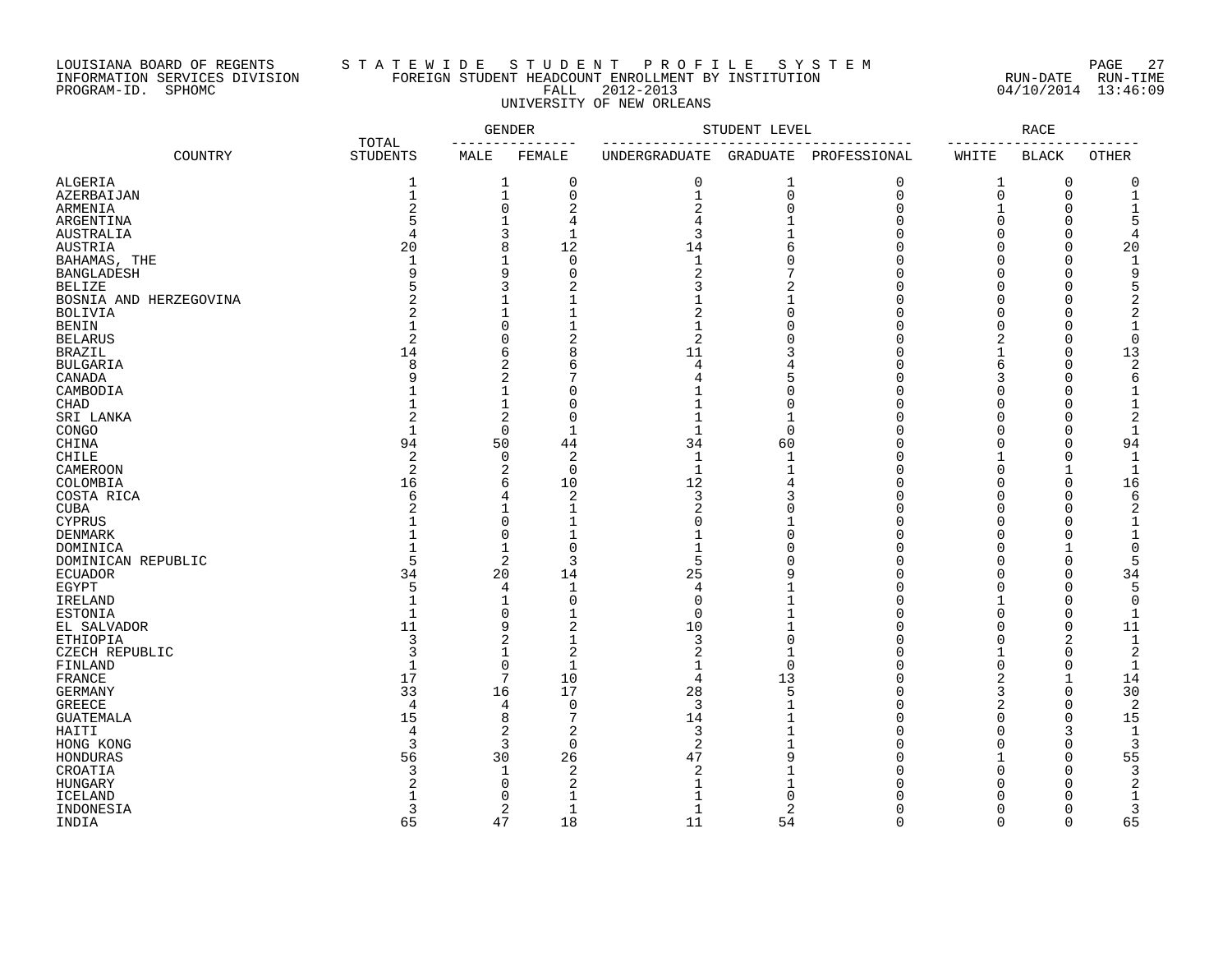LOUISIANA BOARD OF REGENTS — STATEWIDE STUDENT PROFILE SYSTEM

INFORMATION SERVICES DIVISION — FOREIGN STUDENT HEADCOUNT ENROLLMENT BY INSTITUTION — RUN-DATE 04/10/2014 RUN-TIME 13:46:09

PROGRAM-ID. SPHOMC — FALL 2012-2013

UNIVERSITY OF NEW ORLEANS

| COUNTRY | TOTAL STUDENTS | GENDER | | STUDENT LEVEL | | | RACE | | |
|---|---|---|---|---|---|---|---|---|---|
| | | MALE | FEMALE | UNDERGRADUATE | GRADUATE | PROFESSIONAL | WHITE | BLACK | OTHER |
| ALGERIA | 1 | 1 | 0 | 0 | 1 | 0 | 1 | 0 | 0 |
| AZERBAIJAN | 1 | 1 | 0 | 1 | 0 | 0 | 0 | 0 | 1 |
| ARMENIA | 2 | 0 | 2 | 2 | 0 | 0 | 1 | 0 | 1 |
| ARGENTINA | 5 | 1 | 4 | 4 | 1 | 0 | 0 | 0 | 5 |
| AUSTRALIA | 4 | 3 | 1 | 3 | 1 | 0 | 0 | 0 | 4 |
| AUSTRIA | 20 | 8 | 12 | 14 | 6 | 0 | 0 | 0 | 20 |
| BAHAMAS, THE | 1 | 1 | 0 | 1 | 0 | 0 | 0 | 0 | 1 |
| BANGLADESH | 9 | 9 | 0 | 2 | 7 | 0 | 0 | 0 | 9 |
| BELIZE | 5 | 3 | 2 | 3 | 2 | 0 | 0 | 0 | 5 |
| BOSNIA AND HERZEGOVINA | 2 | 1 | 1 | 1 | 1 | 0 | 0 | 0 | 2 |
| BOLIVIA | 2 | 1 | 1 | 2 | 0 | 0 | 0 | 0 | 2 |
| BENIN | 1 | 0 | 1 | 1 | 0 | 0 | 0 | 0 | 1 |
| BELARUS | 2 | 0 | 2 | 2 | 0 | 0 | 2 | 0 | 0 |
| BRAZIL | 14 | 6 | 8 | 11 | 3 | 0 | 1 | 0 | 13 |
| BULGARIA | 8 | 2 | 6 | 4 | 4 | 0 | 6 | 0 | 2 |
| CANADA | 9 | 2 | 7 | 4 | 5 | 0 | 3 | 0 | 6 |
| CAMBODIA | 1 | 1 | 0 | 1 | 0 | 0 | 0 | 0 | 1 |
| CHAD | 1 | 1 | 0 | 1 | 0 | 0 | 0 | 0 | 1 |
| SRI LANKA | 2 | 2 | 0 | 1 | 1 | 0 | 0 | 0 | 2 |
| CONGO | 1 | 0 | 1 | 1 | 0 | 0 | 0 | 0 | 1 |
| CHINA | 94 | 50 | 44 | 34 | 60 | 0 | 0 | 0 | 94 |
| CHILE | 2 | 0 | 2 | 1 | 1 | 0 | 1 | 0 | 1 |
| CAMEROON | 2 | 2 | 0 | 1 | 1 | 0 | 0 | 1 | 1 |
| COLOMBIA | 16 | 6 | 10 | 12 | 4 | 0 | 0 | 0 | 16 |
| COSTA RICA | 6 | 4 | 2 | 3 | 3 | 0 | 0 | 0 | 6 |
| CUBA | 2 | 1 | 1 | 2 | 0 | 0 | 0 | 0 | 2 |
| CYPRUS | 1 | 0 | 1 | 0 | 1 | 0 | 0 | 0 | 1 |
| DENMARK | 1 | 0 | 1 | 1 | 0 | 0 | 0 | 0 | 1 |
| DOMINICA | 1 | 1 | 0 | 1 | 0 | 0 | 0 | 1 | 0 |
| DOMINICAN REPUBLIC | 5 | 2 | 3 | 5 | 0 | 0 | 0 | 0 | 5 |
| ECUADOR | 34 | 20 | 14 | 25 | 9 | 0 | 0 | 0 | 34 |
| EGYPT | 5 | 4 | 1 | 4 | 1 | 0 | 0 | 0 | 5 |
| IRELAND | 1 | 1 | 0 | 0 | 1 | 0 | 1 | 0 | 0 |
| ESTONIA | 1 | 0 | 1 | 0 | 1 | 0 | 0 | 0 | 1 |
| EL SALVADOR | 11 | 9 | 2 | 10 | 1 | 0 | 0 | 0 | 11 |
| ETHIOPIA | 3 | 2 | 1 | 3 | 0 | 0 | 0 | 2 | 1 |
| CZECH REPUBLIC | 3 | 1 | 2 | 2 | 1 | 0 | 1 | 0 | 2 |
| FINLAND | 1 | 0 | 1 | 1 | 0 | 0 | 0 | 0 | 1 |
| FRANCE | 17 | 7 | 10 | 4 | 13 | 0 | 2 | 1 | 14 |
| GERMANY | 33 | 16 | 17 | 28 | 5 | 0 | 3 | 0 | 30 |
| GREECE | 4 | 4 | 0 | 3 | 1 | 0 | 2 | 0 | 2 |
| GUATEMALA | 15 | 8 | 7 | 14 | 1 | 0 | 0 | 0 | 15 |
| HAITI | 4 | 2 | 2 | 3 | 1 | 0 | 0 | 3 | 1 |
| HONG KONG | 3 | 3 | 0 | 2 | 1 | 0 | 0 | 0 | 3 |
| HONDURAS | 56 | 30 | 26 | 47 | 9 | 0 | 1 | 0 | 55 |
| CROATIA | 3 | 1 | 2 | 2 | 1 | 0 | 0 | 0 | 3 |
| HUNGARY | 2 | 0 | 2 | 1 | 1 | 0 | 0 | 0 | 2 |
| ICELAND | 1 | 0 | 1 | 1 | 0 | 0 | 0 | 0 | 1 |
| INDONESIA | 3 | 2 | 1 | 1 | 2 | 0 | 0 | 0 | 3 |
| INDIA | 65 | 47 | 18 | 11 | 54 | 0 | 0 | 0 | 65 |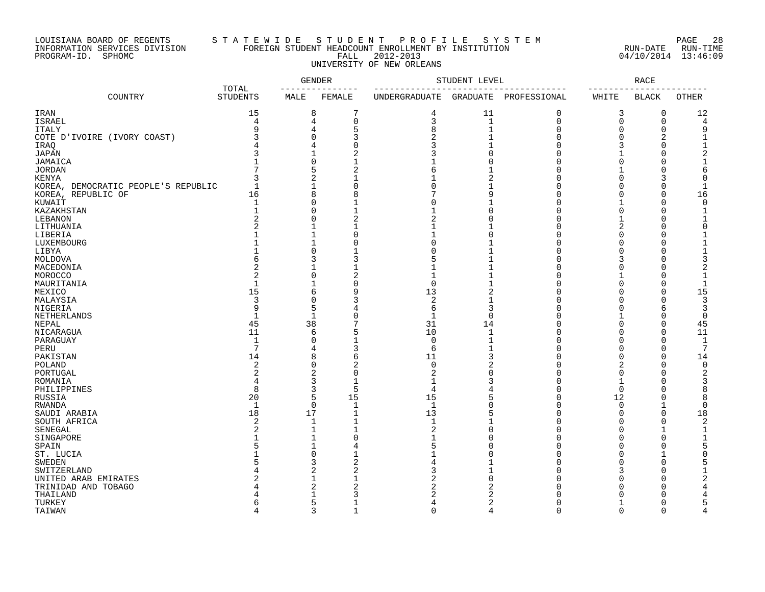LOUISIANA BOARD OF REGENTS — STATEWIDE STUDENT PROFILE SYSTEM
INFORMATION SERVICES DIVISION — FOREIGN STUDENT HEADCOUNT ENROLLMENT BY INSTITUTION — RUN-DATE 04/10/2014 RUN-TIME 13:46:09
PROGRAM-ID. SPHOMC — FALL 2012-2013

UNIVERSITY OF NEW ORLEANS

| COUNTRY | TOTAL STUDENTS | GENDER | | STUDENT LEVEL | | | RACE | | |
|---|---|---|---|---|---|---|---|---|---|
| | | MALE | FEMALE | UNDERGRADUATE | GRADUATE | PROFESSIONAL | WHITE | BLACK | OTHER |
| IRAN | 15 | 8 | 7 | 4 | 11 | 0 | 3 | 0 | 12 |
| ISRAEL | 4 | 4 | 0 | 3 | 1 | 0 | 0 | 0 | 4 |
| ITALY | 9 | 4 | 5 | 8 | 1 | 0 | 0 | 0 | 9 |
| COTE D'IVOIRE (IVORY COAST) | 3 | 0 | 3 | 2 | 1 | 0 | 0 | 2 | 1 |
| IRAQ | 4 | 4 | 0 | 3 | 1 | 0 | 3 | 0 | 1 |
| JAPAN | 3 | 1 | 2 | 3 | 0 | 0 | 1 | 0 | 2 |
| JAMAICA | 1 | 0 | 1 | 1 | 0 | 0 | 0 | 0 | 1 |
| JORDAN | 7 | 5 | 2 | 6 | 1 | 0 | 1 | 0 | 6 |
| KENYA | 3 | 2 | 1 | 1 | 2 | 0 | 0 | 3 | 0 |
| KOREA, DEMOCRATIC PEOPLE'S REPUBLIC | 1 | 1 | 0 | 0 | 1 | 0 | 0 | 0 | 1 |
| KOREA, REPUBLIC OF | 16 | 8 | 8 | 7 | 9 | 0 | 0 | 0 | 16 |
| KUWAIT | 1 | 0 | 1 | 0 | 1 | 0 | 1 | 0 | 0 |
| KAZAKHSTAN | 1 | 0 | 1 | 1 | 0 | 0 | 0 | 0 | 1 |
| LEBANON | 2 | 0 | 2 | 2 | 0 | 0 | 1 | 0 | 1 |
| LITHUANIA | 2 | 1 | 1 | 1 | 1 | 0 | 2 | 0 | 0 |
| LIBERIA | 1 | 1 | 0 | 1 | 0 | 0 | 0 | 0 | 1 |
| LUXEMBOURG | 1 | 1 | 0 | 0 | 1 | 0 | 0 | 0 | 1 |
| LIBYA | 1 | 0 | 1 | 0 | 1 | 0 | 0 | 0 | 1 |
| MOLDOVA | 6 | 3 | 3 | 5 | 1 | 0 | 3 | 0 | 3 |
| MACEDONIA | 2 | 1 | 1 | 1 | 1 | 0 | 0 | 0 | 2 |
| MOROCCO | 2 | 0 | 2 | 1 | 1 | 0 | 1 | 0 | 1 |
| MAURITANIA | 1 | 1 | 0 | 0 | 1 | 0 | 0 | 0 | 1 |
| MEXICO | 15 | 6 | 9 | 13 | 2 | 0 | 0 | 0 | 15 |
| MALAYSIA | 3 | 0 | 3 | 2 | 1 | 0 | 0 | 0 | 3 |
| NIGERIA | 9 | 5 | 4 | 6 | 3 | 0 | 0 | 6 | 3 |
| NETHERLANDS | 1 | 1 | 0 | 1 | 0 | 0 | 1 | 0 | 0 |
| NEPAL | 45 | 38 | 7 | 31 | 14 | 0 | 0 | 0 | 45 |
| NICARAGUA | 11 | 6 | 5 | 10 | 1 | 0 | 0 | 0 | 11 |
| PARAGUAY | 1 | 0 | 1 | 0 | 1 | 0 | 0 | 0 | 1 |
| PERU | 7 | 4 | 3 | 6 | 1 | 0 | 0 | 0 | 7 |
| PAKISTAN | 14 | 8 | 6 | 11 | 3 | 0 | 0 | 0 | 14 |
| POLAND | 2 | 0 | 2 | 0 | 2 | 0 | 2 | 0 | 0 |
| PORTUGAL | 2 | 2 | 0 | 2 | 0 | 0 | 0 | 0 | 2 |
| ROMANIA | 4 | 3 | 1 | 1 | 3 | 0 | 1 | 0 | 3 |
| PHILIPPINES | 8 | 3 | 5 | 4 | 4 | 0 | 0 | 0 | 8 |
| RUSSIA | 20 | 5 | 15 | 15 | 5 | 0 | 12 | 0 | 8 |
| RWANDA | 1 | 0 | 1 | 1 | 0 | 0 | 0 | 1 | 0 |
| SAUDI ARABIA | 18 | 17 | 1 | 13 | 5 | 0 | 0 | 0 | 18 |
| SOUTH AFRICA | 2 | 1 | 1 | 1 | 1 | 0 | 0 | 0 | 2 |
| SENEGAL | 2 | 1 | 1 | 2 | 0 | 0 | 0 | 1 | 1 |
| SINGAPORE | 1 | 1 | 0 | 1 | 0 | 0 | 0 | 0 | 1 |
| SPAIN | 5 | 1 | 4 | 5 | 0 | 0 | 0 | 0 | 5 |
| ST. LUCIA | 1 | 0 | 1 | 1 | 0 | 0 | 0 | 1 | 0 |
| SWEDEN | 5 | 3 | 2 | 4 | 1 | 0 | 0 | 0 | 5 |
| SWITZERLAND | 4 | 2 | 2 | 3 | 1 | 0 | 3 | 0 | 1 |
| UNITED ARAB EMIRATES | 2 | 1 | 1 | 2 | 0 | 0 | 0 | 0 | 2 |
| TRINIDAD AND TOBAGO | 4 | 2 | 2 | 2 | 2 | 0 | 0 | 0 | 4 |
| THAILAND | 4 | 1 | 3 | 2 | 2 | 0 | 0 | 0 | 4 |
| TURKEY | 6 | 5 | 1 | 4 | 2 | 0 | 1 | 0 | 5 |
| TAIWAN | 4 | 3 | 1 | 0 | 4 | 0 | 0 | 0 | 4 |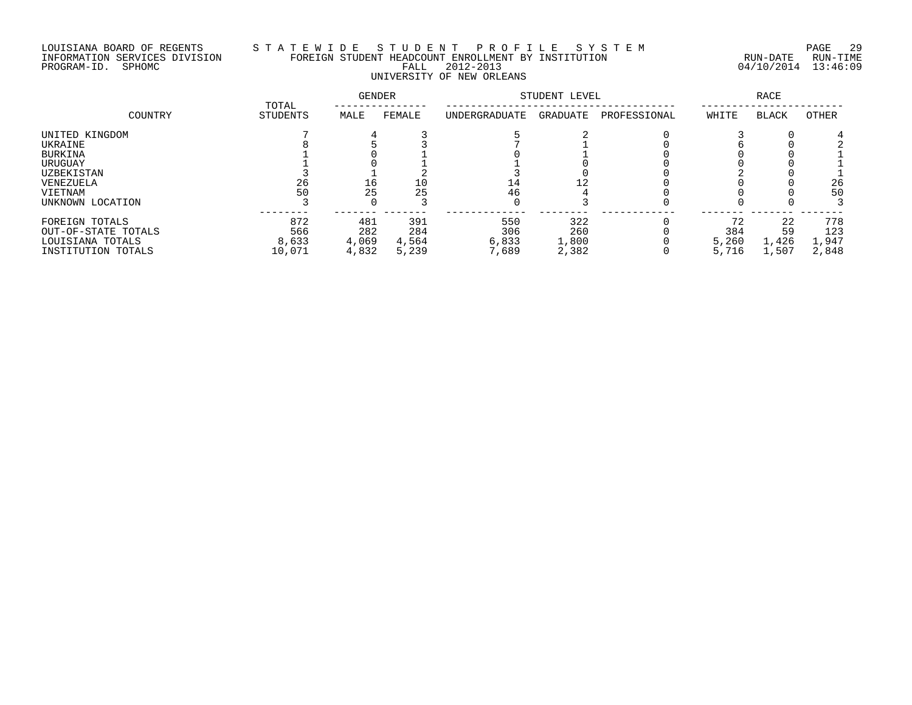LOUISIANA BOARD OF REGENTS — STATEWIDE STUDENT PROFILE SYSTEM
INFORMATION SERVICES DIVISION — FOREIGN STUDENT HEADCOUNT ENROLLMENT BY INSTITUTION — RUN-DATE 04/10/2014 RUN-TIME 13:46:09
PROGRAM-ID. SPHOMC — FALL 2012-2013

UNIVERSITY OF NEW ORLEANS

| COUNTRY | TOTAL STUDENTS | GENDER | | STUDENT LEVEL | | | RACE | | |
|---|---|---|---|---|---|---|---|---|---|
| | | MALE | FEMALE | UNDERGRADUATE | GRADUATE | PROFESSIONAL | WHITE | BLACK | OTHER |
| UNITED KINGDOM | 7 | 4 | 3 | 5 | 2 | 0 | 3 | 0 | 4 |
| UKRAINE | 8 | 5 | 3 | 7 | 1 | 0 | 6 | 0 | 2 |
| BURKINA | 1 | 0 | 1 | 0 | 1 | 0 | 0 | 0 | 1 |
| URUGUAY | 1 | 0 | 1 | 1 | 0 | 0 | 0 | 0 | 1 |
| UZBEKISTAN | 3 | 1 | 2 | 3 | 0 | 0 | 2 | 0 | 1 |
| VENEZUELA | 26 | 16 | 10 | 14 | 12 | 0 | 0 | 0 | 26 |
| VIETNAM | 50 | 25 | 25 | 46 | 4 | 0 | 0 | 0 | 50 |
| UNKNOWN LOCATION | 3 | 0 | 3 | 0 | 3 | 0 | 0 | 0 | 3 |
| FOREIGN TOTALS | 872 | 481 | 391 | 550 | 322 | 0 | 72 | 22 | 778 |
| OUT-OF-STATE TOTALS | 566 | 282 | 284 | 306 | 260 | 0 | 384 | 59 | 123 |
| LOUISIANA TOTALS | 8,633 | 4,069 | 4,564 | 6,833 | 1,800 | 0 | 5,260 | 1,426 | 1,947 |
| INSTITUTION TOTALS | 10,071 | 4,832 | 5,239 | 7,689 | 2,382 | 0 | 5,716 | 1,507 | 2,848 |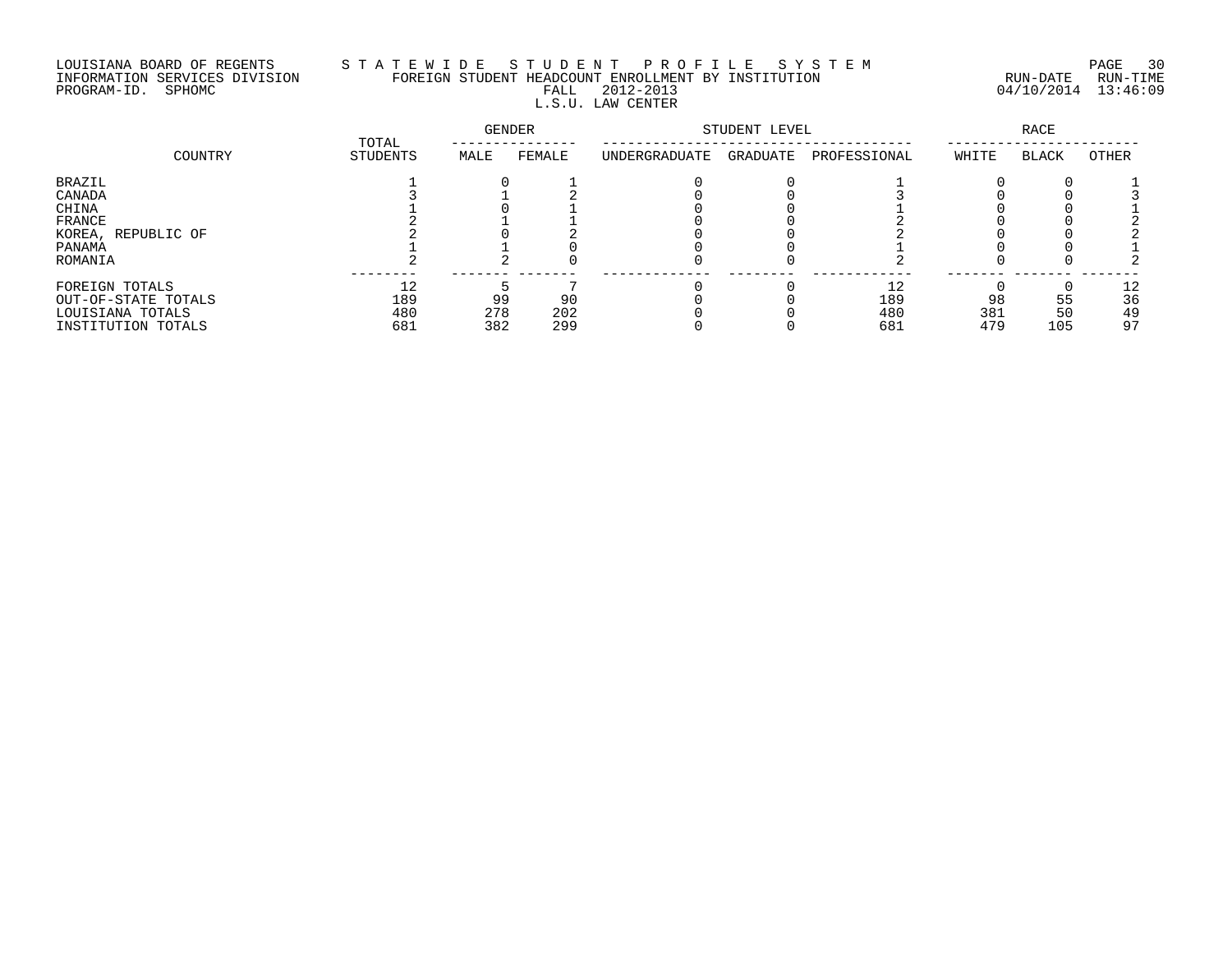LOUISIANA BOARD OF REGENTS
INFORMATION SERVICES DIVISION
PROGRAM-ID. SPHOMC

STATEWIDE STUDENT PROFILE SYSTEM
FOREIGN STUDENT HEADCOUNT ENROLLMENT BY INSTITUTION
FALL 2012-2013
L.S.U. LAW CENTER

RUN-DATE 04/10/2014 RUN-TIME 13:46:09

| COUNTRY | TOTAL STUDENTS | GENDER | | STUDENT LEVEL | | | RACE | | |
|---|---|---|---|---|---|---|---|---|---|
| | | MALE | FEMALE | UNDERGRADUATE | GRADUATE | PROFESSIONAL | WHITE | BLACK | OTHER |
| BRAZIL | 1 | 0 | 1 | 0 | 0 | 1 | 0 | 0 | 1 |
| CANADA | 3 | 1 | 2 | 0 | 0 | 3 | 0 | 0 | 3 |
| CHINA | 1 | 0 | 1 | 0 | 0 | 1 | 0 | 0 | 1 |
| FRANCE | 2 | 1 | 1 | 0 | 0 | 2 | 0 | 0 | 2 |
| KOREA, REPUBLIC OF | 2 | 0 | 2 | 0 | 0 | 2 | 0 | 0 | 2 |
| PANAMA | 1 | 1 | 0 | 0 | 0 | 1 | 0 | 0 | 1 |
| ROMANIA | 2 | 2 | 0 | 0 | 0 | 2 | 0 | 0 | 2 |
| FOREIGN TOTALS | 12 | 5 | 7 | 0 | 0 | 12 | 0 | 0 | 12 |
| OUT-OF-STATE TOTALS | 189 | 99 | 90 | 0 | 0 | 189 | 98 | 55 | 36 |
| LOUISIANA TOTALS | 480 | 278 | 202 | 0 | 0 | 480 | 381 | 50 | 49 |
| INSTITUTION TOTALS | 681 | 382 | 299 | 0 | 0 | 681 | 479 | 105 | 97 |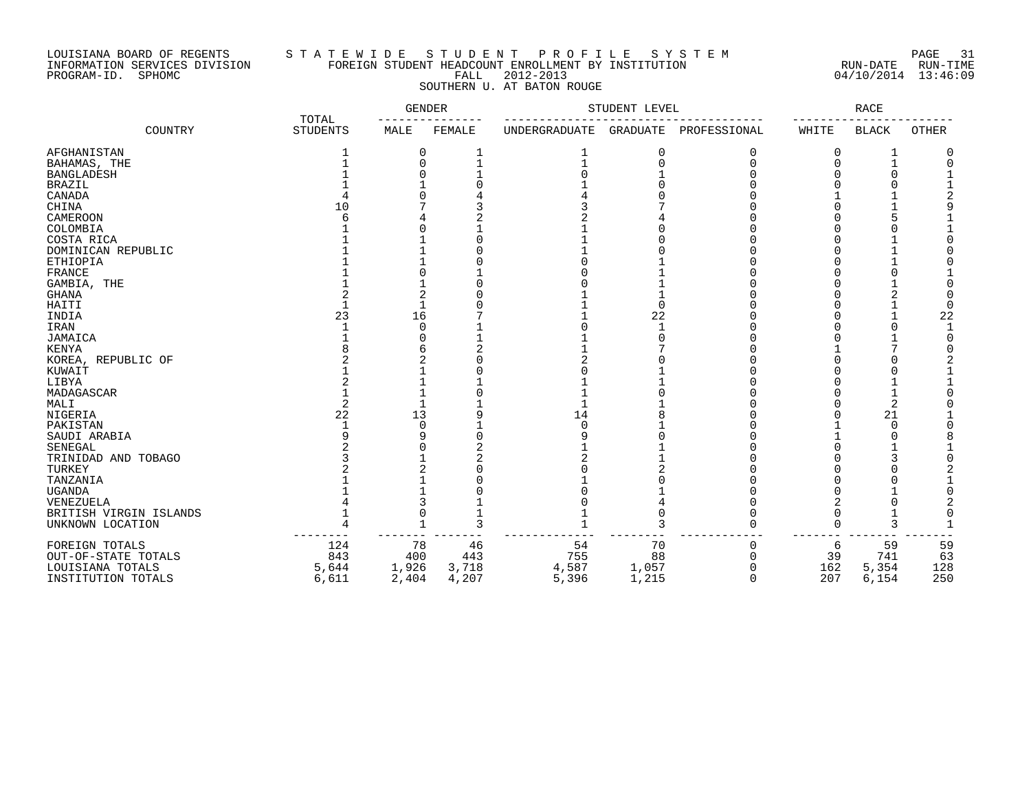LOUISIANA BOARD OF REGENTS
INFORMATION SERVICES DIVISION
PROGRAM-ID. SPHOMC

STATEWIDE STUDENT PROFILE SYSTEM
FOREIGN STUDENT HEADCOUNT ENROLLMENT BY INSTITUTION
FALL 2012-2013
SOUTHERN U. AT BATON ROUGE

RUN-DATE 04/10/2014 RUN-TIME 13:46:09

| COUNTRY | TOTAL STUDENTS | GENDER | | STUDENT LEVEL | | | RACE | | |
|---|---|---|---|---|---|---|---|---|---|
| | | MALE | FEMALE | UNDERGRADUATE | GRADUATE | PROFESSIONAL | WHITE | BLACK | OTHER |
| AFGHANISTAN | 1 | 0 | 1 | 1 | 0 | 0 | 0 | 1 | 0 |
| BAHAMAS, THE | 1 | 0 | 1 | 1 | 0 | 0 | 0 | 1 | 0 |
| BANGLADESH | 1 | 0 | 1 | 0 | 1 | 0 | 0 | 0 | 1 |
| BRAZIL | 1 | 1 | 0 | 1 | 0 | 0 | 0 | 0 | 1 |
| CANADA | 4 | 0 | 4 | 4 | 0 | 0 | 1 | 1 | 2 |
| CHINA | 10 | 7 | 3 | 3 | 7 | 0 | 0 | 1 | 9 |
| CAMEROON | 6 | 4 | 2 | 2 | 4 | 0 | 0 | 5 | 1 |
| COLOMBIA | 1 | 0 | 1 | 1 | 0 | 0 | 0 | 0 | 1 |
| COSTA RICA | 1 | 1 | 0 | 1 | 0 | 0 | 0 | 1 | 0 |
| DOMINICAN REPUBLIC | 1 | 1 | 0 | 1 | 0 | 0 | 0 | 1 | 0 |
| ETHIOPIA | 1 | 1 | 0 | 0 | 1 | 0 | 0 | 1 | 0 |
| FRANCE | 1 | 0 | 1 | 0 | 1 | 0 | 0 | 0 | 1 |
| GAMBIA, THE | 1 | 1 | 0 | 0 | 1 | 0 | 0 | 1 | 0 |
| GHANA | 2 | 2 | 0 | 1 | 1 | 0 | 0 | 2 | 0 |
| HAITI | 1 | 1 | 0 | 1 | 0 | 0 | 0 | 1 | 0 |
| INDIA | 23 | 16 | 7 | 1 | 22 | 0 | 0 | 1 | 22 |
| IRAN | 1 | 0 | 1 | 0 | 1 | 0 | 0 | 0 | 1 |
| JAMAICA | 1 | 0 | 1 | 1 | 0 | 0 | 0 | 1 | 0 |
| KENYA | 8 | 6 | 2 | 1 | 7 | 0 | 1 | 7 | 0 |
| KOREA, REPUBLIC OF | 2 | 2 | 0 | 2 | 0 | 0 | 0 | 0 | 2 |
| KUWAIT | 1 | 1 | 0 | 0 | 1 | 0 | 0 | 0 | 1 |
| LIBYA | 2 | 1 | 1 | 1 | 1 | 0 | 0 | 1 | 1 |
| MADAGASCAR | 1 | 1 | 0 | 1 | 0 | 0 | 0 | 1 | 0 |
| MALI | 2 | 1 | 1 | 1 | 1 | 0 | 0 | 2 | 0 |
| NIGERIA | 22 | 13 | 9 | 14 | 8 | 0 | 0 | 21 | 1 |
| PAKISTAN | 1 | 0 | 1 | 0 | 1 | 0 | 1 | 0 | 0 |
| SAUDI ARABIA | 9 | 9 | 0 | 9 | 0 | 0 | 1 | 0 | 8 |
| SENEGAL | 2 | 0 | 2 | 1 | 1 | 0 | 0 | 1 | 1 |
| TRINIDAD AND TOBAGO | 3 | 1 | 2 | 2 | 1 | 0 | 0 | 3 | 0 |
| TURKEY | 2 | 2 | 0 | 0 | 2 | 0 | 0 | 0 | 2 |
| TANZANIA | 1 | 1 | 0 | 1 | 0 | 0 | 0 | 0 | 1 |
| UGANDA | 1 | 1 | 0 | 0 | 1 | 0 | 0 | 1 | 0 |
| VENEZUELA | 4 | 3 | 1 | 0 | 4 | 0 | 2 | 0 | 2 |
| BRITISH VIRGIN ISLANDS | 1 | 0 | 1 | 1 | 0 | 0 | 0 | 1 | 0 |
| UNKNOWN LOCATION | 4 | 1 | 3 | 1 | 3 | 0 | 0 | 3 | 1 |
| FOREIGN TOTALS | 124 | 78 | 46 | 54 | 70 | 0 | 6 | 59 | 59 |
| OUT-OF-STATE TOTALS | 843 | 400 | 443 | 755 | 88 | 0 | 39 | 741 | 63 |
| LOUISIANA TOTALS | 5,644 | 1,926 | 3,718 | 4,587 | 1,057 | 0 | 162 | 5,354 | 128 |
| INSTITUTION TOTALS | 6,611 | 2,404 | 4,207 | 5,396 | 1,215 | 0 | 207 | 6,154 | 250 |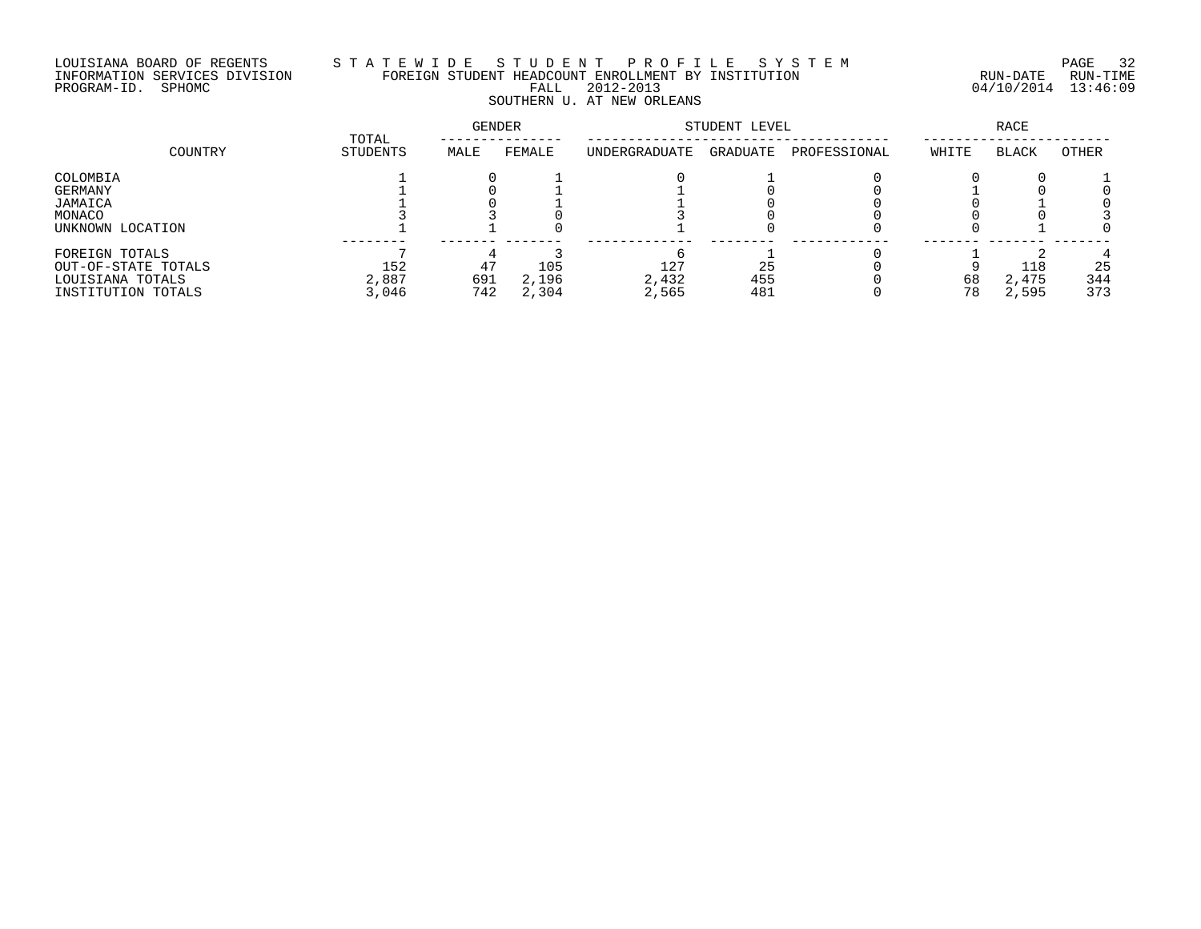LOUISIANA BOARD OF REGENTS
INFORMATION SERVICES DIVISION
PROGRAM-ID. SPHOMC

STATEWIDE STUDENT PROFILE SYSTEM
FOREIGN STUDENT HEADCOUNT ENROLLMENT BY INSTITUTION
FALL 2012-2013
SOUTHERN U. AT NEW ORLEANS

RUN-DATE 04/10/2014 RUN-TIME 13:46:09

| COUNTRY | TOTAL STUDENTS | GENDER | | STUDENT LEVEL | | | RACE | | |
|---|---|---|---|---|---|---|---|---|---|
| | | MALE | FEMALE | UNDERGRADUATE | GRADUATE | PROFESSIONAL | WHITE | BLACK | OTHER |
| COLOMBIA | 1 | 0 | 1 | 0 | 1 | 0 | 0 | 0 | 1 |
| GERMANY | 1 | 0 | 1 | 1 | 0 | 0 | 1 | 0 | 0 |
| JAMAICA | 1 | 0 | 1 | 1 | 0 | 0 | 0 | 1 | 0 |
| MONACO | 3 | 3 | 0 | 3 | 0 | 0 | 0 | 0 | 3 |
| UNKNOWN LOCATION | 1 | 1 | 0 | 1 | 0 | 0 | 0 | 1 | 0 |
| FOREIGN TOTALS | 7 | 4 | 3 | 6 | 1 | 0 | 1 | 2 | 4 |
| OUT-OF-STATE TOTALS | 152 | 47 | 105 | 127 | 25 | 0 | 9 | 118 | 25 |
| LOUISIANA TOTALS | 2,887 | 691 | 2,196 | 2,432 | 455 | 0 | 68 | 2,475 | 344 |
| INSTITUTION TOTALS | 3,046 | 742 | 2,304 | 2,565 | 481 | 0 | 78 | 2,595 | 373 |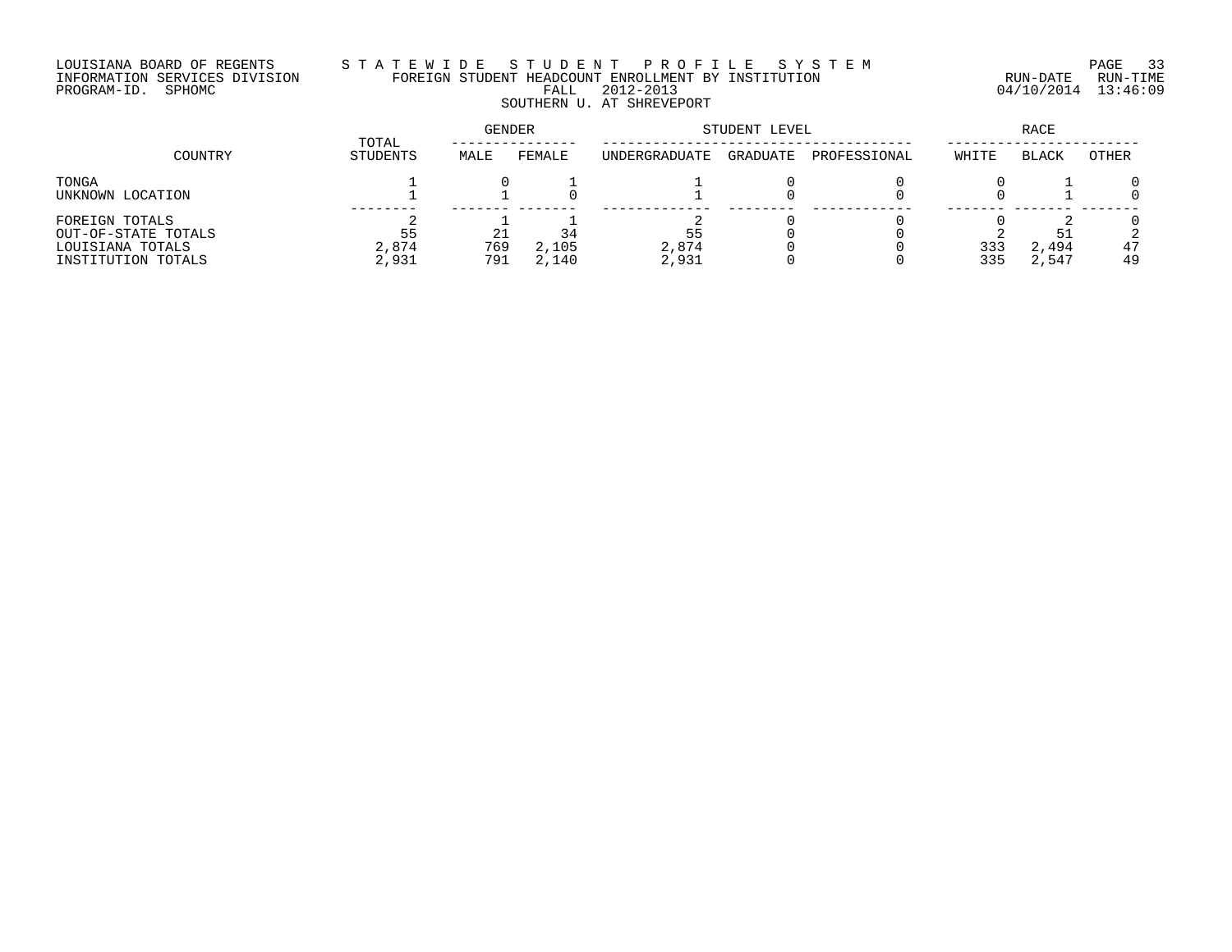LOUISIANA BOARD OF REGENTS
INFORMATION SERVICES DIVISION
PROGRAM-ID. SPHOMC

STATEWIDE STUDENT PROFILE SYSTEM
FOREIGN STUDENT HEADCOUNT ENROLLMENT BY INSTITUTION
FALL 2012-2013
SOUTHERN U. AT SHREVEPORT

RUN-DATE 04/10/2014 RUN-TIME 13:46:09

| COUNTRY | TOTAL STUDENTS | GENDER | | STUDENT LEVEL | | | RACE | | |
|---|---|---|---|---|---|---|---|---|---|
| | | MALE | FEMALE | UNDERGRADUATE | GRADUATE | PROFESSIONAL | WHITE | BLACK | OTHER |
| TONGA | 1 | 0 | 1 | 1 | 0 | 0 | 0 | 1 | 0 |
| UNKNOWN LOCATION | 1 | 1 | 0 | 1 | 0 | 0 | 0 | 1 | 0 |
| FOREIGN TOTALS | 2 | 1 | 1 | 2 | 0 | 0 | 0 | 2 | 0 |
| OUT-OF-STATE TOTALS | 55 | 21 | 34 | 55 | 0 | 0 | 2 | 51 | 2 |
| LOUISIANA TOTALS | 2,874 | 769 | 2,105 | 2,874 | 0 | 0 | 333 | 2,494 | 47 |
| INSTITUTION TOTALS | 2,931 | 791 | 2,140 | 2,931 | 0 | 0 | 335 | 2,547 | 49 |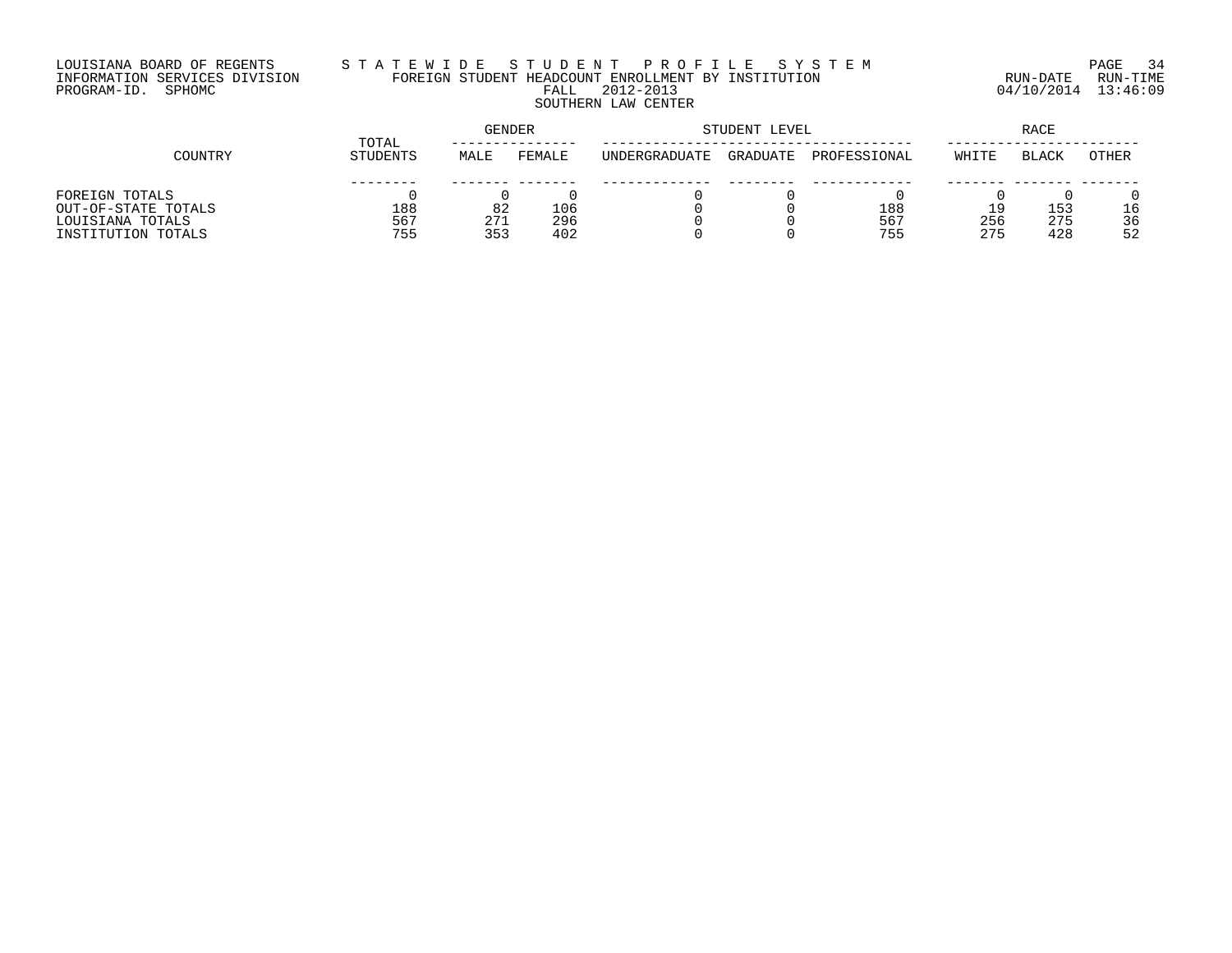LOUISIANA BOARD OF REGENTS
INFORMATION SERVICES DIVISION
PROGRAM-ID. SPHOMC

STATEWIDE STUDENT PROFILE SYSTEM
FOREIGN STUDENT HEADCOUNT ENROLLMENT BY INSTITUTION
FALL 2012-2013
SOUTHERN LAW CENTER

RUN-DATE 04/10/2014 RUN-TIME 13:46:09

| COUNTRY | TOTAL STUDENTS | GENDER | | STUDENT LEVEL | | | RACE | | |
|---|---|---|---|---|---|---|---|---|---|
| | | MALE | FEMALE | UNDERGRADUATE | GRADUATE | PROFESSIONAL | WHITE | BLACK | OTHER |
| FOREIGN TOTALS | 0 | 0 | 0 | 0 | 0 | 0 | 0 | 0 | 0 |
| OUT-OF-STATE TOTALS | 188 | 82 | 106 | 0 | 0 | 188 | 19 | 153 | 16 |
| LOUISIANA TOTALS | 567 | 271 | 296 | 0 | 0 | 567 | 256 | 275 | 36 |
| INSTITUTION TOTALS | 755 | 353 | 402 | 0 | 0 | 755 | 275 | 428 | 52 |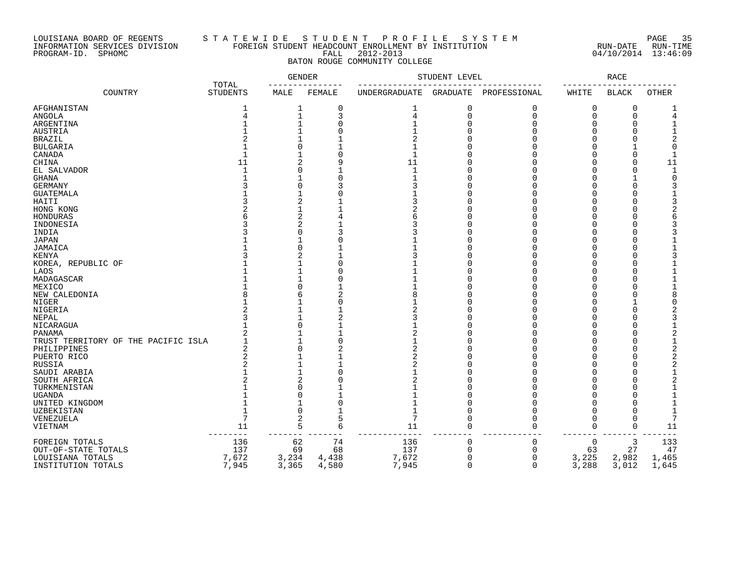LOUISIANA BOARD OF REGENTS
INFORMATION SERVICES DIVISION
PROGRAM-ID. SPHOMC

STATEWIDE STUDENT PROFILE SYSTEM
FOREIGN STUDENT HEADCOUNT ENROLLMENT BY INSTITUTION
FALL 2012-2013
BATON ROUGE COMMUNITY COLLEGE

RUN-DATE 04/10/2014 RUN-TIME 13:46:09

| COUNTRY | TOTAL STUDENTS | GENDER | | STUDENT LEVEL | | | RACE | | |
|---|---|---|---|---|---|---|---|---|---|
| | | MALE | FEMALE | UNDERGRADUATE | GRADUATE | PROFESSIONAL | WHITE | BLACK | OTHER |
| AFGHANISTAN | 1 | 1 | 0 | 1 | 0 | 0 | 0 | 0 | 1 |
| ANGOLA | 4 | 1 | 3 | 4 | 0 | 0 | 0 | 0 | 4 |
| ARGENTINA | 1 | 1 | 0 | 1 | 0 | 0 | 0 | 0 | 1 |
| AUSTRIA | 1 | 1 | 0 | 1 | 0 | 0 | 0 | 0 | 1 |
| BRAZIL | 2 | 1 | 1 | 2 | 0 | 0 | 0 | 0 | 2 |
| BULGARIA | 1 | 0 | 1 | 1 | 0 | 0 | 0 | 1 | 0 |
| CANADA | 1 | 1 | 0 | 1 | 0 | 0 | 0 | 0 | 1 |
| CHINA | 11 | 2 | 9 | 11 | 0 | 0 | 0 | 0 | 11 |
| EL SALVADOR | 1 | 0 | 1 | 1 | 0 | 0 | 0 | 0 | 1 |
| GHANA | 1 | 1 | 0 | 1 | 0 | 0 | 0 | 1 | 0 |
| GERMANY | 3 | 0 | 3 | 3 | 0 | 0 | 0 | 0 | 3 |
| GUATEMALA | 1 | 1 | 0 | 1 | 0 | 0 | 0 | 0 | 1 |
| HAITI | 3 | 2 | 1 | 3 | 0 | 0 | 0 | 0 | 3 |
| HONG KONG | 2 | 1 | 1 | 2 | 0 | 0 | 0 | 0 | 2 |
| HONDURAS | 6 | 2 | 4 | 6 | 0 | 0 | 0 | 0 | 6 |
| INDONESIA | 3 | 2 | 1 | 3 | 0 | 0 | 0 | 0 | 3 |
| INDIA | 3 | 0 | 3 | 3 | 0 | 0 | 0 | 0 | 3 |
| JAPAN | 1 | 1 | 0 | 1 | 0 | 0 | 0 | 0 | 1 |
| JAMAICA | 1 | 0 | 1 | 1 | 0 | 0 | 0 | 0 | 1 |
| KENYA | 3 | 2 | 1 | 3 | 0 | 0 | 0 | 0 | 3 |
| KOREA, REPUBLIC OF | 1 | 1 | 0 | 1 | 0 | 0 | 0 | 0 | 1 |
| LAOS | 1 | 1 | 0 | 1 | 0 | 0 | 0 | 0 | 1 |
| MADAGASCAR | 1 | 1 | 0 | 1 | 0 | 0 | 0 | 0 | 1 |
| MEXICO | 1 | 0 | 1 | 1 | 0 | 0 | 0 | 0 | 1 |
| NEW CALEDONIA | 8 | 6 | 2 | 8 | 0 | 0 | 0 | 0 | 8 |
| NIGER | 1 | 1 | 0 | 1 | 0 | 0 | 0 | 1 | 0 |
| NIGERIA | 2 | 1 | 1 | 2 | 0 | 0 | 0 | 0 | 2 |
| NEPAL | 3 | 1 | 2 | 3 | 0 | 0 | 0 | 0 | 3 |
| NICARAGUA | 1 | 0 | 1 | 1 | 0 | 0 | 0 | 0 | 1 |
| PANAMA | 2 | 1 | 1 | 2 | 0 | 0 | 0 | 0 | 2 |
| TRUST TERRITORY OF THE PACIFIC ISLA | 1 | 1 | 0 | 1 | 0 | 0 | 0 | 0 | 1 |
| PHILIPPINES | 2 | 0 | 2 | 2 | 0 | 0 | 0 | 0 | 2 |
| PUERTO RICO | 2 | 1 | 1 | 2 | 0 | 0 | 0 | 0 | 2 |
| RUSSIA | 2 | 1 | 1 | 2 | 0 | 0 | 0 | 0 | 2 |
| SAUDI ARABIA | 1 | 1 | 0 | 1 | 0 | 0 | 0 | 0 | 1 |
| SOUTH AFRICA | 2 | 2 | 0 | 2 | 0 | 0 | 0 | 0 | 2 |
| TURKMENISTAN | 1 | 0 | 1 | 1 | 0 | 0 | 0 | 0 | 1 |
| UGANDA | 1 | 0 | 1 | 1 | 0 | 0 | 0 | 0 | 1 |
| UNITED KINGDOM | 1 | 1 | 0 | 1 | 0 | 0 | 0 | 0 | 1 |
| UZBEKISTAN | 1 | 0 | 1 | 1 | 0 | 0 | 0 | 0 | 1 |
| VENEZUELA | 7 | 2 | 5 | 7 | 0 | 0 | 0 | 0 | 7 |
| VIETNAM | 11 | 5 | 6 | 11 | 0 | 0 | 0 | 0 | 11 |
| FOREIGN TOTALS | 136 | 62 | 74 | 136 | 0 | 0 | 0 | 3 | 133 |
| OUT-OF-STATE TOTALS | 137 | 69 | 68 | 137 | 0 | 0 | 63 | 27 | 47 |
| LOUISIANA TOTALS | 7,672 | 3,234 | 4,438 | 7,672 | 0 | 0 | 3,225 | 2,982 | 1,465 |
| INSTITUTION TOTALS | 7,945 | 3,365 | 4,580 | 7,945 | 0 | 0 | 3,288 | 3,012 | 1,645 |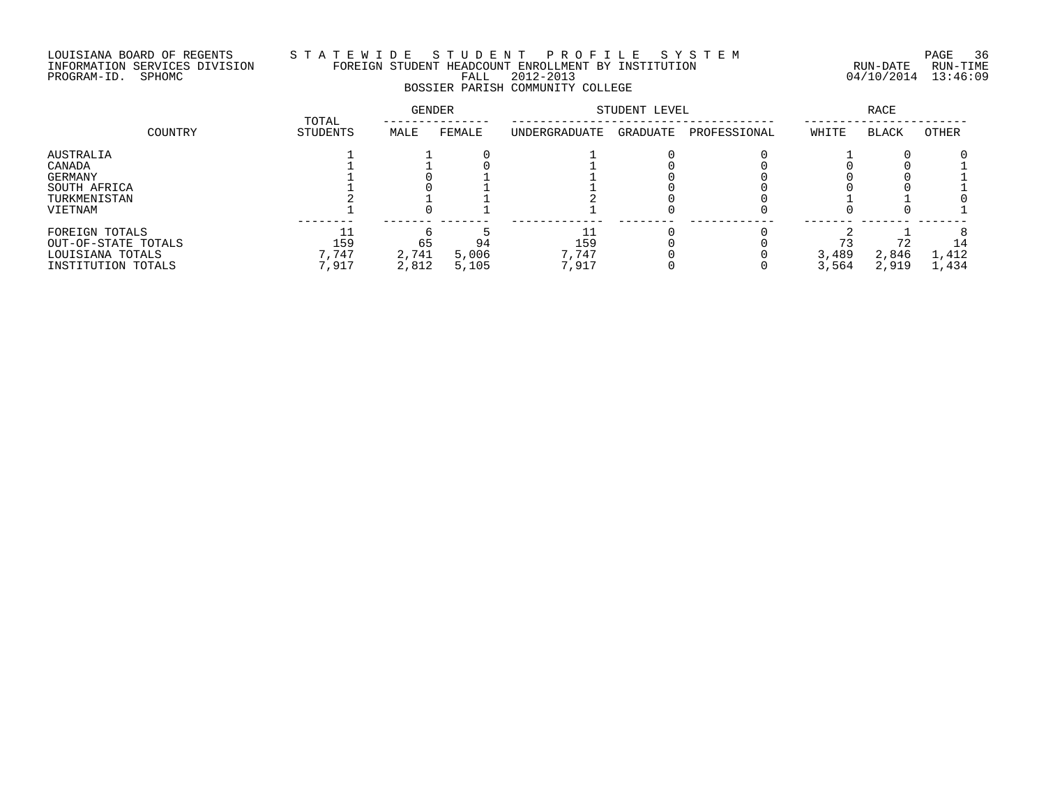LOUISIANA BOARD OF REGENTS
INFORMATION SERVICES DIVISION
PROGRAM-ID. SPHOMC

# STATEWIDE STUDENT PROFILE SYSTEM

## FOREIGN STUDENT HEADCOUNT ENROLLMENT BY INSTITUTION
FALL 2012-2013

### BOSSIER PARISH COMMUNITY COLLEGE

RUN-DATE 04/10/2014 RUN-TIME 13:46:09

| COUNTRY | TOTAL STUDENTS | GENDER | | STUDENT LEVEL | | | RACE | | |
|---|---|---|---|---|---|---|---|---|---|
| | | MALE | FEMALE | UNDERGRADUATE | GRADUATE | PROFESSIONAL | WHITE | BLACK | OTHER |
| AUSTRALIA | 1 | 1 | 0 | 1 | 0 | 0 | 1 | 0 | 0 |
| CANADA | 1 | 1 | 0 | 1 | 0 | 0 | 0 | 0 | 1 |
| GERMANY | 1 | 0 | 1 | 1 | 0 | 0 | 0 | 0 | 1 |
| SOUTH AFRICA | 1 | 0 | 1 | 1 | 0 | 0 | 0 | 0 | 1 |
| TURKMENISTAN | 2 | 1 | 1 | 2 | 0 | 0 | 1 | 1 | 0 |
| VIETNAM | 1 | 0 | 1 | 1 | 0 | 0 | 0 | 0 | 1 |
| FOREIGN TOTALS | 11 | 6 | 5 | 11 | 0 | 0 | 2 | 1 | 8 |
| OUT-OF-STATE TOTALS | 159 | 65 | 94 | 159 | 0 | 0 | 73 | 72 | 14 |
| LOUISIANA TOTALS | 7,747 | 2,741 | 5,006 | 7,747 | 0 | 0 | 3,489 | 2,846 | 1,412 |
| INSTITUTION TOTALS | 7,917 | 2,812 | 5,105 | 7,917 | 0 | 0 | 3,564 | 2,919 | 1,434 |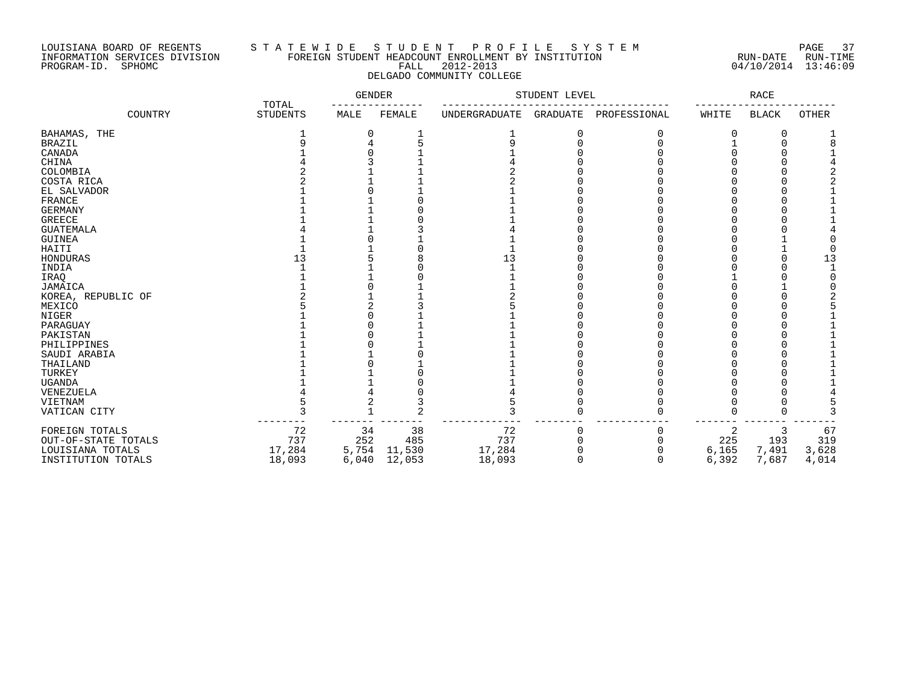LOUISIANA BOARD OF REGENTS
INFORMATION SERVICES DIVISION
PROGRAM-ID. SPHOMC

# S T A T E W I D E S T U D E N T P R O F I L E S Y S T E M
## FOREIGN STUDENT HEADCOUNT ENROLLMENT BY INSTITUTION
### FALL 2012-2013
### DELGADO COMMUNITY COLLEGE

RUN-DATE 04/10/2014 RUN-TIME 13:46:09

| COUNTRY | TOTAL STUDENTS | GENDER | | STUDENT LEVEL | | | RACE | | |
|---|---|---|---|---|---|---|---|---|---|
| | | MALE | FEMALE | UNDERGRADUATE | GRADUATE | PROFESSIONAL | WHITE | BLACK | OTHER |
| BAHAMAS, THE | 1 | 0 | 1 | 1 | 0 | 0 | 0 | 0 | 1 |
| BRAZIL | 9 | 4 | 5 | 9 | 0 | 0 | 1 | 0 | 8 |
| CANADA | 1 | 0 | 1 | 1 | 0 | 0 | 0 | 0 | 1 |
| CHINA | 4 | 3 | 1 | 4 | 0 | 0 | 0 | 0 | 4 |
| COLOMBIA | 2 | 1 | 1 | 2 | 0 | 0 | 0 | 0 | 2 |
| COSTA RICA | 2 | 1 | 1 | 2 | 0 | 0 | 0 | 0 | 2 |
| EL SALVADOR | 1 | 0 | 1 | 1 | 0 | 0 | 0 | 0 | 1 |
| FRANCE | 1 | 1 | 0 | 1 | 0 | 0 | 0 | 0 | 1 |
| GERMANY | 1 | 1 | 0 | 1 | 0 | 0 | 0 | 0 | 1 |
| GREECE | 1 | 1 | 0 | 1 | 0 | 0 | 0 | 0 | 1 |
| GUATEMALA | 4 | 1 | 3 | 4 | 0 | 0 | 0 | 0 | 4 |
| GUINEA | 1 | 0 | 1 | 1 | 0 | 0 | 0 | 1 | 0 |
| HAITI | 1 | 1 | 0 | 1 | 0 | 0 | 0 | 1 | 0 |
| HONDURAS | 13 | 5 | 8 | 13 | 0 | 0 | 0 | 0 | 13 |
| INDIA | 1 | 1 | 0 | 1 | 0 | 0 | 0 | 0 | 1 |
| IRAQ | 1 | 1 | 0 | 1 | 0 | 0 | 1 | 0 | 0 |
| JAMAICA | 1 | 0 | 1 | 1 | 0 | 0 | 0 | 1 | 0 |
| KOREA, REPUBLIC OF | 2 | 1 | 1 | 2 | 0 | 0 | 0 | 0 | 2 |
| MEXICO | 5 | 2 | 3 | 5 | 0 | 0 | 0 | 0 | 5 |
| NIGER | 1 | 0 | 1 | 1 | 0 | 0 | 0 | 0 | 1 |
| PARAGUAY | 1 | 0 | 1 | 1 | 0 | 0 | 0 | 0 | 1 |
| PAKISTAN | 1 | 0 | 1 | 1 | 0 | 0 | 0 | 0 | 1 |
| PHILIPPINES | 1 | 0 | 1 | 1 | 0 | 0 | 0 | 0 | 1 |
| SAUDI ARABIA | 1 | 1 | 0 | 1 | 0 | 0 | 0 | 0 | 1 |
| THAILAND | 1 | 0 | 1 | 1 | 0 | 0 | 0 | 0 | 1 |
| TURKEY | 1 | 1 | 0 | 1 | 0 | 0 | 0 | 0 | 1 |
| UGANDA | 1 | 1 | 0 | 1 | 0 | 0 | 0 | 0 | 1 |
| VENEZUELA | 4 | 4 | 0 | 4 | 0 | 0 | 0 | 0 | 4 |
| VIETNAM | 5 | 2 | 3 | 5 | 0 | 0 | 0 | 0 | 5 |
| VATICAN CITY | 3 | 1 | 2 | 3 | 0 | 0 | 0 | 0 | 3 |
| FOREIGN TOTALS | 72 | 34 | 38 | 72 | 0 | 0 | 2 | 3 | 67 |
| OUT-OF-STATE TOTALS | 737 | 252 | 485 | 737 | 0 | 0 | 225 | 193 | 319 |
| LOUISIANA TOTALS | 17,284 | 5,754 | 11,530 | 17,284 | 0 | 0 | 6,165 | 7,491 | 3,628 |
| INSTITUTION TOTALS | 18,093 | 6,040 | 12,053 | 18,093 | 0 | 0 | 6,392 | 7,687 | 4,014 |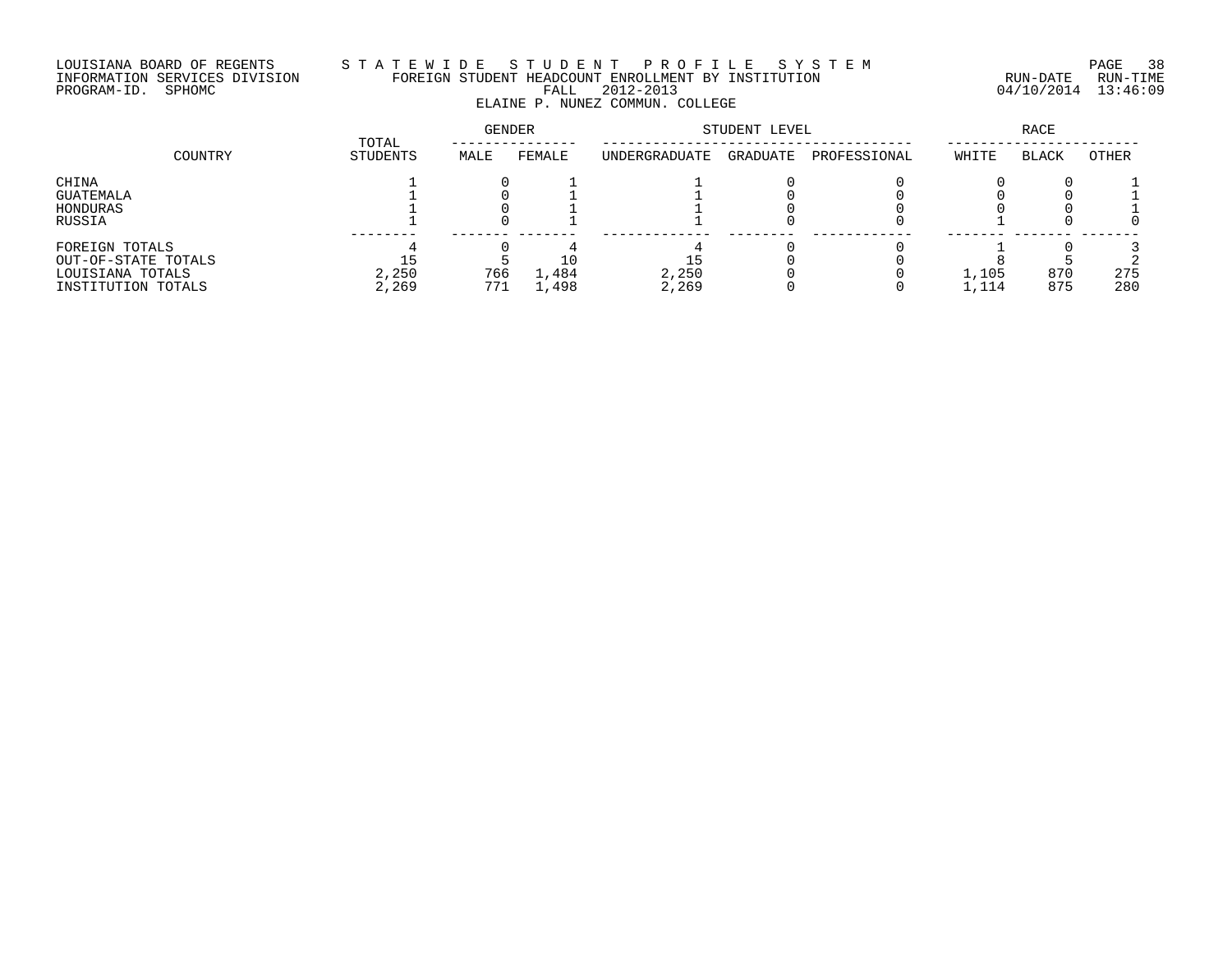LOUISIANA BOARD OF REGENTS
INFORMATION SERVICES DIVISION
PROGRAM-ID. SPHOMC

S T A T E W I D E   S T U D E N T   P R O F I L E   S Y S T E M
FOREIGN STUDENT HEADCOUNT ENROLLMENT BY INSTITUTION
FALL 2012-2013
ELAINE P. NUNEZ COMMUN. COLLEGE

RUN-DATE 04/10/2014 RUN-TIME 13:46:09

| COUNTRY | TOTAL STUDENTS | GENDER | | STUDENT LEVEL | | | RACE | | |
|---|---|---|---|---|---|---|---|---|---|
| | | MALE | FEMALE | UNDERGRADUATE | GRADUATE | PROFESSIONAL | WHITE | BLACK | OTHER |
| CHINA | 1 | 0 | 1 | 1 | 0 | 0 | 0 | 0 | 1 |
| GUATEMALA | 1 | 0 | 1 | 1 | 0 | 0 | 0 | 0 | 1 |
| HONDURAS | 1 | 0 | 1 | 1 | 0 | 0 | 0 | 0 | 1 |
| RUSSIA | 1 | 0 | 1 | 1 | 0 | 0 | 1 | 0 | 0 |
| FOREIGN TOTALS | 4 | 0 | 4 | 4 | 0 | 0 | 1 | 0 | 3 |
| OUT-OF-STATE TOTALS | 15 | 5 | 10 | 15 | 0 | 0 | 8 | 5 | 2 |
| LOUISIANA TOTALS | 2,250 | 766 | 1,484 | 2,250 | 0 | 0 | 1,105 | 870 | 275 |
| INSTITUTION TOTALS | 2,269 | 771 | 1,498 | 2,269 | 0 | 0 | 1,114 | 875 | 280 |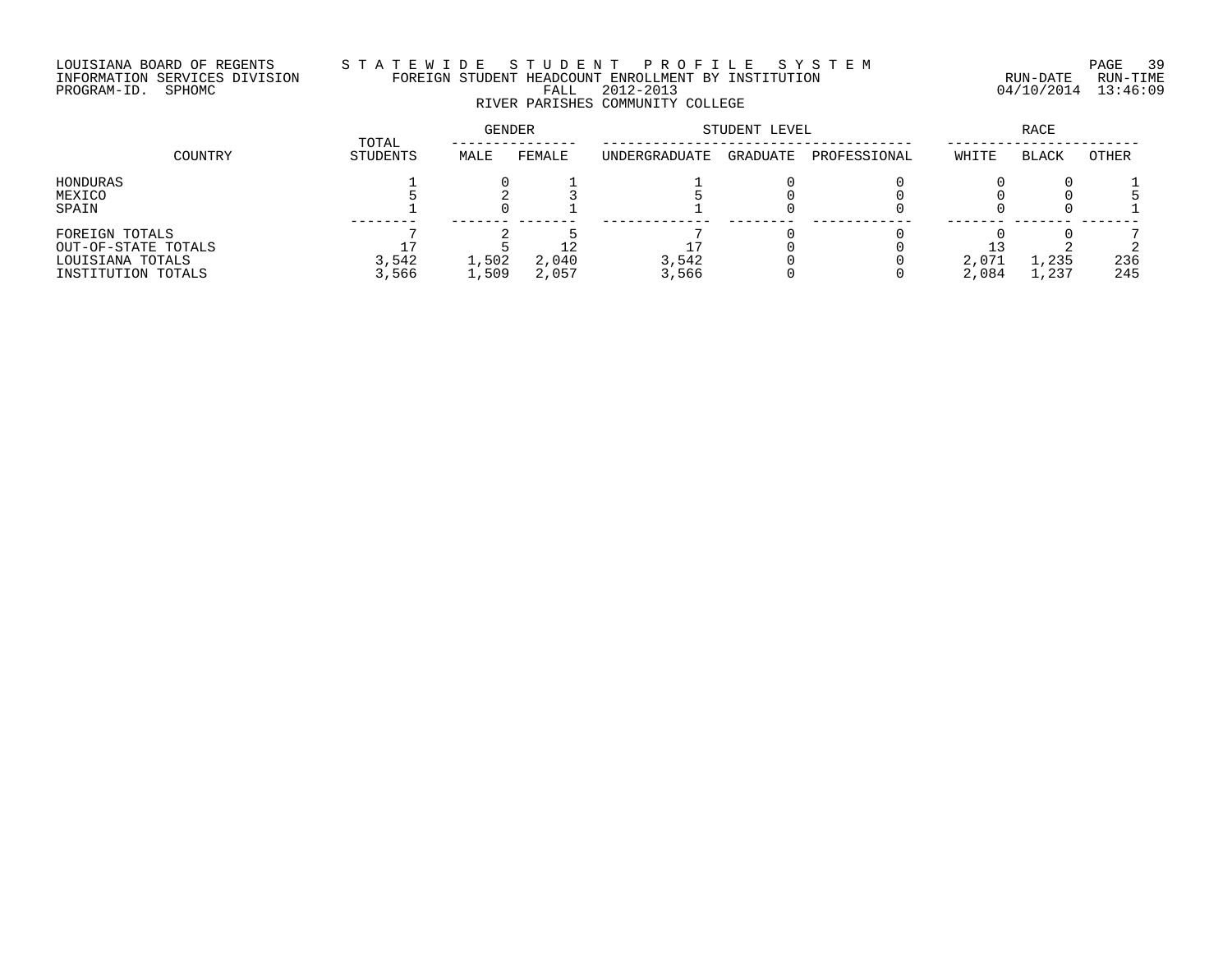LOUISIANA BOARD OF REGENTS
INFORMATION SERVICES DIVISION
PROGRAM-ID. SPHOMC

# STATEWIDE STUDENT PROFILE SYSTEM

FOREIGN STUDENT HEADCOUNT ENROLLMENT BY INSTITUTION
FALL 2012-2013
RIVER PARISHES COMMUNITY COLLEGE

RUN-DATE 04/10/2014 RUN-TIME 13:46:09

| COUNTRY | TOTAL STUDENTS | GENDER | | STUDENT LEVEL | | | RACE | | |
|---|---|---|---|---|---|---|---|---|---|
| | | MALE | FEMALE | UNDERGRADUATE | GRADUATE | PROFESSIONAL | WHITE | BLACK | OTHER |
| HONDURAS | 1 | 0 | 1 | 1 | 0 | 0 | 0 | 0 | 1 |
| MEXICO | 5 | 2 | 3 | 5 | 0 | 0 | 0 | 0 | 5 |
| SPAIN | 1 | 0 | 1 | 1 | 0 | 0 | 0 | 0 | 1 |
| FOREIGN TOTALS | 7 | 2 | 5 | 7 | 0 | 0 | 0 | 0 | 7 |
| OUT-OF-STATE TOTALS | 17 | 5 | 12 | 17 | 0 | 0 | 13 | 2 | 2 |
| LOUISIANA TOTALS | 3,542 | 1,502 | 2,040 | 3,542 | 0 | 0 | 2,071 | 1,235 | 236 |
| INSTITUTION TOTALS | 3,566 | 1,509 | 2,057 | 3,566 | 0 | 0 | 2,084 | 1,237 | 245 |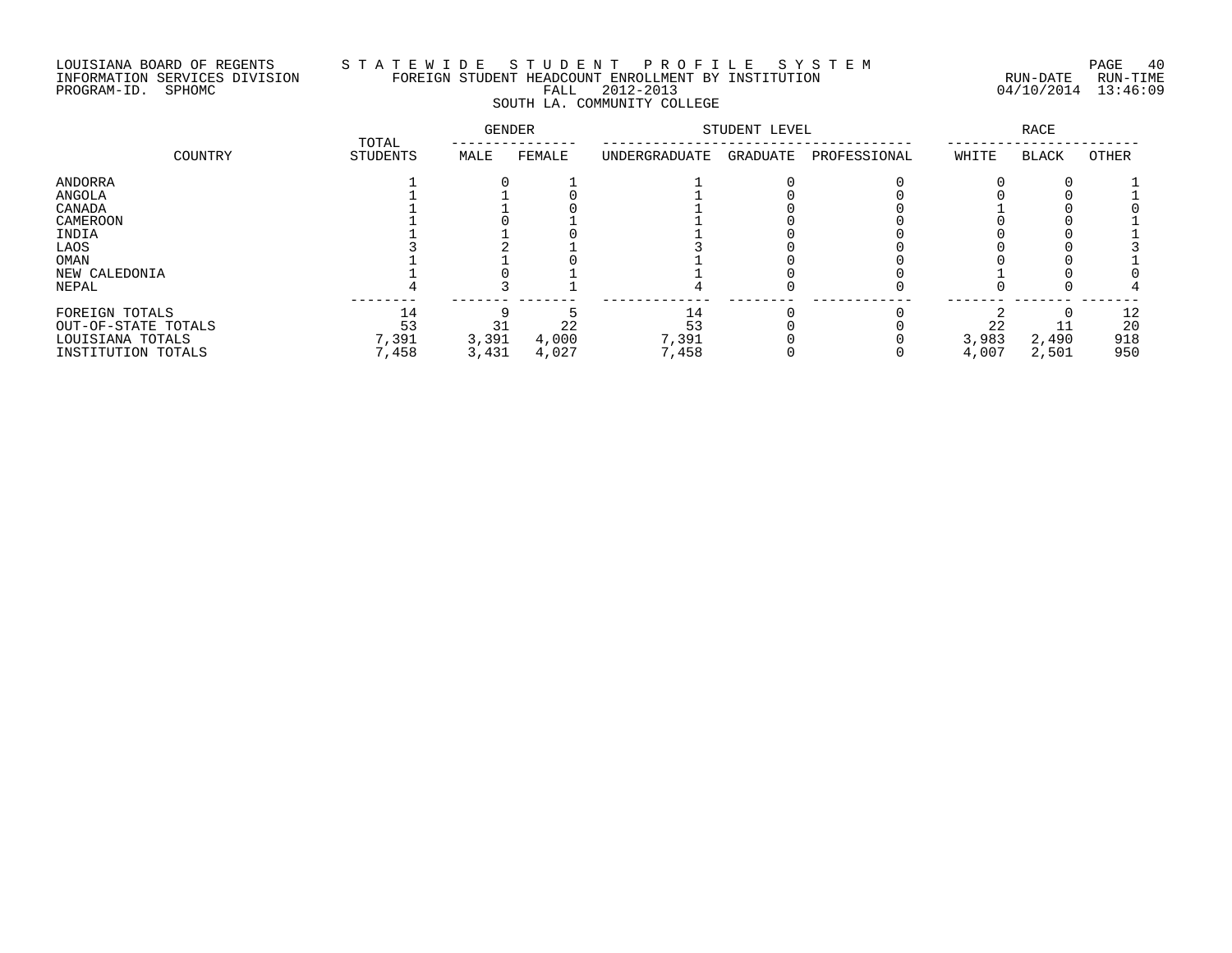LOUISIANA BOARD OF REGENTS
INFORMATION SERVICES DIVISION
PROGRAM-ID. SPHOMC

STATEWIDE STUDENT PROFILE SYSTEM
FOREIGN STUDENT HEADCOUNT ENROLLMENT BY INSTITUTION
FALL 2012-2013
SOUTH LA. COMMUNITY COLLEGE

RUN-DATE 04/10/2014 RUN-TIME 13:46:09

| COUNTRY | TOTAL STUDENTS | GENDER | | STUDENT LEVEL | | | RACE | | |
|---|---|---|---|---|---|---|---|---|---|
| | | MALE | FEMALE | UNDERGRADUATE | GRADUATE | PROFESSIONAL | WHITE | BLACK | OTHER |
| ANDORRA | 1 | 0 | 1 | 1 | 0 | 0 | 0 | 0 | 1 |
| ANGOLA | 1 | 1 | 0 | 1 | 0 | 0 | 0 | 0 | 1 |
| CANADA | 1 | 1 | 0 | 1 | 0 | 0 | 1 | 0 | 0 |
| CAMEROON | 1 | 0 | 1 | 1 | 0 | 0 | 0 | 0 | 1 |
| INDIA | 1 | 1 | 0 | 1 | 0 | 0 | 0 | 0 | 1 |
| LAOS | 3 | 2 | 1 | 3 | 0 | 0 | 0 | 0 | 3 |
| OMAN | 1 | 1 | 0 | 1 | 0 | 0 | 0 | 0 | 1 |
| NEW CALEDONIA | 1 | 0 | 1 | 1 | 0 | 0 | 1 | 0 | 0 |
| NEPAL | 4 | 3 | 1 | 4 | 0 | 0 | 0 | 0 | 4 |
| FOREIGN TOTALS | 14 | 9 | 5 | 14 | 0 | 0 | 2 | 0 | 12 |
| OUT-OF-STATE TOTALS | 53 | 31 | 22 | 53 | 0 | 0 | 22 | 11 | 20 |
| LOUISIANA TOTALS | 7,391 | 3,391 | 4,000 | 7,391 | 0 | 0 | 3,983 | 2,490 | 918 |
| INSTITUTION TOTALS | 7,458 | 3,431 | 4,027 | 7,458 | 0 | 0 | 4,007 | 2,501 | 950 |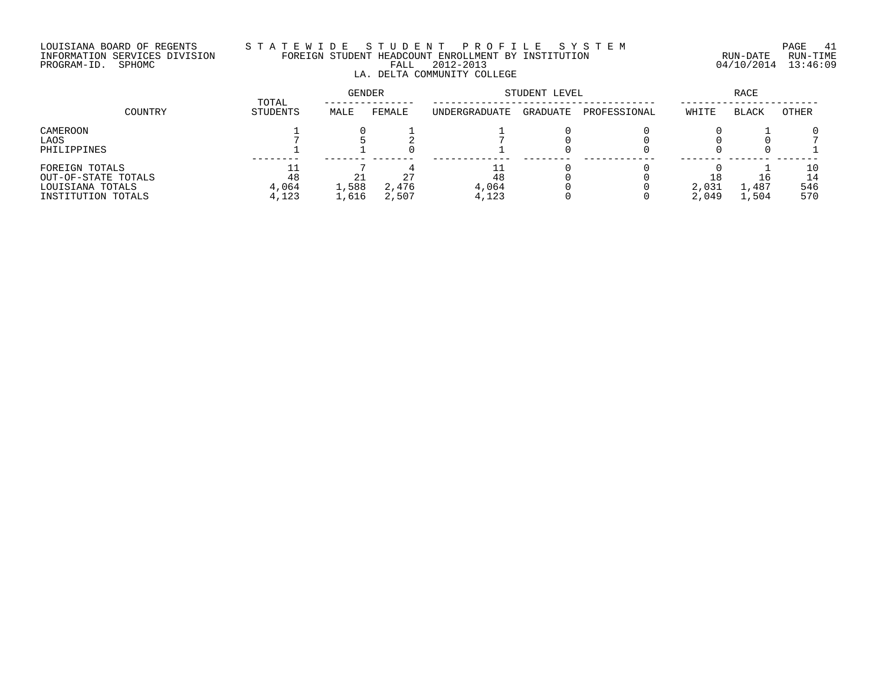LOUISIANA BOARD OF REGENTS
INFORMATION SERVICES DIVISION
PROGRAM-ID. SPHOMC

# STATEWIDE STUDENT PROFILE SYSTEM
## FOREIGN STUDENT HEADCOUNT ENROLLMENT BY INSTITUTION
### FALL 2012-2013
### LA. DELTA COMMUNITY COLLEGE

RUN-DATE 04/10/2014 RUN-TIME 13:46:09

| COUNTRY | TOTAL STUDENTS | GENDER | | STUDENT LEVEL | | | RACE | | |
|---|---|---|---|---|---|---|---|---|---|
| | | MALE | FEMALE | UNDERGRADUATE | GRADUATE | PROFESSIONAL | WHITE | BLACK | OTHER |
| CAMEROON | 1 | 0 | 1 | 1 | 0 | 0 | 0 | 1 | 0 |
| LAOS | 7 | 5 | 2 | 7 | 0 | 0 | 0 | 0 | 7 |
| PHILIPPINES | 1 | 1 | 0 | 1 | 0 | 0 | 0 | 0 | 1 |
| FOREIGN TOTALS | 11 | 7 | 4 | 11 | 0 | 0 | 0 | 1 | 10 |
| OUT-OF-STATE TOTALS | 48 | 21 | 27 | 48 | 0 | 0 | 18 | 16 | 14 |
| LOUISIANA TOTALS | 4,064 | 1,588 | 2,476 | 4,064 | 0 | 0 | 2,031 | 1,487 | 546 |
| INSTITUTION TOTALS | 4,123 | 1,616 | 2,507 | 4,123 | 0 | 0 | 2,049 | 1,504 | 570 |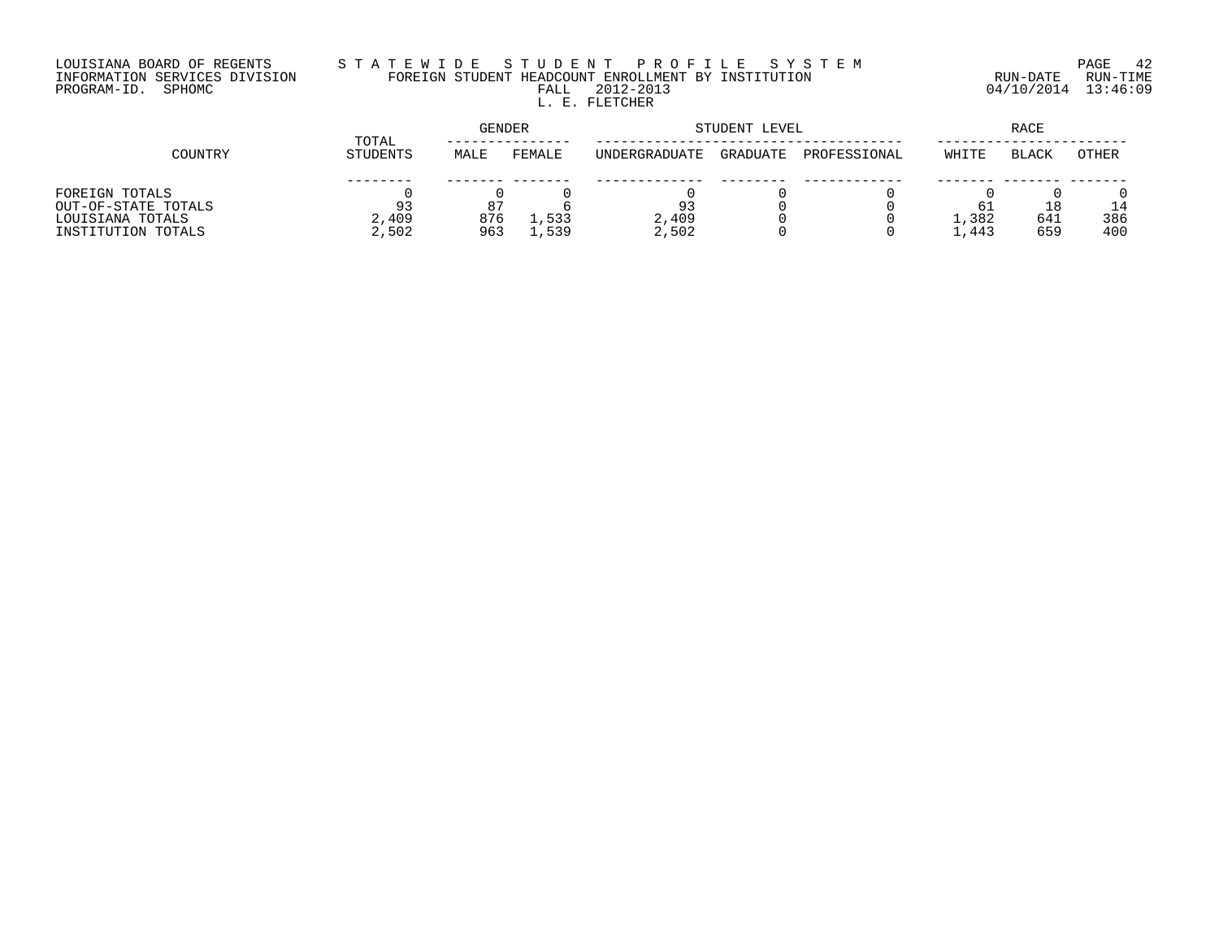LOUISIANA BOARD OF REGENTS
INFORMATION SERVICES DIVISION
PROGRAM-ID. SPHOMC

# STATEWIDE STUDENT PROFILE SYSTEM

## FOREIGN STUDENT HEADCOUNT ENROLLMENT BY INSTITUTION

FALL 2012-2013

L. E. FLETCHER

RUN-DATE 04/10/2014 RUN-TIME 13:46:09

| COUNTRY | TOTAL STUDENTS | GENDER | | STUDENT LEVEL | | | RACE | | |
|---|---|---|---|---|---|---|---|---|---|
| | | MALE | FEMALE | UNDERGRADUATE | GRADUATE | PROFESSIONAL | WHITE | BLACK | OTHER |
| FOREIGN TOTALS | 0 | 0 | 0 | 0 | 0 | 0 | 0 | 0 | 0 |
| OUT-OF-STATE TOTALS | 93 | 87 | 6 | 93 | 0 | 0 | 61 | 18 | 14 |
| LOUISIANA TOTALS | 2,409 | 876 | 1,533 | 2,409 | 0 | 0 | 1,382 | 641 | 386 |
| INSTITUTION TOTALS | 2,502 | 963 | 1,539 | 2,502 | 0 | 0 | 1,443 | 659 | 400 |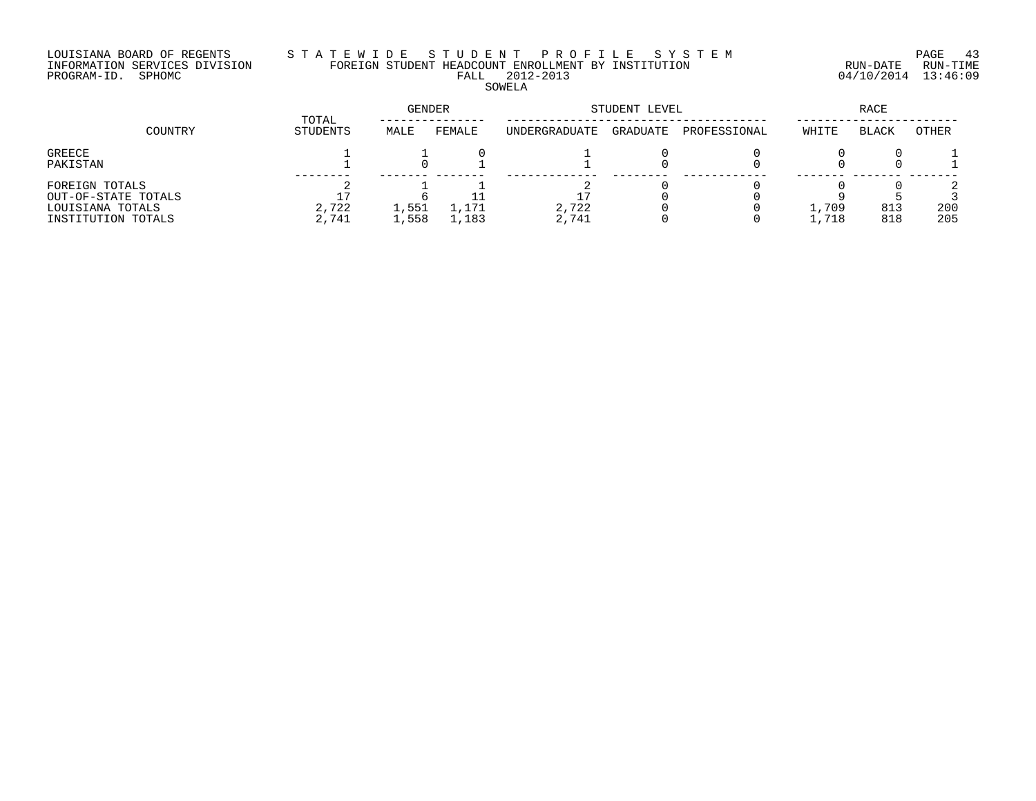LOUISIANA BOARD OF REGENTS — STATEWIDE STUDENT PROFILE SYSTEM
INFORMATION SERVICES DIVISION — FOREIGN STUDENT HEADCOUNT ENROLLMENT BY INSTITUTION — RUN-DATE 04/10/2014 RUN-TIME 13:46:09
PROGRAM-ID. SPHOMC — FALL 2012-2013

SOWELA

| COUNTRY | TOTAL STUDENTS | GENDER | | STUDENT LEVEL | | | RACE | | |
|---|---|---|---|---|---|---|---|---|---|
| | | MALE | FEMALE | UNDERGRADUATE | GRADUATE | PROFESSIONAL | WHITE | BLACK | OTHER |
| GREECE | 1 | 1 | 0 | 1 | 0 | 0 | 0 | 0 | 1 |
| PAKISTAN | 1 | 0 | 1 | 1 | 0 | 0 | 0 | 0 | 1 |
| FOREIGN TOTALS | 2 | 1 | 1 | 2 | 0 | 0 | 0 | 0 | 2 |
| OUT-OF-STATE TOTALS | 17 | 6 | 11 | 17 | 0 | 0 | 9 | 5 | 3 |
| LOUISIANA TOTALS | 2,722 | 1,551 | 1,171 | 2,722 | 0 | 0 | 1,709 | 813 | 200 |
| INSTITUTION TOTALS | 2,741 | 1,558 | 1,183 | 2,741 | 0 | 0 | 1,718 | 818 | 205 |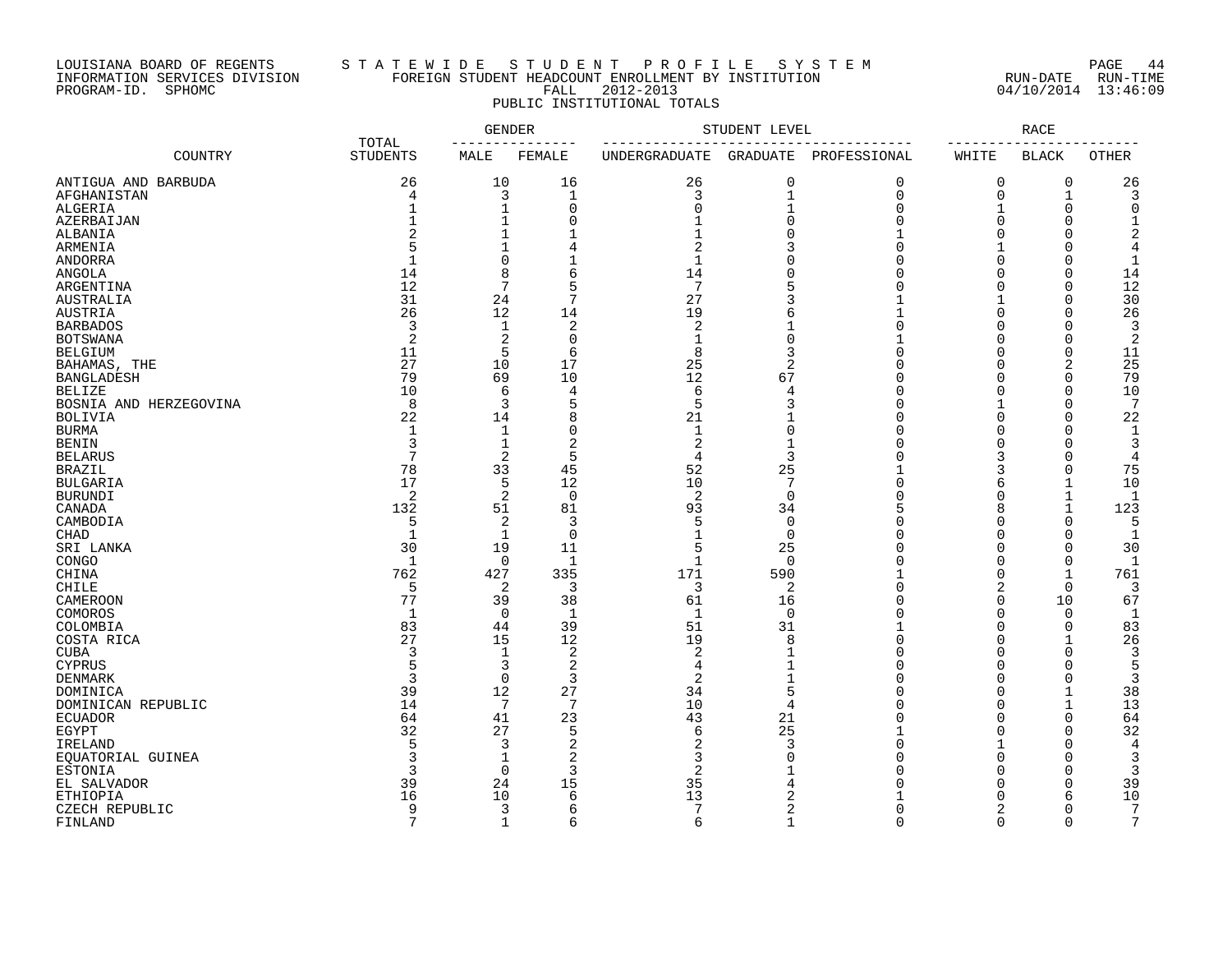LOUISIANA BOARD OF REGENTS — STATEWIDE STUDENT PROFILE SYSTEM
INFORMATION SERVICES DIVISION — FOREIGN STUDENT HEADCOUNT ENROLLMENT BY INSTITUTION — RUN-DATE 04/10/2014 RUN-TIME 13:46:09
PROGRAM-ID. SPHOMC — FALL 2012-2013

PUBLIC INSTITUTIONAL TOTALS

| COUNTRY | TOTAL STUDENTS | GENDER | | STUDENT LEVEL | | | RACE | | |
|---|---|---|---|---|---|---|---|---|---|
| | | MALE | FEMALE | UNDERGRADUATE | GRADUATE | PROFESSIONAL | WHITE | BLACK | OTHER |
| ANTIGUA AND BARBUDA | 26 | 10 | 16 | 26 | 0 | 0 | 0 | 0 | 26 |
| AFGHANISTAN | 4 | 3 | 1 | 3 | 1 | 0 | 0 | 1 | 3 |
| ALGERIA | 1 | 1 | 0 | 0 | 1 | 0 | 1 | 0 | 0 |
| AZERBAIJAN | 1 | 1 | 0 | 1 | 0 | 0 | 0 | 0 | 1 |
| ALBANIA | 2 | 1 | 1 | 1 | 0 | 1 | 0 | 0 | 2 |
| ARMENIA | 5 | 1 | 4 | 2 | 3 | 0 | 1 | 0 | 4 |
| ANDORRA | 1 | 0 | 1 | 1 | 0 | 0 | 0 | 0 | 1 |
| ANGOLA | 14 | 8 | 6 | 14 | 0 | 0 | 0 | 0 | 14 |
| ARGENTINA | 12 | 7 | 5 | 7 | 5 | 0 | 0 | 0 | 12 |
| AUSTRALIA | 31 | 24 | 7 | 27 | 3 | 1 | 1 | 0 | 30 |
| AUSTRIA | 26 | 12 | 14 | 19 | 6 | 1 | 0 | 0 | 26 |
| BARBADOS | 3 | 1 | 2 | 2 | 1 | 0 | 0 | 0 | 3 |
| BOTSWANA | 2 | 2 | 0 | 1 | 0 | 1 | 0 | 0 | 2 |
| BELGIUM | 11 | 5 | 6 | 8 | 3 | 0 | 0 | 0 | 11 |
| BAHAMAS, THE | 27 | 10 | 17 | 25 | 2 | 0 | 0 | 2 | 25 |
| BANGLADESH | 79 | 69 | 10 | 12 | 67 | 0 | 0 | 0 | 79 |
| BELIZE | 10 | 6 | 4 | 6 | 4 | 0 | 0 | 0 | 10 |
| BOSNIA AND HERZEGOVINA | 8 | 3 | 5 | 5 | 3 | 0 | 1 | 0 | 7 |
| BOLIVIA | 22 | 14 | 8 | 21 | 1 | 0 | 0 | 0 | 22 |
| BURMA | 1 | 1 | 0 | 1 | 0 | 0 | 0 | 0 | 1 |
| BENIN | 3 | 1 | 2 | 2 | 1 | 0 | 0 | 0 | 3 |
| BELARUS | 7 | 2 | 5 | 4 | 3 | 0 | 3 | 0 | 4 |
| BRAZIL | 78 | 33 | 45 | 52 | 25 | 1 | 3 | 0 | 75 |
| BULGARIA | 17 | 5 | 12 | 10 | 7 | 0 | 6 | 1 | 10 |
| BURUNDI | 2 | 2 | 0 | 2 | 0 | 0 | 0 | 1 | 1 |
| CANADA | 132 | 51 | 81 | 93 | 34 | 5 | 8 | 1 | 123 |
| CAMBODIA | 5 | 2 | 3 | 5 | 0 | 0 | 0 | 0 | 5 |
| CHAD | 1 | 1 | 0 | 1 | 0 | 0 | 0 | 0 | 1 |
| SRI LANKA | 30 | 19 | 11 | 5 | 25 | 0 | 0 | 0 | 30 |
| CONGO | 1 | 0 | 1 | 1 | 0 | 0 | 0 | 0 | 1 |
| CHINA | 762 | 427 | 335 | 171 | 590 | 1 | 0 | 1 | 761 |
| CHILE | 5 | 2 | 3 | 3 | 2 | 0 | 2 | 0 | 3 |
| CAMEROON | 77 | 39 | 38 | 61 | 16 | 0 | 0 | 10 | 67 |
| COMOROS | 1 | 0 | 1 | 1 | 0 | 0 | 0 | 0 | 1 |
| COLOMBIA | 83 | 44 | 39 | 51 | 31 | 1 | 0 | 0 | 83 |
| COSTA RICA | 27 | 15 | 12 | 19 | 8 | 0 | 0 | 1 | 26 |
| CUBA | 3 | 1 | 2 | 2 | 1 | 0 | 0 | 0 | 3 |
| CYPRUS | 5 | 3 | 2 | 4 | 1 | 0 | 0 | 0 | 5 |
| DENMARK | 3 | 0 | 3 | 2 | 1 | 0 | 0 | 0 | 3 |
| DOMINICA | 39 | 12 | 27 | 34 | 5 | 0 | 0 | 1 | 38 |
| DOMINICAN REPUBLIC | 14 | 7 | 7 | 10 | 4 | 0 | 0 | 1 | 13 |
| ECUADOR | 64 | 41 | 23 | 43 | 21 | 0 | 0 | 0 | 64 |
| EGYPT | 32 | 27 | 5 | 6 | 25 | 1 | 0 | 0 | 32 |
| IRELAND | 5 | 3 | 2 | 2 | 3 | 0 | 1 | 0 | 4 |
| EQUATORIAL GUINEA | 3 | 1 | 2 | 3 | 0 | 0 | 0 | 0 | 3 |
| ESTONIA | 3 | 0 | 3 | 2 | 1 | 0 | 0 | 0 | 3 |
| EL SALVADOR | 39 | 24 | 15 | 35 | 4 | 0 | 0 | 0 | 39 |
| ETHIOPIA | 16 | 10 | 6 | 13 | 2 | 1 | 0 | 6 | 10 |
| CZECH REPUBLIC | 9 | 3 | 6 | 7 | 2 | 0 | 2 | 0 | 7 |
| FINLAND | 7 | 1 | 6 | 6 | 1 | 0 | 0 | 0 | 7 |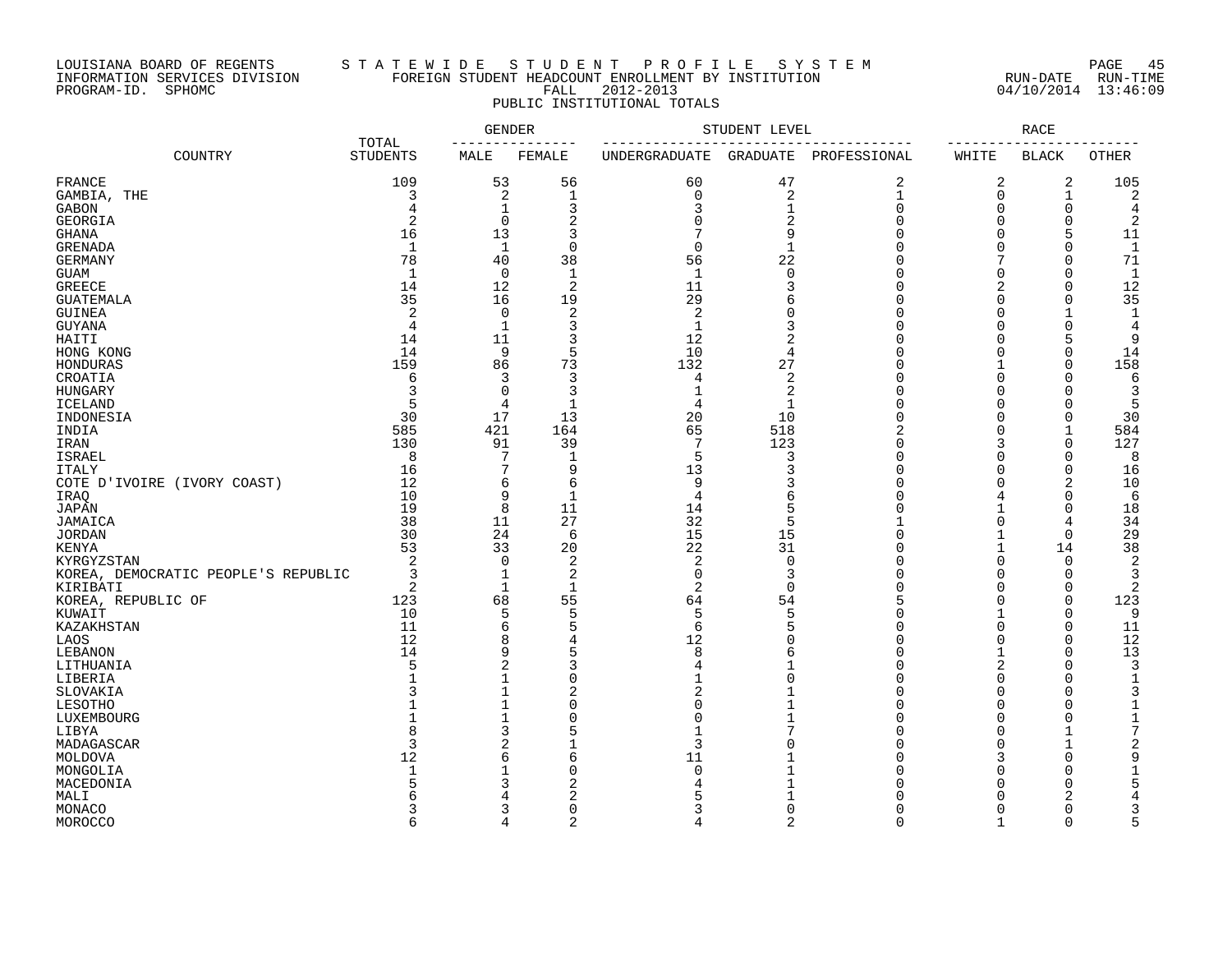LOUISIANA BOARD OF REGENTS — STATEWIDE STUDENT PROFILE SYSTEM
INFORMATION SERVICES DIVISION — FOREIGN STUDENT HEADCOUNT ENROLLMENT BY INSTITUTION — RUN-DATE 04/10/2014 RUN-TIME 13:46:09
PROGRAM-ID. SPHOMC — FALL 2012-2013
PUBLIC INSTITUTIONAL TOTALS

| COUNTRY | TOTAL STUDENTS | GENDER | | STUDENT LEVEL | | | RACE | | |
|---|---|---|---|---|---|---|---|---|---|
| | | MALE | FEMALE | UNDERGRADUATE | GRADUATE | PROFESSIONAL | WHITE | BLACK | OTHER |
| FRANCE | 109 | 53 | 56 | 60 | 47 | 2 | 2 | 2 | 105 |
| GAMBIA, THE | 3 | 2 | 1 | 0 | 2 | 1 | 0 | 1 | 2 |
| GABON | 4 | 1 | 3 | 3 | 1 | 0 | 0 | 0 | 4 |
| GEORGIA | 2 | 0 | 2 | 0 | 2 | 0 | 0 | 0 | 2 |
| GHANA | 16 | 13 | 3 | 7 | 9 | 0 | 0 | 5 | 11 |
| GRENADA | 1 | 1 | 0 | 0 | 1 | 0 | 0 | 0 | 1 |
| GERMANY | 78 | 40 | 38 | 56 | 22 | 0 | 7 | 0 | 71 |
| GUAM | 1 | 0 | 1 | 1 | 0 | 0 | 0 | 0 | 1 |
| GREECE | 14 | 12 | 2 | 11 | 3 | 0 | 2 | 0 | 12 |
| GUATEMALA | 35 | 16 | 19 | 29 | 6 | 0 | 0 | 0 | 35 |
| GUINEA | 2 | 0 | 2 | 2 | 0 | 0 | 0 | 1 | 1 |
| GUYANA | 4 | 1 | 3 | 1 | 3 | 0 | 0 | 0 | 4 |
| HAITI | 14 | 11 | 3 | 12 | 2 | 0 | 0 | 5 | 9 |
| HONG KONG | 14 | 9 | 5 | 10 | 4 | 0 | 0 | 0 | 14 |
| HONDURAS | 159 | 86 | 73 | 132 | 27 | 0 | 1 | 0 | 158 |
| CROATIA | 6 | 3 | 3 | 4 | 2 | 0 | 0 | 0 | 6 |
| HUNGARY | 3 | 0 | 3 | 1 | 2 | 0 | 0 | 0 | 3 |
| ICELAND | 5 | 4 | 1 | 4 | 1 | 0 | 0 | 0 | 5 |
| INDONESIA | 30 | 17 | 13 | 20 | 10 | 0 | 0 | 0 | 30 |
| INDIA | 585 | 421 | 164 | 65 | 518 | 2 | 0 | 1 | 584 |
| IRAN | 130 | 91 | 39 | 7 | 123 | 0 | 3 | 0 | 127 |
| ISRAEL | 8 | 7 | 1 | 5 | 3 | 0 | 0 | 0 | 8 |
| ITALY | 16 | 7 | 9 | 13 | 3 | 0 | 0 | 0 | 16 |
| COTE D'IVOIRE (IVORY COAST) | 12 | 6 | 6 | 9 | 3 | 0 | 0 | 2 | 10 |
| IRAQ | 10 | 9 | 1 | 4 | 6 | 0 | 4 | 0 | 6 |
| JAPAN | 19 | 8 | 11 | 14 | 5 | 0 | 1 | 0 | 18 |
| JAMAICA | 38 | 11 | 27 | 32 | 5 | 1 | 0 | 4 | 34 |
| JORDAN | 30 | 24 | 6 | 15 | 15 | 0 | 1 | 0 | 29 |
| KENYA | 53 | 33 | 20 | 22 | 31 | 0 | 1 | 14 | 38 |
| KYRGYZSTAN | 2 | 0 | 2 | 2 | 0 | 0 | 0 | 0 | 2 |
| KOREA, DEMOCRATIC PEOPLE'S REPUBLIC | 3 | 1 | 2 | 0 | 3 | 0 | 0 | 0 | 3 |
| KIRIBATI | 2 | 1 | 1 | 2 | 0 | 0 | 0 | 0 | 2 |
| KOREA, REPUBLIC OF | 123 | 68 | 55 | 64 | 54 | 5 | 0 | 0 | 123 |
| KUWAIT | 10 | 5 | 5 | 5 | 5 | 0 | 1 | 0 | 9 |
| KAZAKHSTAN | 11 | 6 | 5 | 6 | 5 | 0 | 0 | 0 | 11 |
| LAOS | 12 | 8 | 4 | 12 | 0 | 0 | 0 | 0 | 12 |
| LEBANON | 14 | 9 | 5 | 8 | 6 | 0 | 1 | 0 | 13 |
| LITHUANIA | 5 | 2 | 3 | 4 | 1 | 0 | 2 | 0 | 3 |
| LIBERIA | 1 | 1 | 0 | 1 | 0 | 0 | 0 | 0 | 1 |
| SLOVAKIA | 3 | 1 | 2 | 2 | 1 | 0 | 0 | 0 | 3 |
| LESOTHO | 1 | 1 | 0 | 0 | 1 | 0 | 0 | 0 | 1 |
| LUXEMBOURG | 1 | 1 | 0 | 0 | 1 | 0 | 0 | 0 | 1 |
| LIBYA | 8 | 3 | 5 | 1 | 7 | 0 | 0 | 1 | 7 |
| MADAGASCAR | 3 | 2 | 1 | 3 | 0 | 0 | 0 | 1 | 2 |
| MOLDOVA | 12 | 6 | 6 | 11 | 1 | 0 | 3 | 0 | 9 |
| MONGOLIA | 1 | 1 | 0 | 0 | 1 | 0 | 0 | 0 | 1 |
| MACEDONIA | 5 | 3 | 2 | 4 | 1 | 0 | 0 | 0 | 5 |
| MALI | 6 | 4 | 2 | 5 | 1 | 0 | 0 | 2 | 4 |
| MONACO | 3 | 3 | 0 | 3 | 0 | 0 | 0 | 0 | 3 |
| MOROCCO | 6 | 4 | 2 | 4 | 2 | 0 | 1 | 0 | 5 |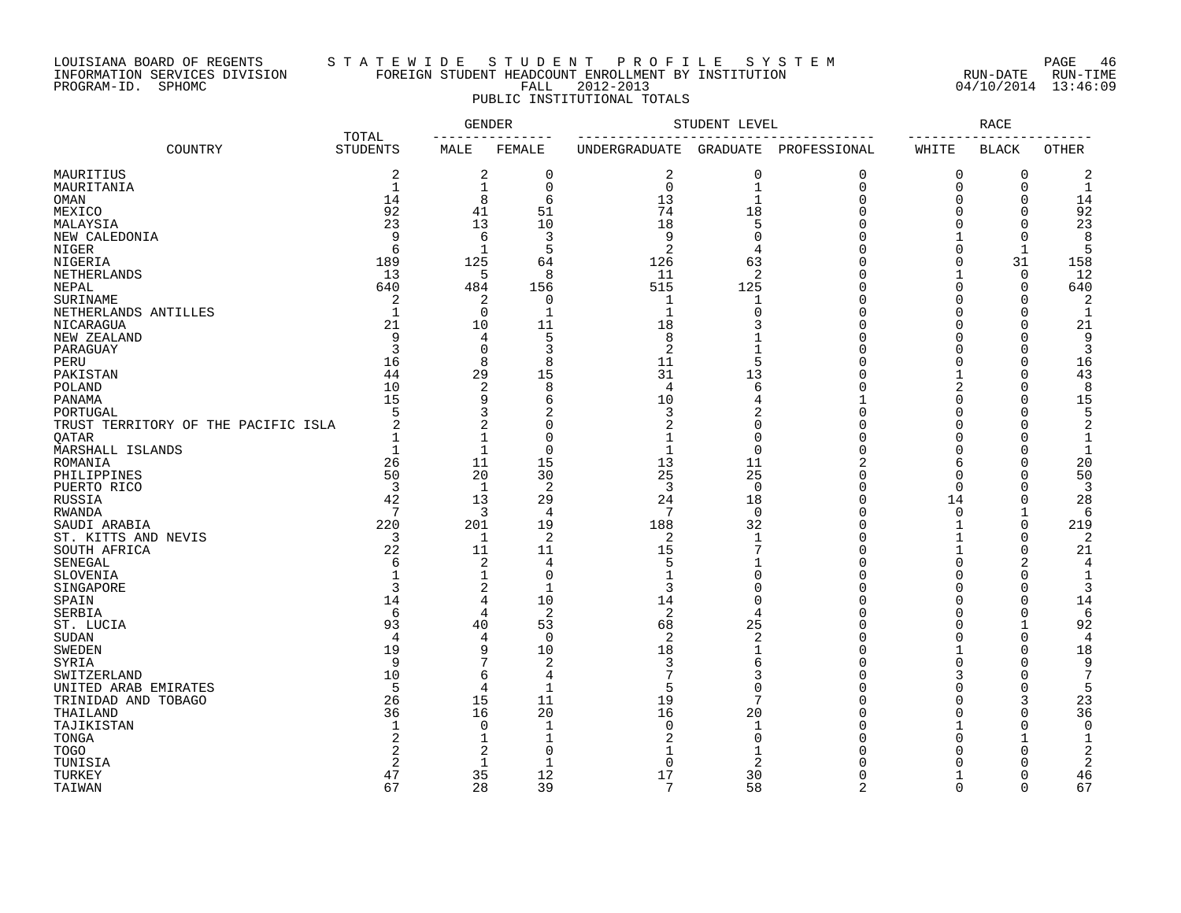LOUISIANA BOARD OF REGENTS — S T A T E W I D E   S T U D E N T   P R O F I L E   S Y S T E M

INFORMATION SERVICES DIVISION — FOREIGN STUDENT HEADCOUNT ENROLLMENT BY INSTITUTION — RUN-DATE 04/10/2014 RUN-TIME 13:46:09

PROGRAM-ID. SPHOMC — FALL 2012-2013

PUBLIC INSTITUTIONAL TOTALS

| COUNTRY | TOTAL STUDENTS | GENDER | | STUDENT LEVEL | | | RACE | | |
|---|---|---|---|---|---|---|---|---|---|
| | | MALE | FEMALE | UNDERGRADUATE | GRADUATE | PROFESSIONAL | WHITE | BLACK | OTHER |
| MAURITIUS | 2 | 2 | 0 | 2 | 0 | 0 | 0 | 0 | 2 |
| MAURITANIA | 1 | 1 | 0 | 0 | 1 | 0 | 0 | 0 | 1 |
| OMAN | 14 | 8 | 6 | 13 | 1 | 0 | 0 | 0 | 14 |
| MEXICO | 92 | 41 | 51 | 74 | 18 | 0 | 0 | 0 | 92 |
| MALAYSIA | 23 | 13 | 10 | 18 | 5 | 0 | 0 | 0 | 23 |
| NEW CALEDONIA | 9 | 6 | 3 | 9 | 0 | 0 | 1 | 0 | 8 |
| NIGER | 6 | 1 | 5 | 2 | 4 | 0 | 0 | 1 | 5 |
| NIGERIA | 189 | 125 | 64 | 126 | 63 | 0 | 0 | 31 | 158 |
| NETHERLANDS | 13 | 5 | 8 | 11 | 2 | 0 | 1 | 0 | 12 |
| NEPAL | 640 | 484 | 156 | 515 | 125 | 0 | 0 | 0 | 640 |
| SURINAME | 2 | 2 | 0 | 1 | 1 | 0 | 0 | 0 | 2 |
| NETHERLANDS ANTILLES | 1 | 0 | 1 | 1 | 0 | 0 | 0 | 0 | 1 |
| NICARAGUA | 21 | 10 | 11 | 18 | 3 | 0 | 0 | 0 | 21 |
| NEW ZEALAND | 9 | 4 | 5 | 8 | 1 | 0 | 0 | 0 | 9 |
| PARAGUAY | 3 | 0 | 3 | 2 | 1 | 0 | 0 | 0 | 3 |
| PERU | 16 | 8 | 8 | 11 | 5 | 0 | 0 | 0 | 16 |
| PAKISTAN | 44 | 29 | 15 | 31 | 13 | 0 | 1 | 0 | 43 |
| POLAND | 10 | 2 | 8 | 4 | 6 | 0 | 2 | 0 | 8 |
| PANAMA | 15 | 9 | 6 | 10 | 4 | 1 | 0 | 0 | 15 |
| PORTUGAL | 5 | 3 | 2 | 3 | 2 | 0 | 0 | 0 | 5 |
| TRUST TERRITORY OF THE PACIFIC ISLA | 2 | 2 | 0 | 2 | 0 | 0 | 0 | 0 | 2 |
| QATAR | 1 | 1 | 0 | 1 | 0 | 0 | 0 | 0 | 1 |
| MARSHALL ISLANDS | 1 | 1 | 0 | 1 | 0 | 0 | 0 | 0 | 1 |
| ROMANIA | 26 | 11 | 15 | 13 | 11 | 2 | 6 | 0 | 20 |
| PHILIPPINES | 50 | 20 | 30 | 25 | 25 | 0 | 0 | 0 | 50 |
| PUERTO RICO | 3 | 1 | 2 | 3 | 0 | 0 | 0 | 0 | 3 |
| RUSSIA | 42 | 13 | 29 | 24 | 18 | 0 | 14 | 0 | 28 |
| RWANDA | 7 | 3 | 4 | 7 | 0 | 0 | 0 | 1 | 6 |
| SAUDI ARABIA | 220 | 201 | 19 | 188 | 32 | 0 | 1 | 0 | 219 |
| ST. KITTS AND NEVIS | 3 | 1 | 2 | 2 | 1 | 0 | 1 | 0 | 2 |
| SOUTH AFRICA | 22 | 11 | 11 | 15 | 7 | 0 | 1 | 0 | 21 |
| SENEGAL | 6 | 2 | 4 | 5 | 1 | 0 | 0 | 2 | 4 |
| SLOVENIA | 1 | 1 | 0 | 1 | 0 | 0 | 0 | 0 | 1 |
| SINGAPORE | 3 | 2 | 1 | 3 | 0 | 0 | 0 | 0 | 3 |
| SPAIN | 14 | 4 | 10 | 14 | 0 | 0 | 0 | 0 | 14 |
| SERBIA | 6 | 4 | 2 | 2 | 4 | 0 | 0 | 0 | 6 |
| ST. LUCIA | 93 | 40 | 53 | 68 | 25 | 0 | 0 | 1 | 92 |
| SUDAN | 4 | 4 | 0 | 2 | 2 | 0 | 0 | 0 | 4 |
| SWEDEN | 19 | 9 | 10 | 18 | 1 | 0 | 1 | 0 | 18 |
| SYRIA | 9 | 7 | 2 | 3 | 6 | 0 | 0 | 0 | 9 |
| SWITZERLAND | 10 | 6 | 4 | 7 | 3 | 0 | 3 | 0 | 7 |
| UNITED ARAB EMIRATES | 5 | 4 | 1 | 5 | 0 | 0 | 0 | 0 | 5 |
| TRINIDAD AND TOBAGO | 26 | 15 | 11 | 19 | 7 | 0 | 0 | 3 | 23 |
| THAILAND | 36 | 16 | 20 | 16 | 20 | 0 | 0 | 0 | 36 |
| TAJIKISTAN | 1 | 0 | 1 | 0 | 1 | 0 | 1 | 0 | 0 |
| TONGA | 2 | 1 | 1 | 2 | 0 | 0 | 0 | 1 | 1 |
| TOGO | 2 | 2 | 0 | 1 | 1 | 0 | 0 | 0 | 2 |
| TUNISIA | 2 | 1 | 1 | 0 | 2 | 0 | 0 | 0 | 2 |
| TURKEY | 47 | 35 | 12 | 17 | 30 | 0 | 1 | 0 | 46 |
| TAIWAN | 67 | 28 | 39 | 7 | 58 | 2 | 0 | 0 | 67 |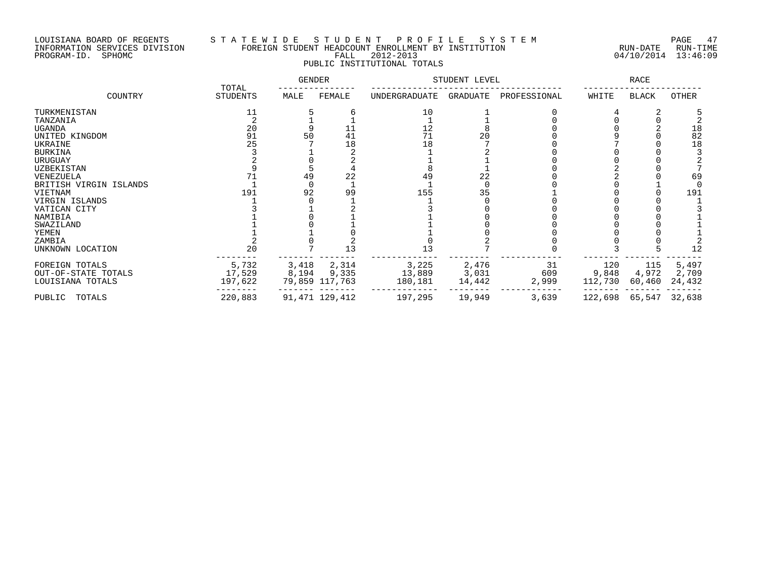LOUISIANA BOARD OF REGENTS
INFORMATION SERVICES DIVISION
PROGRAM-ID. SPHOMC

STATEWIDE STUDENT PROFILE SYSTEM
FOREIGN STUDENT HEADCOUNT ENROLLMENT BY INSTITUTION
FALL 2012-2013
PUBLIC INSTITUTIONAL TOTALS

RUN-DATE 04/10/2014 RUN-TIME 13:46:09

| COUNTRY | TOTAL STUDENTS | GENDER | | STUDENT LEVEL | | | RACE | | |
|---|---|---|---|---|---|---|---|---|---|
| | | MALE | FEMALE | UNDERGRADUATE | GRADUATE | PROFESSIONAL | WHITE | BLACK | OTHER |
| TURKMENISTAN | 11 | 5 | 6 | 10 | 1 | 0 | 4 | 2 | 5 |
| TANZANIA | 2 | 1 | 1 | 1 | 1 | 0 | 0 | 0 | 2 |
| UGANDA | 20 | 9 | 11 | 12 | 8 | 0 | 0 | 2 | 18 |
| UNITED KINGDOM | 91 | 50 | 41 | 71 | 20 | 0 | 9 | 0 | 82 |
| UKRAINE | 25 | 7 | 18 | 18 | 7 | 0 | 7 | 0 | 18 |
| BURKINA | 3 | 1 | 2 | 1 | 2 | 0 | 0 | 0 | 3 |
| URUGUAY | 2 | 0 | 2 | 1 | 1 | 0 | 0 | 0 | 2 |
| UZBEKISTAN | 9 | 5 | 4 | 8 | 1 | 0 | 2 | 0 | 7 |
| VENEZUELA | 71 | 49 | 22 | 49 | 22 | 0 | 2 | 0 | 69 |
| BRITISH VIRGIN ISLANDS | 1 | 0 | 1 | 1 | 0 | 0 | 0 | 1 | 0 |
| VIETNAM | 191 | 92 | 99 | 155 | 35 | 1 | 0 | 0 | 191 |
| VIRGIN ISLANDS | 1 | 0 | 1 | 1 | 0 | 0 | 0 | 0 | 1 |
| VATICAN CITY | 3 | 1 | 2 | 3 | 0 | 0 | 0 | 0 | 3 |
| NAMIBIA | 1 | 0 | 1 | 1 | 0 | 0 | 0 | 0 | 1 |
| SWAZILAND | 1 | 0 | 1 | 1 | 0 | 0 | 0 | 0 | 1 |
| YEMEN | 1 | 1 | 0 | 1 | 0 | 0 | 0 | 0 | 1 |
| ZAMBIA | 2 | 0 | 2 | 0 | 2 | 0 | 0 | 0 | 2 |
| UNKNOWN LOCATION | 20 | 7 | 13 | 13 | 7 | 0 | 3 | 5 | 12 |
| FOREIGN TOTALS | 5,732 | 3,418 | 2,314 | 3,225 | 2,476 | 31 | 120 | 115 | 5,497 |
| OUT-OF-STATE TOTALS | 17,529 | 8,194 | 9,335 | 13,889 | 3,031 | 609 | 9,848 | 4,972 | 2,709 |
| LOUISIANA TOTALS | 197,622 | 79,859 | 117,763 | 180,181 | 14,442 | 2,999 | 112,730 | 60,460 | 24,432 |
| PUBLIC TOTALS | 220,883 | 91,471 | 129,412 | 197,295 | 19,949 | 3,639 | 122,698 | 65,547 | 32,638 |